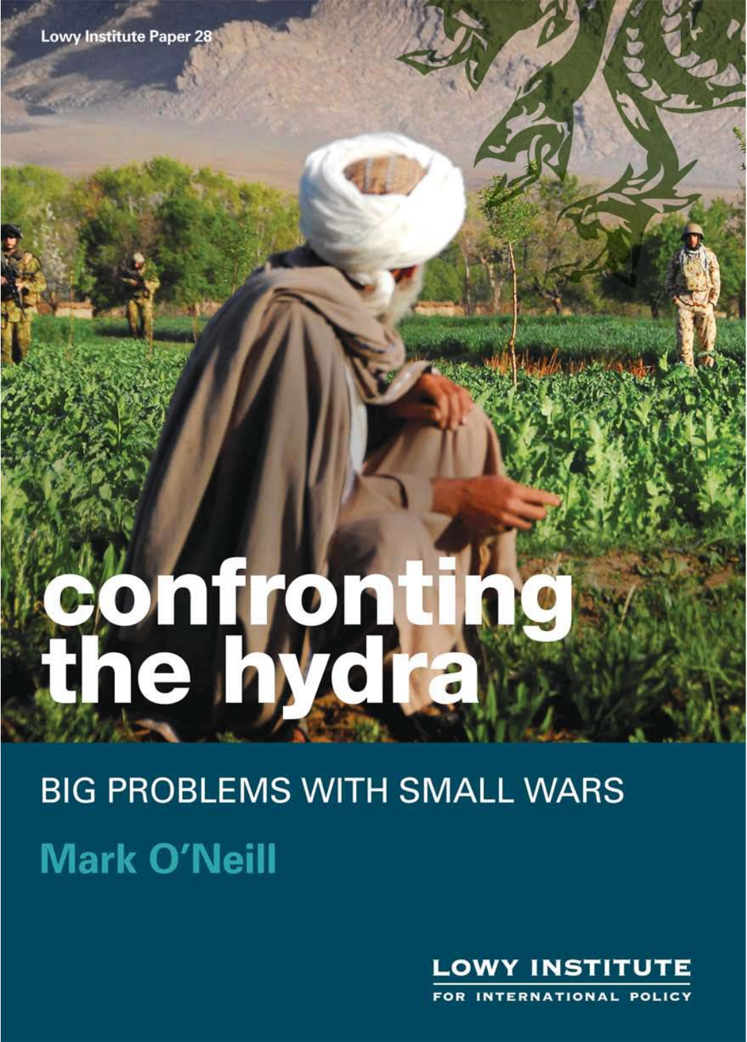Lowy Institute Paper 28

# confronting the hydra

## BIG PROBLEMS WITH SMALL WARS

**Mark O'Neill**

LOWY INSTITUTE FOR INTERNATIONAL POLICY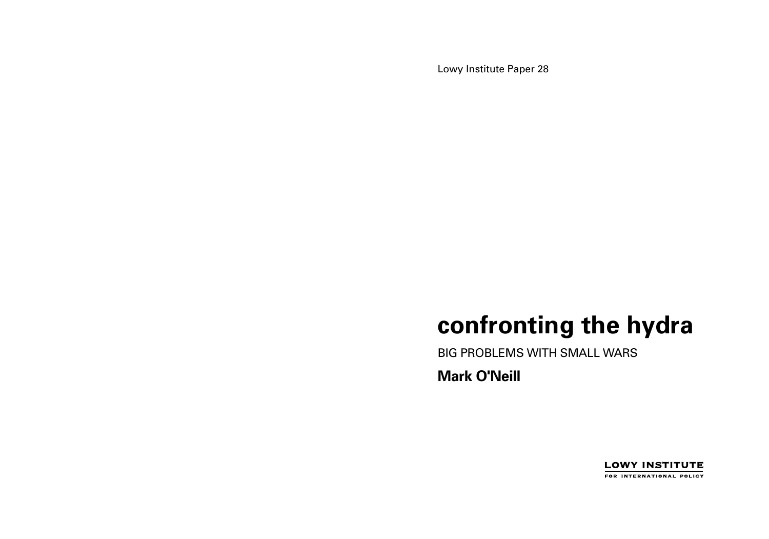Lowy Institute Paper 28

# confronting the hydra

BIG PROBLEMS WITH SMALL WARS

**Mark O'Neill**

LOWY INSTITUTE
FOR INTERNATIONAL POLICY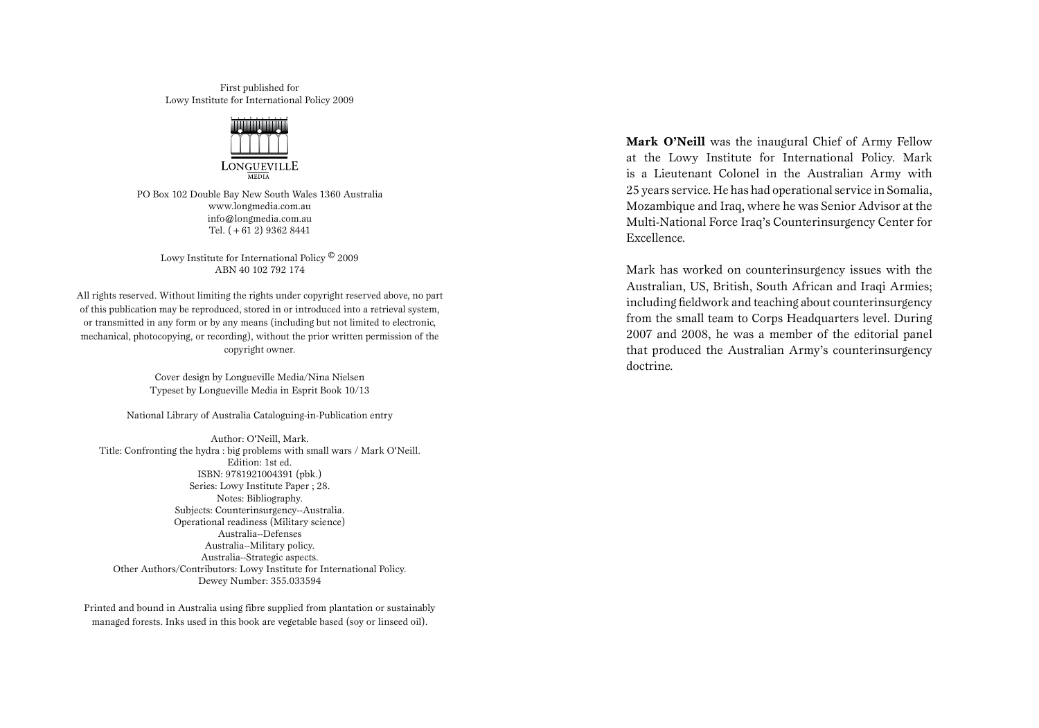First published for
Lowy Institute for International Policy 2009

LONGUEVILLE
MEDIA

PO Box 102 Double Bay New South Wales 1360 Australia
www.longmedia.com.au
info@longmedia.com.au
Tel. (+61 2) 9362 8441

Lowy Institute for International Policy © 2009
ABN 40 102 792 174

All rights reserved. Without limiting the rights under copyright reserved above, no part of this publication may be reproduced, stored in or introduced into a retrieval system, or transmitted in any form or by any means (including but not limited to electronic, mechanical, photocopying, or recording), without the prior written permission of the copyright owner.

Cover design by Longueville Media/Nina Nielsen
Typeset by Longueville Media in Esprit Book 10/13

National Library of Australia Cataloguing-in-Publication entry

Author: O'Neill, Mark.
Title: Confronting the hydra : big problems with small wars / Mark O'Neill.
Edition: 1st ed.
ISBN: 9781921004391 (pbk.)
Series: Lowy Institute Paper ; 28.
Notes: Bibliography.
Subjects: Counterinsurgency--Australia.
Operational readiness (Military science)
Australia--Defenses
Australia--Military policy.
Australia--Strategic aspects.
Other Authors/Contributors: Lowy Institute for International Policy.
Dewey Number: 355.033594

Printed and bound in Australia using fibre supplied from plantation or sustainably managed forests. Inks used in this book are vegetable based (soy or linseed oil).

**Mark O'Neill** was the inaugural Chief of Army Fellow at the Lowy Institute for International Policy. Mark is a Lieutenant Colonel in the Australian Army with 25 years service. He has had operational service in Somalia, Mozambique and Iraq, where he was Senior Advisor at the Multi-National Force Iraq's Counterinsurgency Center for Excellence.

Mark has worked on counterinsurgency issues with the Australian, US, British, South African and Iraqi Armies; including fieldwork and teaching about counterinsurgency from the small team to Corps Headquarters level. During 2007 and 2008, he was a member of the editorial panel that produced the Australian Army's counterinsurgency doctrine.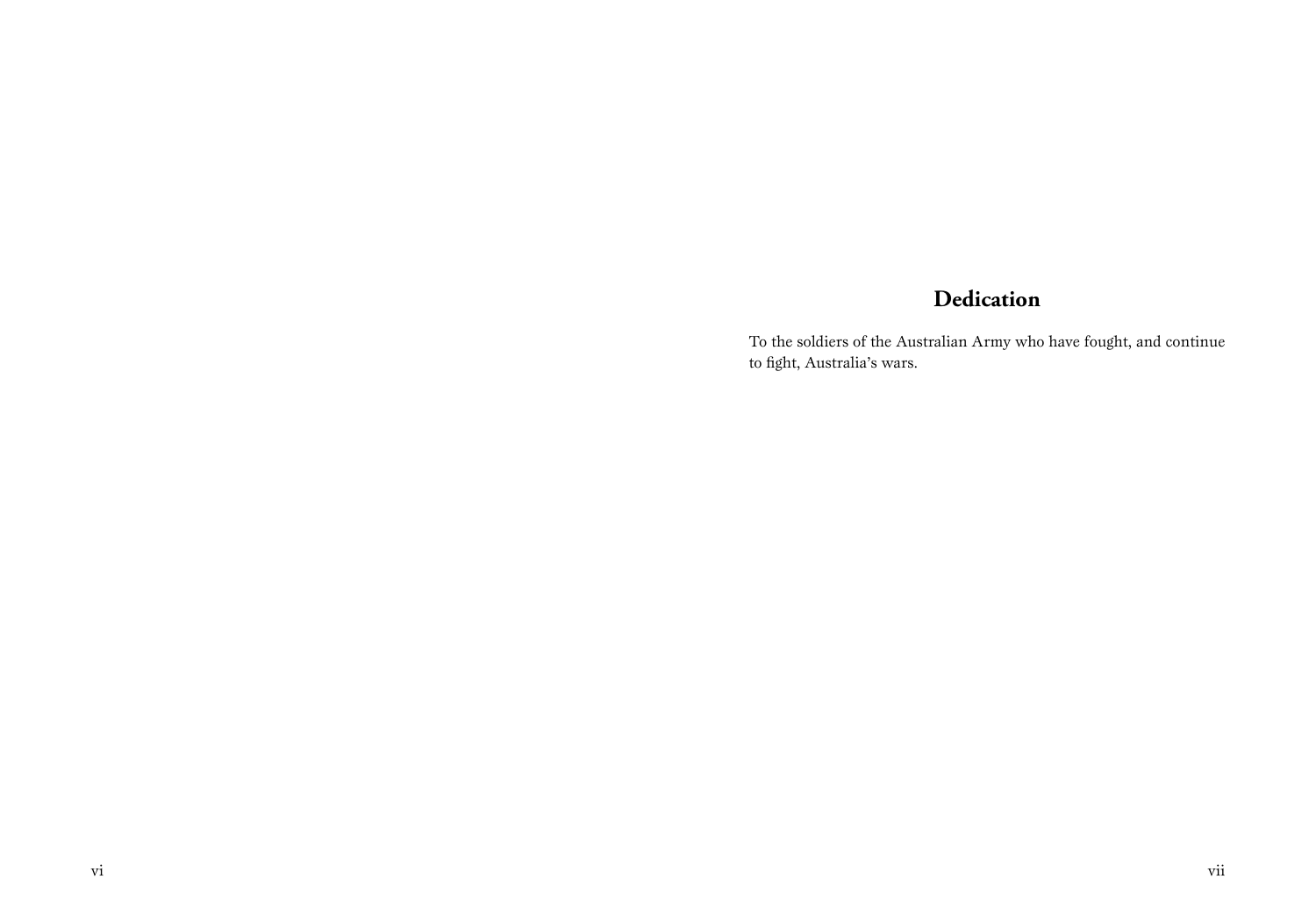## Dedication

To the soldiers of the Australian Army who have fought, and continue to fight, Australia's wars.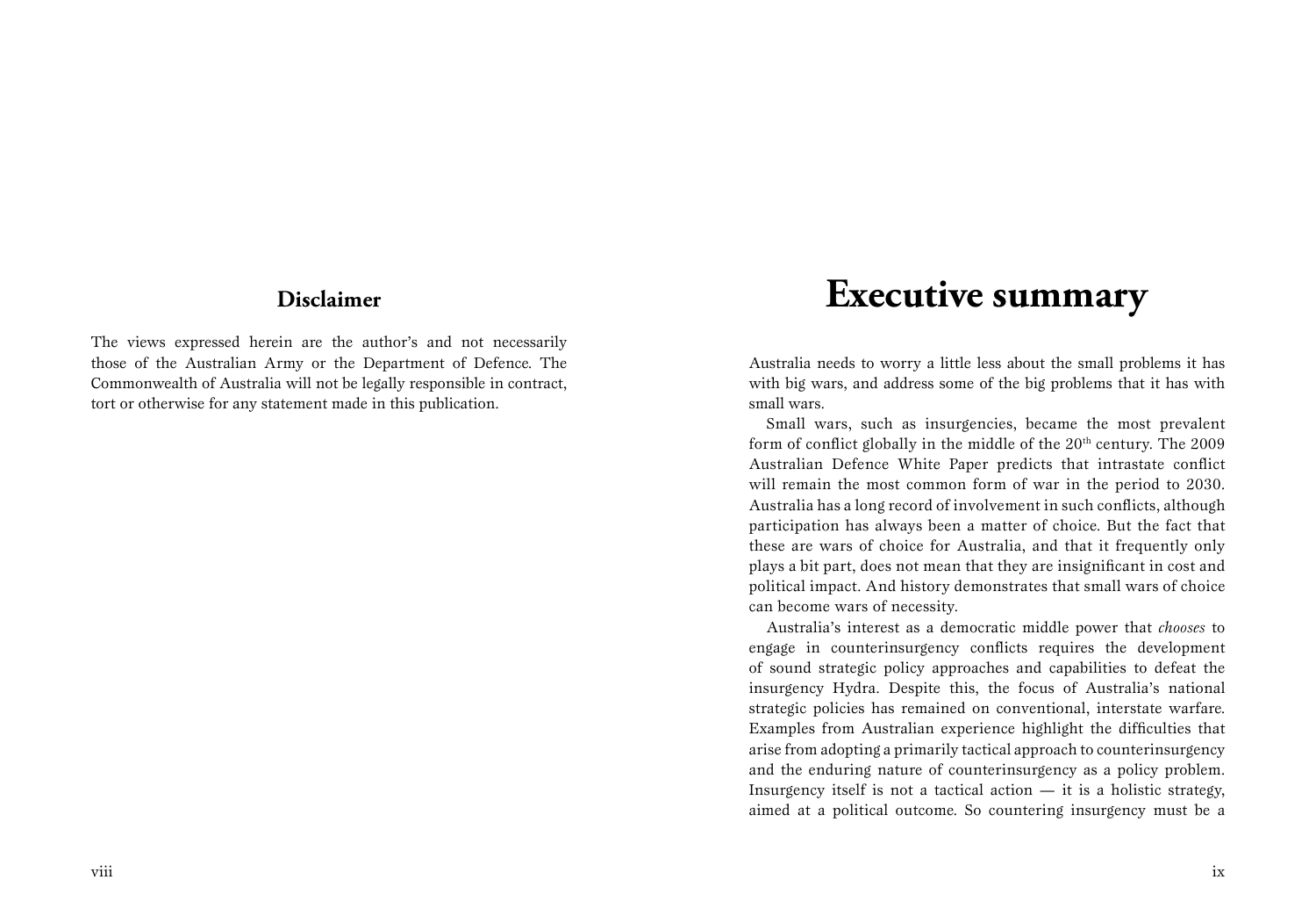## Disclaimer

The views expressed herein are the author's and not necessarily those of the Australian Army or the Department of Defence. The Commonwealth of Australia will not be legally responsible in contract, tort or otherwise for any statement made in this publication.

# Executive summary

Australia needs to worry a little less about the small problems it has with big wars, and address some of the big problems that it has with small wars.

Small wars, such as insurgencies, became the most prevalent form of conflict globally in the middle of the 20th century. The 2009 Australian Defence White Paper predicts that intrastate conflict will remain the most common form of war in the period to 2030. Australia has a long record of involvement in such conflicts, although participation has always been a matter of choice. But the fact that these are wars of choice for Australia, and that it frequently only plays a bit part, does not mean that they are insignificant in cost and political impact. And history demonstrates that small wars of choice can become wars of necessity.

Australia's interest as a democratic middle power that *chooses* to engage in counterinsurgency conflicts requires the development of sound strategic policy approaches and capabilities to defeat the insurgency Hydra. Despite this, the focus of Australia's national strategic policies has remained on conventional, interstate warfare. Examples from Australian experience highlight the difficulties that arise from adopting a primarily tactical approach to counterinsurgency and the enduring nature of counterinsurgency as a policy problem. Insurgency itself is not a tactical action — it is a holistic strategy, aimed at a political outcome. So countering insurgency must be a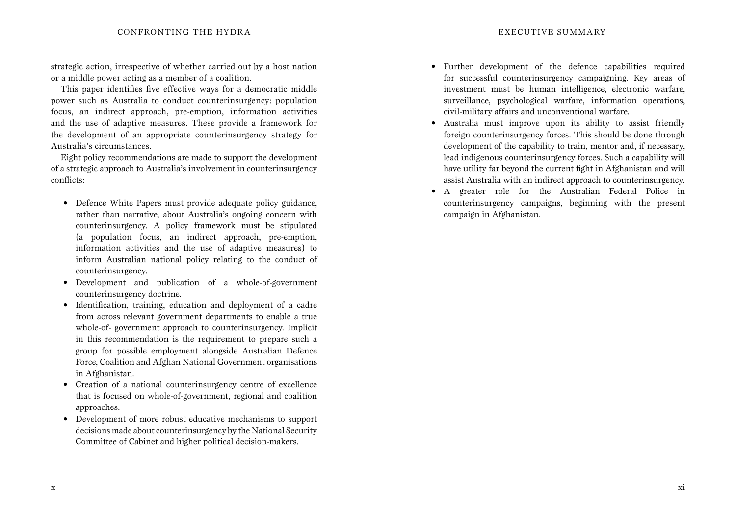strategic action, irrespective of whether carried out by a host nation or a middle power acting as a member of a coalition.

This paper identifies five effective ways for a democratic middle power such as Australia to conduct counterinsurgency: population focus, an indirect approach, pre-emption, information activities and the use of adaptive measures. These provide a framework for the development of an appropriate counterinsurgency strategy for Australia's circumstances.

Eight policy recommendations are made to support the development of a strategic approach to Australia's involvement in counterinsurgency conflicts:

- Defence White Papers must provide adequate policy guidance, rather than narrative, about Australia's ongoing concern with counterinsurgency. A policy framework must be stipulated (a population focus, an indirect approach, pre-emption, information activities and the use of adaptive measures) to inform Australian national policy relating to the conduct of counterinsurgency.
- Development and publication of a whole-of-government counterinsurgency doctrine.
- Identification, training, education and deployment of a cadre from across relevant government departments to enable a true whole-of- government approach to counterinsurgency. Implicit in this recommendation is the requirement to prepare such a group for possible employment alongside Australian Defence Force, Coalition and Afghan National Government organisations in Afghanistan.
- Creation of a national counterinsurgency centre of excellence that is focused on whole-of-government, regional and coalition approaches.
- Development of more robust educative mechanisms to support decisions made about counterinsurgency by the National Security Committee of Cabinet and higher political decision-makers.
- Further development of the defence capabilities required for successful counterinsurgency campaigning. Key areas of investment must be human intelligence, electronic warfare, surveillance, psychological warfare, information operations, civil-military affairs and unconventional warfare.
- Australia must improve upon its ability to assist friendly foreign counterinsurgency forces. This should be done through development of the capability to train, mentor and, if necessary, lead indigenous counterinsurgency forces. Such a capability will have utility far beyond the current fight in Afghanistan and will assist Australia with an indirect approach to counterinsurgency.
- A greater role for the Australian Federal Police in counterinsurgency campaigns, beginning with the present campaign in Afghanistan.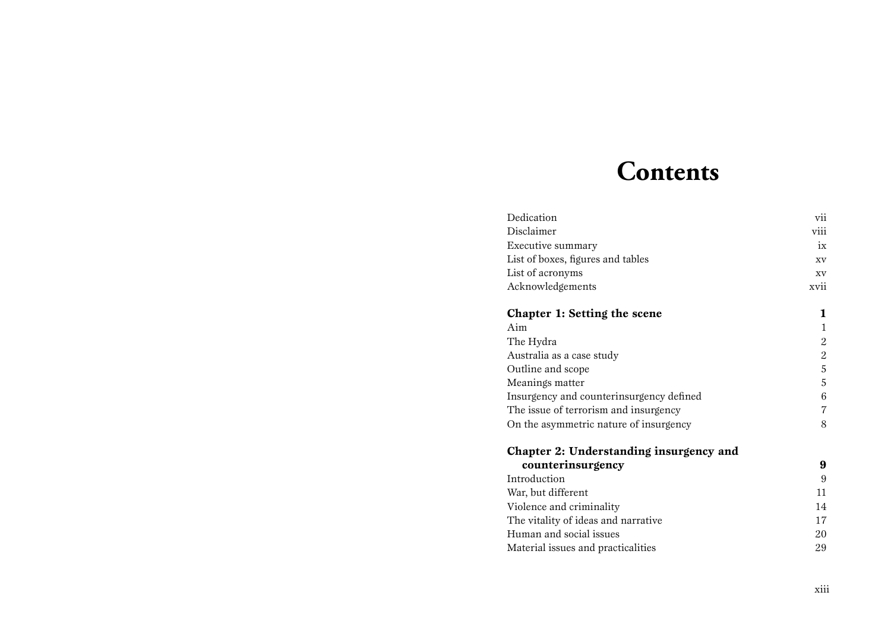# Contents

| | |
|---|---|
| Dedication | vii |
| Disclaimer | viii |
| Executive summary | ix |
| List of boxes, figures and tables | xv |
| List of acronyms | xv |
| Acknowledgements | xvii |
| **Chapter 1: Setting the scene** | **1** |
| Aim | 1 |
| The Hydra | 2 |
| Australia as a case study | 2 |
| Outline and scope | 5 |
| Meanings matter | 5 |
| Insurgency and counterinsurgency defined | 6 |
| The issue of terrorism and insurgency | 7 |
| On the asymmetric nature of insurgency | 8 |
| **Chapter 2: Understanding insurgency and counterinsurgency** | **9** |
| Introduction | 9 |
| War, but different | 11 |
| Violence and criminality | 14 |
| The vitality of ideas and narrative | 17 |
| Human and social issues | 20 |
| Material issues and practicalities | 29 |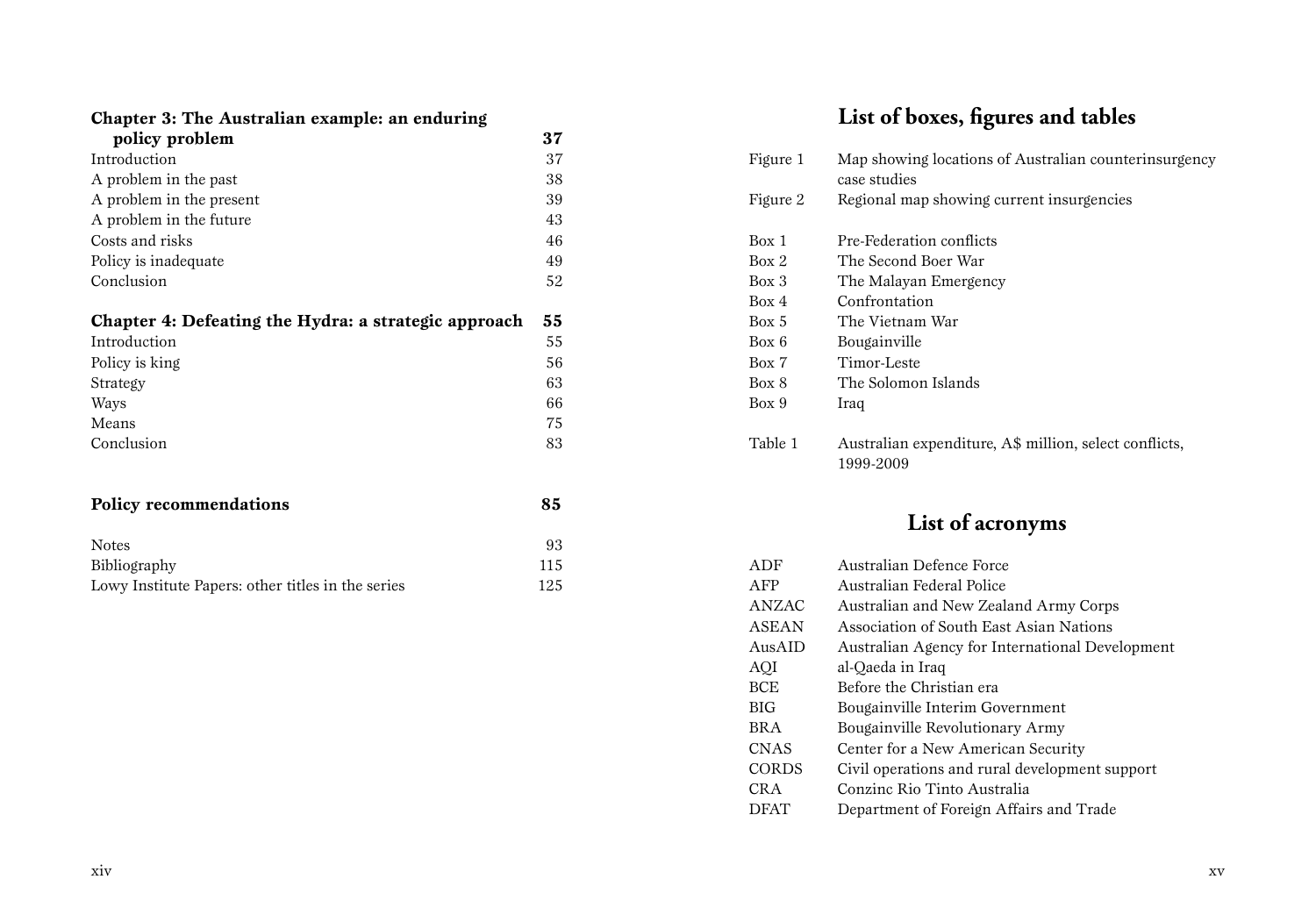| | |
|---|---|
| **Chapter 3: The Australian example: an enduring policy problem** | **37** |
| Introduction | 37 |
| A problem in the past | 38 |
| A problem in the present | 39 |
| A problem in the future | 43 |
| Costs and risks | 46 |
| Policy is inadequate | 49 |
| Conclusion | 52 |
| **Chapter 4: Defeating the Hydra: a strategic approach** | **55** |
| Introduction | 55 |
| Policy is king | 56 |
| Strategy | 63 |
| Ways | 66 |
| Means | 75 |
| Conclusion | 83 |
| **Policy recommendations** | **85** |
| Notes | 93 |
| Bibliography | 115 |
| Lowy Institute Papers: other titles in the series | 125 |

# List of boxes, figures and tables

| | |
|---|---|
| Figure 1 | Map showing locations of Australian counterinsurgency case studies |
| Figure 2 | Regional map showing current insurgencies |
| Box 1 | Pre-Federation conflicts |
| Box 2 | The Second Boer War |
| Box 3 | The Malayan Emergency |
| Box 4 | Confrontation |
| Box 5 | The Vietnam War |
| Box 6 | Bougainville |
| Box 7 | Timor-Leste |
| Box 8 | The Solomon Islands |
| Box 9 | Iraq |
| Table 1 | Australian expenditure, A$ million, select conflicts, 1999-2009 |

# List of acronyms

| | |
|---|---|
| ADF | Australian Defence Force |
| AFP | Australian Federal Police |
| ANZAC | Australian and New Zealand Army Corps |
| ASEAN | Association of South East Asian Nations |
| AusAID | Australian Agency for International Development |
| AQI | al-Qaeda in Iraq |
| BCE | Before the Christian era |
| BIG | Bougainville Interim Government |
| BRA | Bougainville Revolutionary Army |
| CNAS | Center for a New American Security |
| CORDS | Civil operations and rural development support |
| CRA | Conzinc Rio Tinto Australia |
| DFAT | Department of Foreign Affairs and Trade |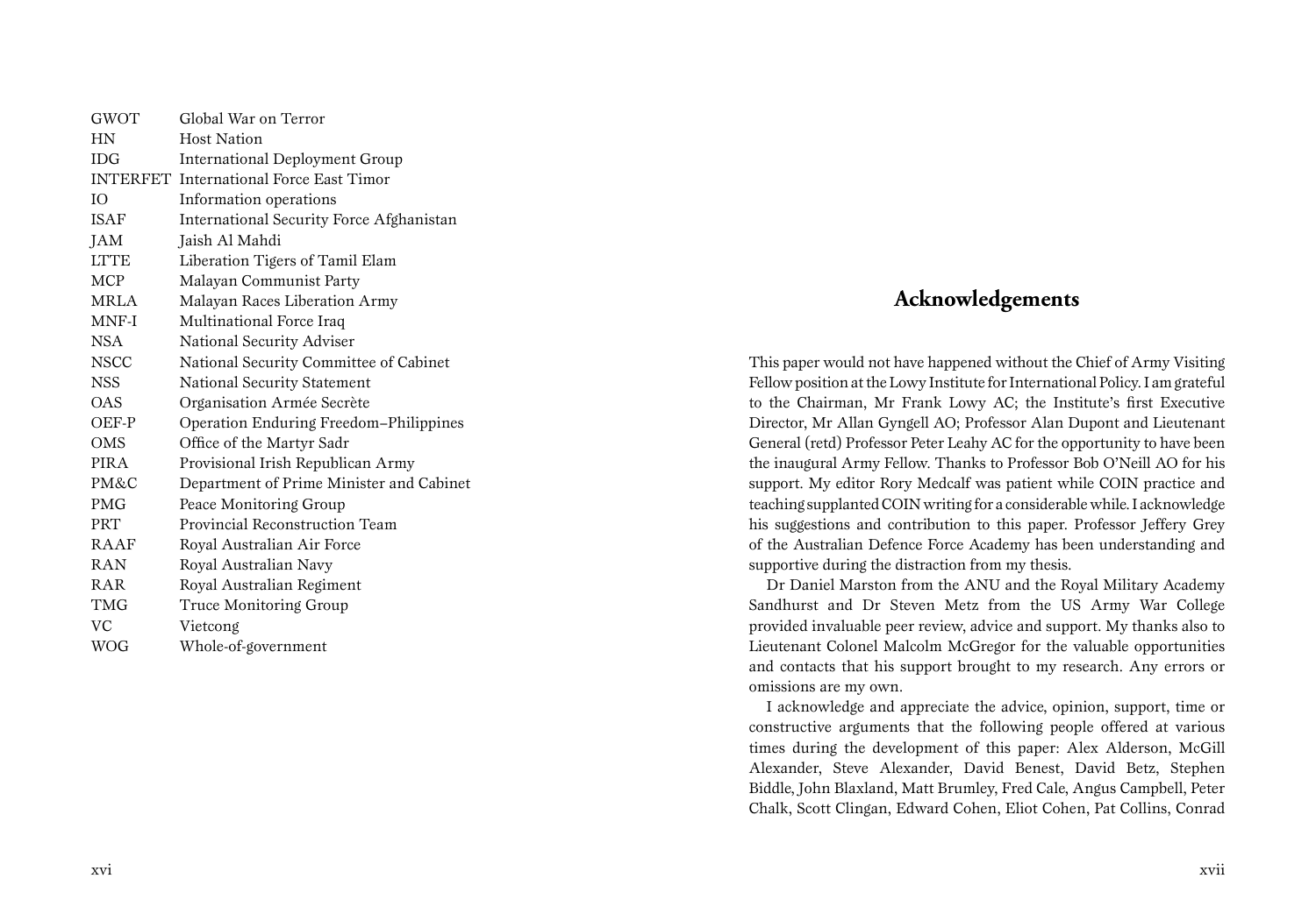| | |
|---|---|
| GWOT | Global War on Terror |
| HN | Host Nation |
| IDG | International Deployment Group |
| INTERFET | International Force East Timor |
| IO | Information operations |
| ISAF | International Security Force Afghanistan |
| JAM | Jaish Al Mahdi |
| LTTE | Liberation Tigers of Tamil Elam |
| MCP | Malayan Communist Party |
| MRLA | Malayan Races Liberation Army |
| MNF-I | Multinational Force Iraq |
| NSA | National Security Adviser |
| NSCC | National Security Committee of Cabinet |
| NSS | National Security Statement |
| OAS | Organisation Armée Secrète |
| OEF-P | Operation Enduring Freedom–Philippines |
| OMS | Office of the Martyr Sadr |
| PIRA | Provisional Irish Republican Army |
| PM&C | Department of Prime Minister and Cabinet |
| PMG | Peace Monitoring Group |
| PRT | Provincial Reconstruction Team |
| RAAF | Royal Australian Air Force |
| RAN | Royal Australian Navy |
| RAR | Royal Australian Regiment |
| TMG | Truce Monitoring Group |
| VC | Vietcong |
| WOG | Whole-of-government |

# Acknowledgements

This paper would not have happened without the Chief of Army Visiting Fellow position at the Lowy Institute for International Policy. I am grateful to the Chairman, Mr Frank Lowy AC; the Institute's first Executive Director, Mr Allan Gyngell AO; Professor Alan Dupont and Lieutenant General (retd) Professor Peter Leahy AC for the opportunity to have been the inaugural Army Fellow. Thanks to Professor Bob O'Neill AO for his support. My editor Rory Medcalf was patient while COIN practice and teaching supplanted COIN writing for a considerable while. I acknowledge his suggestions and contribution to this paper. Professor Jeffery Grey of the Australian Defence Force Academy has been understanding and supportive during the distraction from my thesis.

Dr Daniel Marston from the ANU and the Royal Military Academy Sandhurst and Dr Steven Metz from the US Army War College provided invaluable peer review, advice and support. My thanks also to Lieutenant Colonel Malcolm McGregor for the valuable opportunities and contacts that his support brought to my research. Any errors or omissions are my own.

I acknowledge and appreciate the advice, opinion, support, time or constructive arguments that the following people offered at various times during the development of this paper: Alex Alderson, McGill Alexander, Steve Alexander, David Benest, David Betz, Stephen Biddle, John Blaxland, Matt Brumley, Fred Cale, Angus Campbell, Peter Chalk, Scott Clingan, Edward Cohen, Eliot Cohen, Pat Collins, Conrad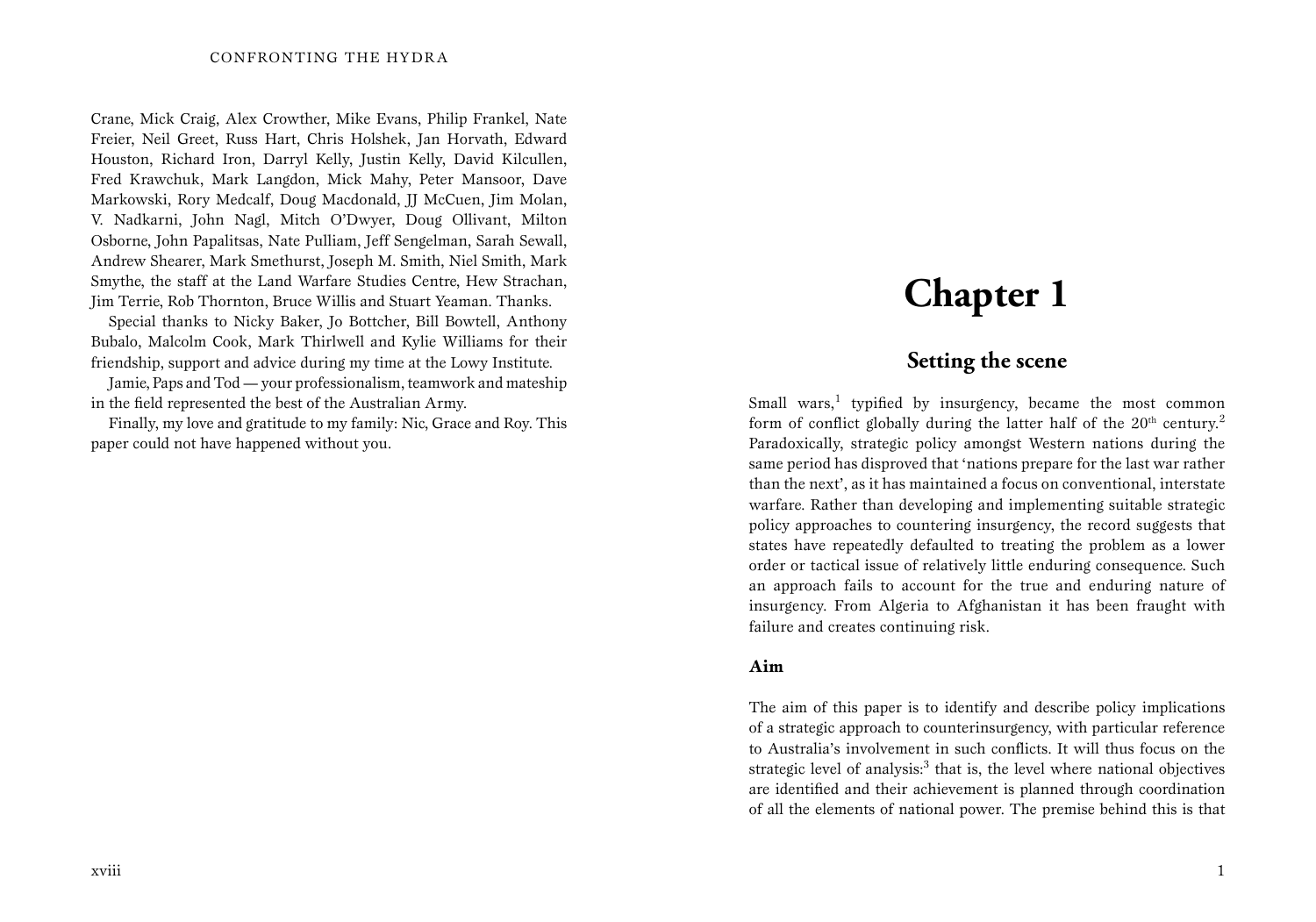Crane, Mick Craig, Alex Crowther, Mike Evans, Philip Frankel, Nate Freier, Neil Greet, Russ Hart, Chris Holshek, Jan Horvath, Edward Houston, Richard Iron, Darryl Kelly, Justin Kelly, David Kilcullen, Fred Krawchuk, Mark Langdon, Mick Mahy, Peter Mansoor, Dave Markowski, Rory Medcalf, Doug Macdonald, JJ McCuen, Jim Molan, V. Nadkarni, John Nagl, Mitch O'Dwyer, Doug Ollivant, Milton Osborne, John Papalitsas, Nate Pulliam, Jeff Sengelman, Sarah Sewall, Andrew Shearer, Mark Smethurst, Joseph M. Smith, Niel Smith, Mark Smythe, the staff at the Land Warfare Studies Centre, Hew Strachan, Jim Terrie, Rob Thornton, Bruce Willis and Stuart Yeaman. Thanks.

Special thanks to Nicky Baker, Jo Bottcher, Bill Bowtell, Anthony Bubalo, Malcolm Cook, Mark Thirlwell and Kylie Williams for their friendship, support and advice during my time at the Lowy Institute.

Jamie, Paps and Tod — your professionalism, teamwork and mateship in the field represented the best of the Australian Army.

Finally, my love and gratitude to my family: Nic, Grace and Roy. This paper could not have happened without you.

# Chapter 1

## Setting the scene

Small wars,[1] typified by insurgency, became the most common form of conflict globally during the latter half of the 20th century.[2] Paradoxically, strategic policy amongst Western nations during the same period has disproved that 'nations prepare for the last war rather than the next', as it has maintained a focus on conventional, interstate warfare. Rather than developing and implementing suitable strategic policy approaches to countering insurgency, the record suggests that states have repeatedly defaulted to treating the problem as a lower order or tactical issue of relatively little enduring consequence. Such an approach fails to account for the true and enduring nature of insurgency. From Algeria to Afghanistan it has been fraught with failure and creates continuing risk.

### Aim

The aim of this paper is to identify and describe policy implications of a strategic approach to counterinsurgency, with particular reference to Australia's involvement in such conflicts. It will thus focus on the strategic level of analysis:[3] that is, the level where national objectives are identified and their achievement is planned through coordination of all the elements of national power. The premise behind this is that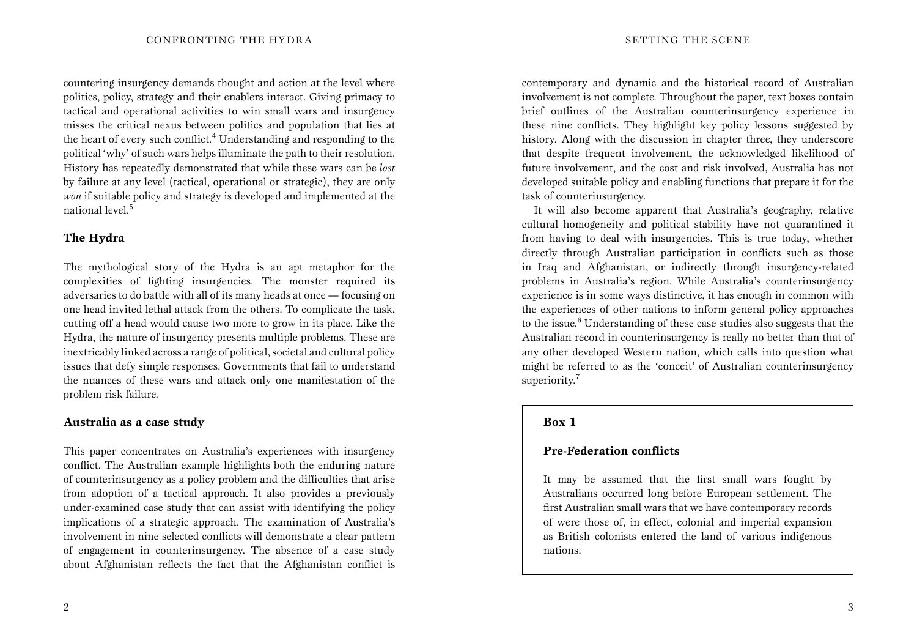countering insurgency demands thought and action at the level where politics, policy, strategy and their enablers interact. Giving primacy to tactical and operational activities to win small wars and insurgency misses the critical nexus between politics and population that lies at the heart of every such conflict.[4] Understanding and responding to the political 'why' of such wars helps illuminate the path to their resolution. History has repeatedly demonstrated that while these wars can be *lost* by failure at any level (tactical, operational or strategic), they are only *won* if suitable policy and strategy is developed and implemented at the national level.[5]

## The Hydra

The mythological story of the Hydra is an apt metaphor for the complexities of fighting insurgencies. The monster required its adversaries to do battle with all of its many heads at once — focusing on one head invited lethal attack from the others. To complicate the task, cutting off a head would cause two more to grow in its place. Like the Hydra, the nature of insurgency presents multiple problems. These are inextricably linked across a range of political, societal and cultural policy issues that defy simple responses. Governments that fail to understand the nuances of these wars and attack only one manifestation of the problem risk failure.

## Australia as a case study

This paper concentrates on Australia's experiences with insurgency conflict. The Australian example highlights both the enduring nature of counterinsurgency as a policy problem and the difficulties that arise from adoption of a tactical approach. It also provides a previously under-examined case study that can assist with identifying the policy implications of a strategic approach. The examination of Australia's involvement in nine selected conflicts will demonstrate a clear pattern of engagement in counterinsurgency. The absence of a case study about Afghanistan reflects the fact that the Afghanistan conflict is contemporary and dynamic and the historical record of Australian involvement is not complete. Throughout the paper, text boxes contain brief outlines of the Australian counterinsurgency experience in these nine conflicts. They highlight key policy lessons suggested by history. Along with the discussion in chapter three, they underscore that despite frequent involvement, the acknowledged likelihood of future involvement, and the cost and risk involved, Australia has not developed suitable policy and enabling functions that prepare it for the task of counterinsurgency.

It will also become apparent that Australia's geography, relative cultural homogeneity and political stability have not quarantined it from having to deal with insurgencies. This is true today, whether directly through Australian participation in conflicts such as those in Iraq and Afghanistan, or indirectly through insurgency-related problems in Australia's region. While Australia's counterinsurgency experience is in some ways distinctive, it has enough in common with the experiences of other nations to inform general policy approaches to the issue.[6] Understanding of these case studies also suggests that the Australian record in counterinsurgency is really no better than that of any other developed Western nation, which calls into question what might be referred to as the 'conceit' of Australian counterinsurgency superiority.[7]

**Box 1**

**Pre-Federation conflicts**

It may be assumed that the first small wars fought by Australians occurred long before European settlement. The first Australian small wars that we have contemporary records of were those of, in effect, colonial and imperial expansion as British colonists entered the land of various indigenous nations.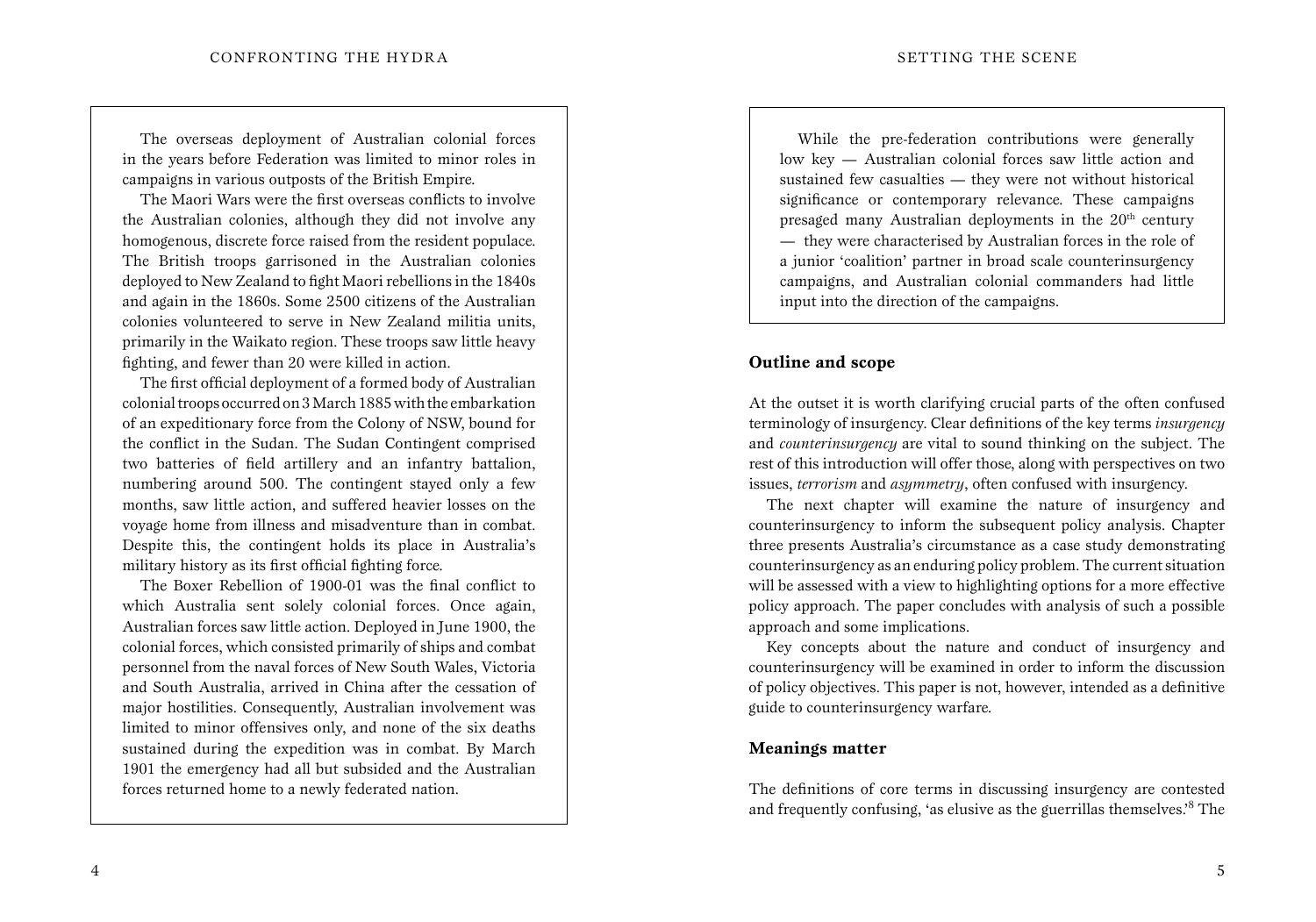The overseas deployment of Australian colonial forces in the years before Federation was limited to minor roles in campaigns in various outposts of the British Empire.

The Maori Wars were the first overseas conflicts to involve the Australian colonies, although they did not involve any homogenous, discrete force raised from the resident populace. The British troops garrisoned in the Australian colonies deployed to New Zealand to fight Maori rebellions in the 1840s and again in the 1860s. Some 2500 citizens of the Australian colonies volunteered to serve in New Zealand militia units, primarily in the Waikato region. These troops saw little heavy fighting, and fewer than 20 were killed in action.

The first official deployment of a formed body of Australian colonial troops occurred on 3 March 1885 with the embarkation of an expeditionary force from the Colony of NSW, bound for the conflict in the Sudan. The Sudan Contingent comprised two batteries of field artillery and an infantry battalion, numbering around 500. The contingent stayed only a few months, saw little action, and suffered heavier losses on the voyage home from illness and misadventure than in combat. Despite this, the contingent holds its place in Australia's military history as its first official fighting force.

The Boxer Rebellion of 1900-01 was the final conflict to which Australia sent solely colonial forces. Once again, Australian forces saw little action. Deployed in June 1900, the colonial forces, which consisted primarily of ships and combat personnel from the naval forces of New South Wales, Victoria and South Australia, arrived in China after the cessation of major hostilities. Consequently, Australian involvement was limited to minor offensives only, and none of the six deaths sustained during the expedition was in combat. By March 1901 the emergency had all but subsided and the Australian forces returned home to a newly federated nation.

While the pre-federation contributions were generally low key — Australian colonial forces saw little action and sustained few casualties — they were not without historical significance or contemporary relevance. These campaigns presaged many Australian deployments in the 20th century — they were characterised by Australian forces in the role of a junior 'coalition' partner in broad scale counterinsurgency campaigns, and Australian colonial commanders had little input into the direction of the campaigns.

## Outline and scope

At the outset it is worth clarifying crucial parts of the often confused terminology of insurgency. Clear definitions of the key terms *insurgency* and *counterinsurgency* are vital to sound thinking on the subject. The rest of this introduction will offer those, along with perspectives on two issues, *terrorism* and *asymmetry*, often confused with insurgency.

The next chapter will examine the nature of insurgency and counterinsurgency to inform the subsequent policy analysis. Chapter three presents Australia's circumstance as a case study demonstrating counterinsurgency as an enduring policy problem. The current situation will be assessed with a view to highlighting options for a more effective policy approach. The paper concludes with analysis of such a possible approach and some implications.

Key concepts about the nature and conduct of insurgency and counterinsurgency will be examined in order to inform the discussion of policy objectives. This paper is not, however, intended as a definitive guide to counterinsurgency warfare.

## Meanings matter

The definitions of core terms in discussing insurgency are contested and frequently confusing, 'as elusive as the guerrillas themselves.'[8] The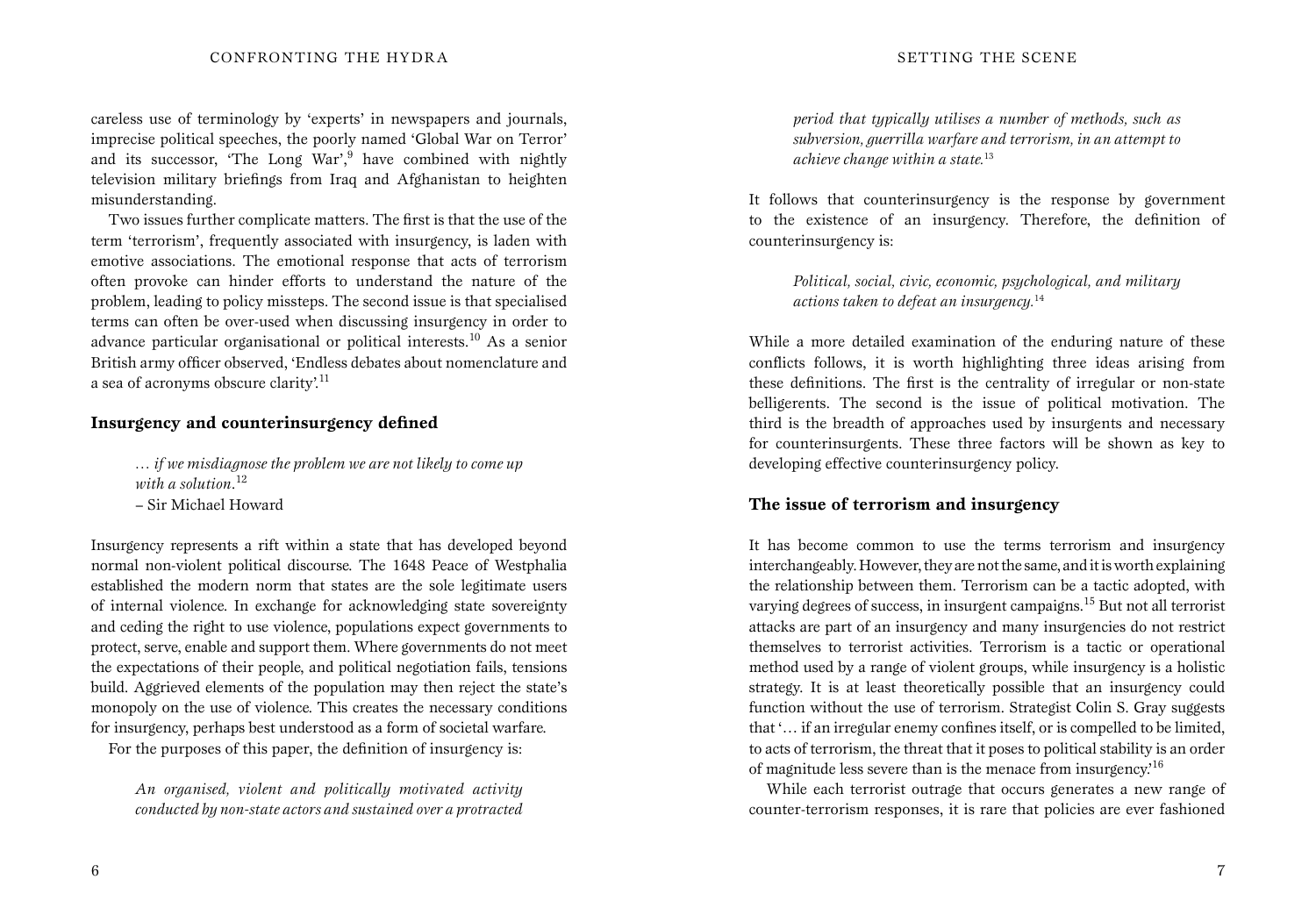careless use of terminology by 'experts' in newspapers and journals, imprecise political speeches, the poorly named 'Global War on Terror' and its successor, 'The Long War',[9] have combined with nightly television military briefings from Iraq and Afghanistan to heighten misunderstanding.

Two issues further complicate matters. The first is that the use of the term 'terrorism', frequently associated with insurgency, is laden with emotive associations. The emotional response that acts of terrorism often provoke can hinder efforts to understand the nature of the problem, leading to policy missteps. The second issue is that specialised terms can often be over-used when discussing insurgency in order to advance particular organisational or political interests.[10] As a senior British army officer observed, 'Endless debates about nomenclature and a sea of acronyms obscure clarity'.[11]

## Insurgency and counterinsurgency defined

> *… if we misdiagnose the problem we are not likely to come up with a solution.*[12]
> – Sir Michael Howard

Insurgency represents a rift within a state that has developed beyond normal non-violent political discourse. The 1648 Peace of Westphalia established the modern norm that states are the sole legitimate users of internal violence. In exchange for acknowledging state sovereignty and ceding the right to use violence, populations expect governments to protect, serve, enable and support them. Where governments do not meet the expectations of their people, and political negotiation fails, tensions build. Aggrieved elements of the population may then reject the state's monopoly on the use of violence. This creates the necessary conditions for insurgency, perhaps best understood as a form of societal warfare.

For the purposes of this paper, the definition of insurgency is:

> *An organised, violent and politically motivated activity conducted by non-state actors and sustained over a protracted period that typically utilises a number of methods, such as subversion, guerrilla warfare and terrorism, in an attempt to achieve change within a state.*[13]

It follows that counterinsurgency is the response by government to the existence of an insurgency. Therefore, the definition of counterinsurgency is:

> *Political, social, civic, economic, psychological, and military actions taken to defeat an insurgency.*[14]

While a more detailed examination of the enduring nature of these conflicts follows, it is worth highlighting three ideas arising from these definitions. The first is the centrality of irregular or non-state belligerents. The second is the issue of political motivation. The third is the breadth of approaches used by insurgents and necessary for counterinsurgents. These three factors will be shown as key to developing effective counterinsurgency policy.

## The issue of terrorism and insurgency

It has become common to use the terms terrorism and insurgency interchangeably. However, they are not the same, and it is worth explaining the relationship between them. Terrorism can be a tactic adopted, with varying degrees of success, in insurgent campaigns.[15] But not all terrorist attacks are part of an insurgency and many insurgencies do not restrict themselves to terrorist activities. Terrorism is a tactic or operational method used by a range of violent groups, while insurgency is a holistic strategy. It is at least theoretically possible that an insurgency could function without the use of terrorism. Strategist Colin S. Gray suggests that '… if an irregular enemy confines itself, or is compelled to be limited, to acts of terrorism, the threat that it poses to political stability is an order of magnitude less severe than is the menace from insurgency.'[16]

While each terrorist outrage that occurs generates a new range of counter-terrorism responses, it is rare that policies are ever fashioned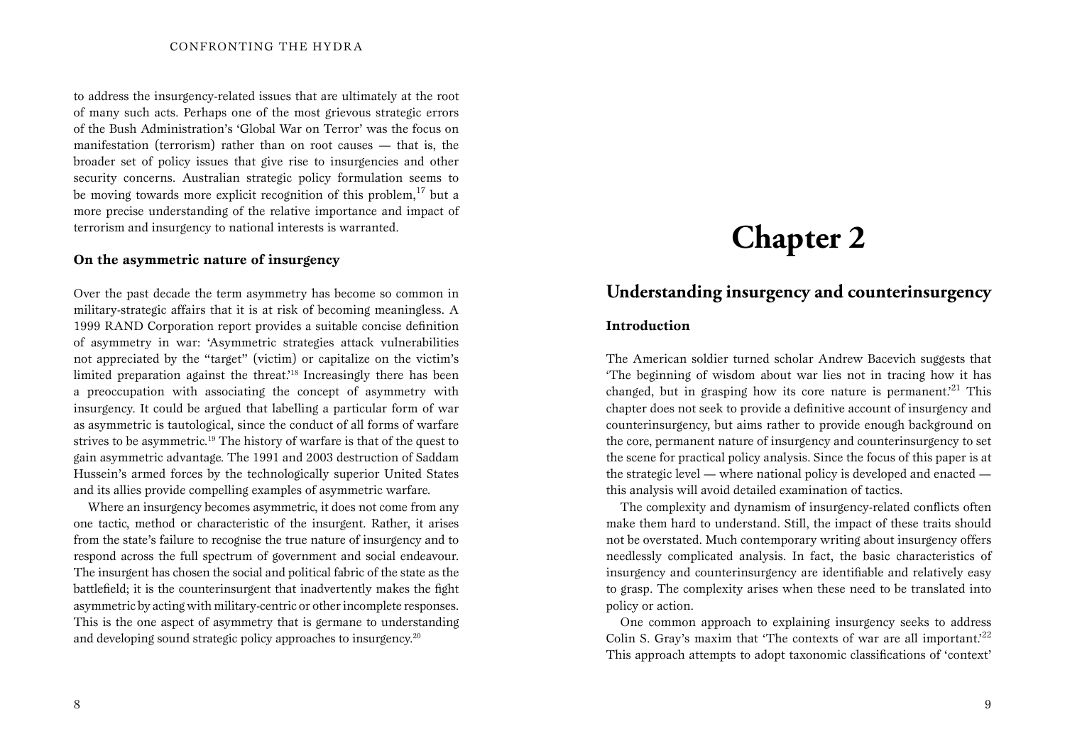to address the insurgency-related issues that are ultimately at the root of many such acts. Perhaps one of the most grievous strategic errors of the Bush Administration's 'Global War on Terror' was the focus on manifestation (terrorism) rather than on root causes — that is, the broader set of policy issues that give rise to insurgencies and other security concerns. Australian strategic policy formulation seems to be moving towards more explicit recognition of this problem,[17] but a more precise understanding of the relative importance and impact of terrorism and insurgency to national interests is warranted.

### On the asymmetric nature of insurgency

Over the past decade the term asymmetry has become so common in military-strategic affairs that it is at risk of becoming meaningless. A 1999 RAND Corporation report provides a suitable concise definition of asymmetry in war: 'Asymmetric strategies attack vulnerabilities not appreciated by the "target" (victim) or capitalize on the victim's limited preparation against the threat.'[18] Increasingly there has been a preoccupation with associating the concept of asymmetry with insurgency. It could be argued that labelling a particular form of war as asymmetric is tautological, since the conduct of all forms of warfare strives to be asymmetric.[19] The history of warfare is that of the quest to gain asymmetric advantage. The 1991 and 2003 destruction of Saddam Hussein's armed forces by the technologically superior United States and its allies provide compelling examples of asymmetric warfare.

Where an insurgency becomes asymmetric, it does not come from any one tactic, method or characteristic of the insurgent. Rather, it arises from the state's failure to recognise the true nature of insurgency and to respond across the full spectrum of government and social endeavour. The insurgent has chosen the social and political fabric of the state as the battlefield; it is the counterinsurgent that inadvertently makes the fight asymmetric by acting with military-centric or other incomplete responses. This is the one aspect of asymmetry that is germane to understanding and developing sound strategic policy approaches to insurgency.[20]

# Chapter 2

## Understanding insurgency and counterinsurgency

### Introduction

The American soldier turned scholar Andrew Bacevich suggests that 'The beginning of wisdom about war lies not in tracing how it has changed, but in grasping how its core nature is permanent.'[21] This chapter does not seek to provide a definitive account of insurgency and counterinsurgency, but aims rather to provide enough background on the core, permanent nature of insurgency and counterinsurgency to set the scene for practical policy analysis. Since the focus of this paper is at the strategic level — where national policy is developed and enacted — this analysis will avoid detailed examination of tactics.

The complexity and dynamism of insurgency-related conflicts often make them hard to understand. Still, the impact of these traits should not be overstated. Much contemporary writing about insurgency offers needlessly complicated analysis. In fact, the basic characteristics of insurgency and counterinsurgency are identifiable and relatively easy to grasp. The complexity arises when these need to be translated into policy or action.

One common approach to explaining insurgency seeks to address Colin S. Gray's maxim that 'The contexts of war are all important.'[22] This approach attempts to adopt taxonomic classifications of 'context'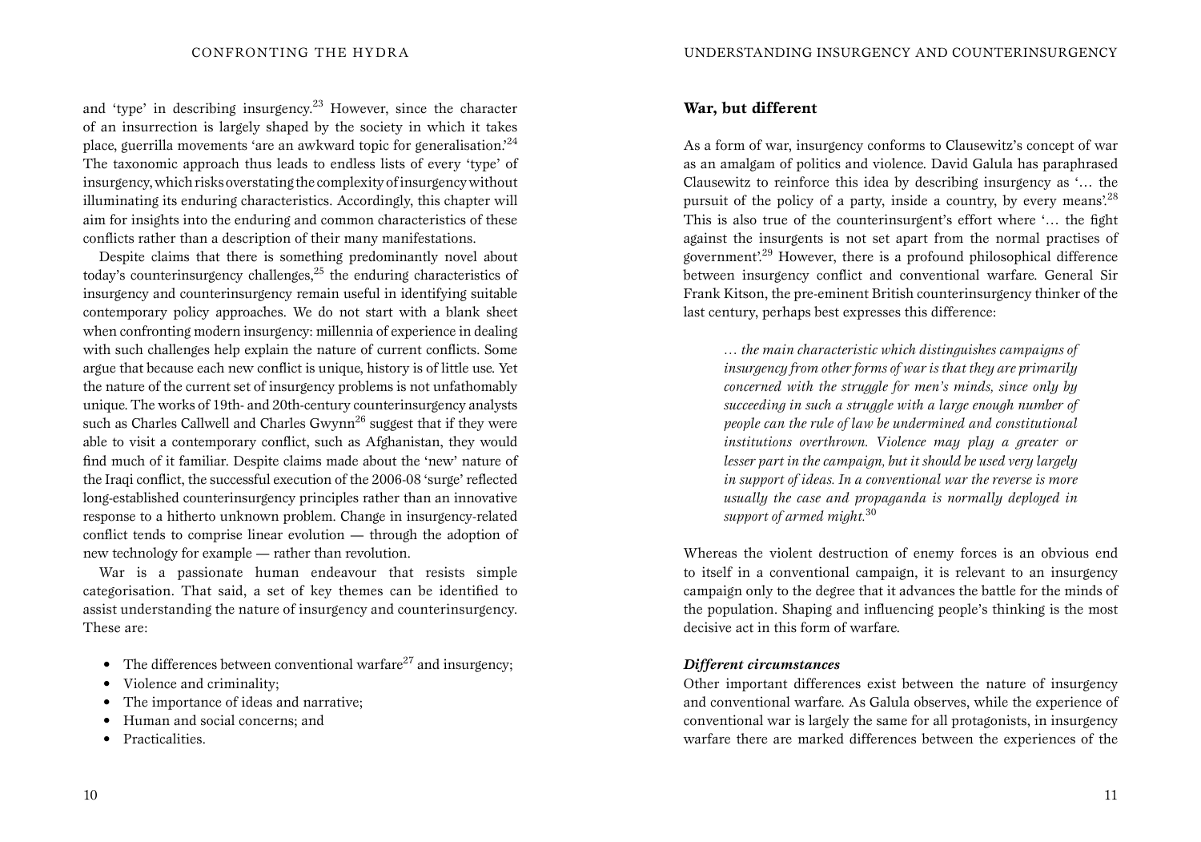and 'type' in describing insurgency.[23] However, since the character of an insurrection is largely shaped by the society in which it takes place, guerrilla movements 'are an awkward topic for generalisation.'[24] The taxonomic approach thus leads to endless lists of every 'type' of insurgency, which risks overstating the complexity of insurgency without illuminating its enduring characteristics. Accordingly, this chapter will aim for insights into the enduring and common characteristics of these conflicts rather than a description of their many manifestations.

Despite claims that there is something predominantly novel about today's counterinsurgency challenges,[25] the enduring characteristics of insurgency and counterinsurgency remain useful in identifying suitable contemporary policy approaches. We do not start with a blank sheet when confronting modern insurgency: millennia of experience in dealing with such challenges help explain the nature of current conflicts. Some argue that because each new conflict is unique, history is of little use. Yet the nature of the current set of insurgency problems is not unfathomably unique. The works of 19th- and 20th-century counterinsurgency analysts such as Charles Callwell and Charles Gwynn[26] suggest that if they were able to visit a contemporary conflict, such as Afghanistan, they would find much of it familiar. Despite claims made about the 'new' nature of the Iraqi conflict, the successful execution of the 2006-08 'surge' reflected long-established counterinsurgency principles rather than an innovative response to a hitherto unknown problem. Change in insurgency-related conflict tends to comprise linear evolution — through the adoption of new technology for example — rather than revolution.

War is a passionate human endeavour that resists simple categorisation. That said, a set of key themes can be identified to assist understanding the nature of insurgency and counterinsurgency. These are:

- The differences between conventional warfare[27] and insurgency;
- Violence and criminality;
- The importance of ideas and narrative;
- Human and social concerns; and
- Practicalities.

## War, but different

As a form of war, insurgency conforms to Clausewitz's concept of war as an amalgam of politics and violence. David Galula has paraphrased Clausewitz to reinforce this idea by describing insurgency as '… the pursuit of the policy of a party, inside a country, by every means'.[28] This is also true of the counterinsurgent's effort where '… the fight against the insurgents is not set apart from the normal practises of government'.[29] However, there is a profound philosophical difference between insurgency conflict and conventional warfare. General Sir Frank Kitson, the pre-eminent British counterinsurgency thinker of the last century, perhaps best expresses this difference:

> *… the main characteristic which distinguishes campaigns of insurgency from other forms of war is that they are primarily concerned with the struggle for men's minds, since only by succeeding in such a struggle with a large enough number of people can the rule of law be undermined and constitutional institutions overthrown. Violence may play a greater or lesser part in the campaign, but it should be used very largely in support of ideas. In a conventional war the reverse is more usually the case and propaganda is normally deployed in support of armed might.*[30]

Whereas the violent destruction of enemy forces is an obvious end to itself in a conventional campaign, it is relevant to an insurgency campaign only to the degree that it advances the battle for the minds of the population. Shaping and influencing people's thinking is the most decisive act in this form of warfare.

### *Different circumstances*

Other important differences exist between the nature of insurgency and conventional warfare. As Galula observes, while the experience of conventional war is largely the same for all protagonists, in insurgency warfare there are marked differences between the experiences of the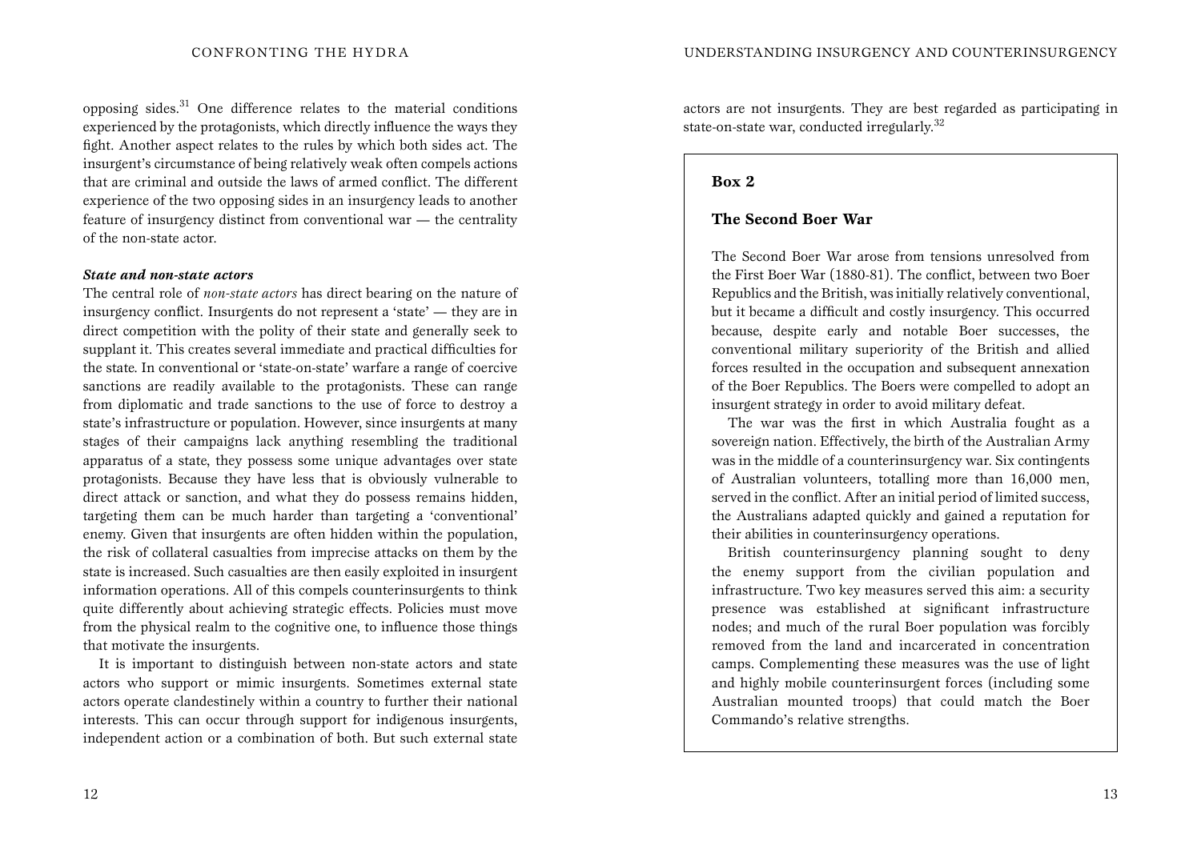opposing sides.[31] One difference relates to the material conditions experienced by the protagonists, which directly influence the ways they fight. Another aspect relates to the rules by which both sides act. The insurgent's circumstance of being relatively weak often compels actions that are criminal and outside the laws of armed conflict. The different experience of the two opposing sides in an insurgency leads to another feature of insurgency distinct from conventional war — the centrality of the non-state actor.

***State and non-state actors***

The central role of *non-state actors* has direct bearing on the nature of insurgency conflict. Insurgents do not represent a 'state' — they are in direct competition with the polity of their state and generally seek to supplant it. This creates several immediate and practical difficulties for the state. In conventional or 'state-on-state' warfare a range of coercive sanctions are readily available to the protagonists. These can range from diplomatic and trade sanctions to the use of force to destroy a state's infrastructure or population. However, since insurgents at many stages of their campaigns lack anything resembling the traditional apparatus of a state, they possess some unique advantages over state protagonists. Because they have less that is obviously vulnerable to direct attack or sanction, and what they do possess remains hidden, targeting them can be much harder than targeting a 'conventional' enemy. Given that insurgents are often hidden within the population, the risk of collateral casualties from imprecise attacks on them by the state is increased. Such casualties are then easily exploited in insurgent information operations. All of this compels counterinsurgents to think quite differently about achieving strategic effects. Policies must move from the physical realm to the cognitive one, to influence those things that motivate the insurgents.

It is important to distinguish between non-state actors and state actors who support or mimic insurgents. Sometimes external state actors operate clandestinely within a country to further their national interests. This can occur through support for indigenous insurgents, independent action or a combination of both. But such external state actors are not insurgents. They are best regarded as participating in state-on-state war, conducted irregularly.[32]

**Box 2**

**The Second Boer War**

The Second Boer War arose from tensions unresolved from the First Boer War (1880-81). The conflict, between two Boer Republics and the British, was initially relatively conventional, but it became a difficult and costly insurgency. This occurred because, despite early and notable Boer successes, the conventional military superiority of the British and allied forces resulted in the occupation and subsequent annexation of the Boer Republics. The Boers were compelled to adopt an insurgent strategy in order to avoid military defeat.

The war was the first in which Australia fought as a sovereign nation. Effectively, the birth of the Australian Army was in the middle of a counterinsurgency war. Six contingents of Australian volunteers, totalling more than 16,000 men, served in the conflict. After an initial period of limited success, the Australians adapted quickly and gained a reputation for their abilities in counterinsurgency operations.

British counterinsurgency planning sought to deny the enemy support from the civilian population and infrastructure. Two key measures served this aim: a security presence was established at significant infrastructure nodes; and much of the rural Boer population was forcibly removed from the land and incarcerated in concentration camps. Complementing these measures was the use of light and highly mobile counterinsurgent forces (including some Australian mounted troops) that could match the Boer Commando's relative strengths.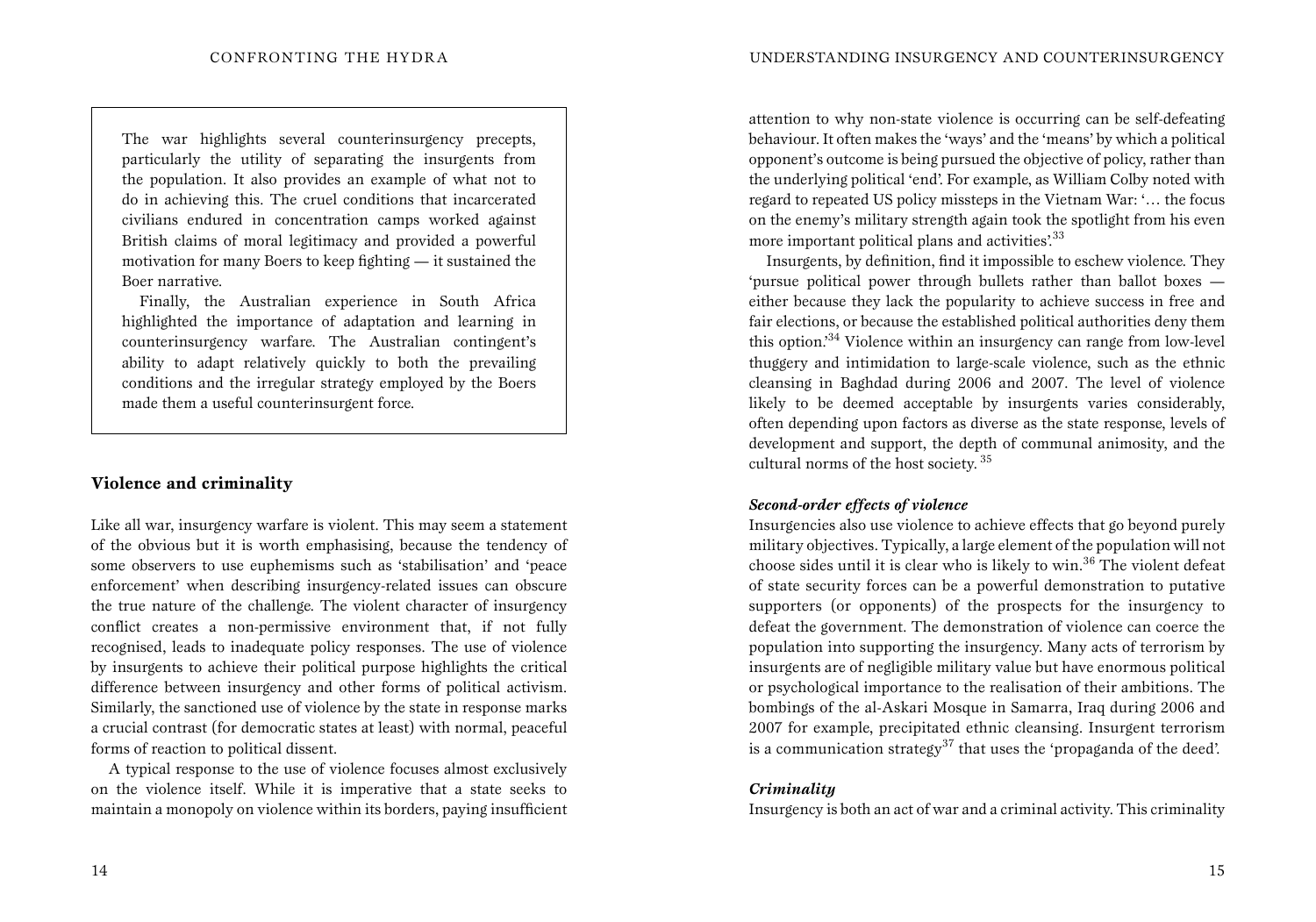The war highlights several counterinsurgency precepts, particularly the utility of separating the insurgents from the population. It also provides an example of what not to do in achieving this. The cruel conditions that incarcerated civilians endured in concentration camps worked against British claims of moral legitimacy and provided a powerful motivation for many Boers to keep fighting — it sustained the Boer narrative.

Finally, the Australian experience in South Africa highlighted the importance of adaptation and learning in counterinsurgency warfare. The Australian contingent's ability to adapt relatively quickly to both the prevailing conditions and the irregular strategy employed by the Boers made them a useful counterinsurgent force.

## Violence and criminality

Like all war, insurgency warfare is violent. This may seem a statement of the obvious but it is worth emphasising, because the tendency of some observers to use euphemisms such as 'stabilisation' and 'peace enforcement' when describing insurgency-related issues can obscure the true nature of the challenge. The violent character of insurgency conflict creates a non-permissive environment that, if not fully recognised, leads to inadequate policy responses. The use of violence by insurgents to achieve their political purpose highlights the critical difference between insurgency and other forms of political activism. Similarly, the sanctioned use of violence by the state in response marks a crucial contrast (for democratic states at least) with normal, peaceful forms of reaction to political dissent.

A typical response to the use of violence focuses almost exclusively on the violence itself. While it is imperative that a state seeks to maintain a monopoly on violence within its borders, paying insufficient attention to why non-state violence is occurring can be self-defeating behaviour. It often makes the 'ways' and the 'means' by which a political opponent's outcome is being pursued the objective of policy, rather than the underlying political 'end'. For example, as William Colby noted with regard to repeated US policy missteps in the Vietnam War: '… the focus on the enemy's military strength again took the spotlight from his even more important political plans and activities'.[33]

Insurgents, by definition, find it impossible to eschew violence. They 'pursue political power through bullets rather than ballot boxes — either because they lack the popularity to achieve success in free and fair elections, or because the established political authorities deny them this option.'[34] Violence within an insurgency can range from low-level thuggery and intimidation to large-scale violence, such as the ethnic cleansing in Baghdad during 2006 and 2007. The level of violence likely to be deemed acceptable by insurgents varies considerably, often depending upon factors as diverse as the state response, levels of development and support, the depth of communal animosity, and the cultural norms of the host society.[35]

### *Second-order effects of violence*

Insurgencies also use violence to achieve effects that go beyond purely military objectives. Typically, a large element of the population will not choose sides until it is clear who is likely to win.[36] The violent defeat of state security forces can be a powerful demonstration to putative supporters (or opponents) of the prospects for the insurgency to defeat the government. The demonstration of violence can coerce the population into supporting the insurgency. Many acts of terrorism by insurgents are of negligible military value but have enormous political or psychological importance to the realisation of their ambitions. The bombings of the al-Askari Mosque in Samarra, Iraq during 2006 and 2007 for example, precipitated ethnic cleansing. Insurgent terrorism is a communication strategy[37] that uses the 'propaganda of the deed'.

### *Criminality*

Insurgency is both an act of war and a criminal activity. This criminality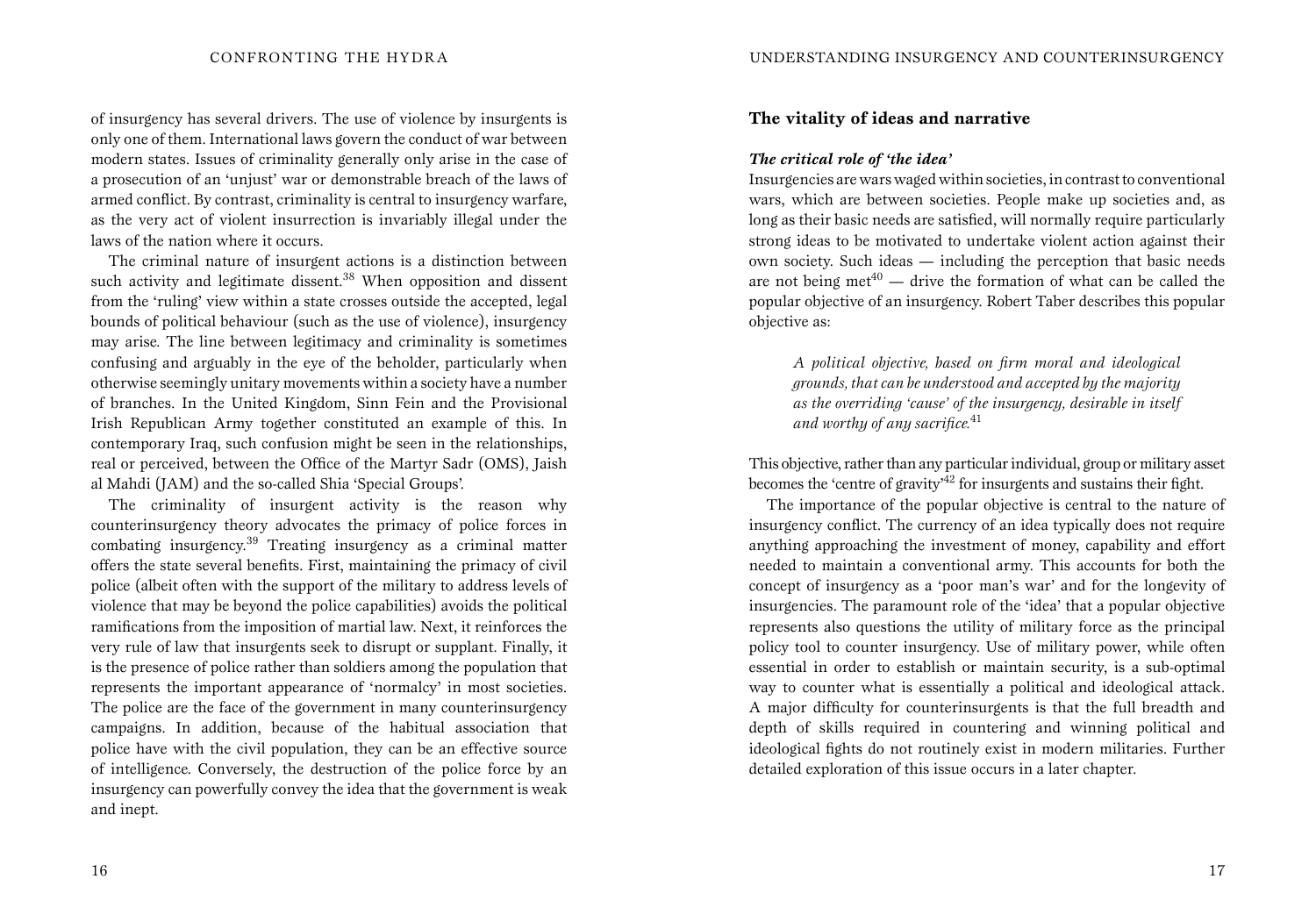of insurgency has several drivers. The use of violence by insurgents is only one of them. International laws govern the conduct of war between modern states. Issues of criminality generally only arise in the case of a prosecution of an 'unjust' war or demonstrable breach of the laws of armed conflict. By contrast, criminality is central to insurgency warfare, as the very act of violent insurrection is invariably illegal under the laws of the nation where it occurs.

The criminal nature of insurgent actions is a distinction between such activity and legitimate dissent.[38] When opposition and dissent from the 'ruling' view within a state crosses outside the accepted, legal bounds of political behaviour (such as the use of violence), insurgency may arise. The line between legitimacy and criminality is sometimes confusing and arguably in the eye of the beholder, particularly when otherwise seemingly unitary movements within a society have a number of branches. In the United Kingdom, Sinn Fein and the Provisional Irish Republican Army together constituted an example of this. In contemporary Iraq, such confusion might be seen in the relationships, real or perceived, between the Office of the Martyr Sadr (OMS), Jaish al Mahdi (JAM) and the so-called Shia 'Special Groups'.

The criminality of insurgent activity is the reason why counterinsurgency theory advocates the primacy of police forces in combating insurgency.[39] Treating insurgency as a criminal matter offers the state several benefits. First, maintaining the primacy of civil police (albeit often with the support of the military to address levels of violence that may be beyond the police capabilities) avoids the political ramifications from the imposition of martial law. Next, it reinforces the very rule of law that insurgents seek to disrupt or supplant. Finally, it is the presence of police rather than soldiers among the population that represents the important appearance of 'normalcy' in most societies. The police are the face of the government in many counterinsurgency campaigns. In addition, because of the habitual association that police have with the civil population, they can be an effective source of intelligence. Conversely, the destruction of the police force by an insurgency can powerfully convey the idea that the government is weak and inept.

## The vitality of ideas and narrative

### *The critical role of 'the idea'*

Insurgencies are wars waged within societies, in contrast to conventional wars, which are between societies. People make up societies and, as long as their basic needs are satisfied, will normally require particularly strong ideas to be motivated to undertake violent action against their own society. Such ideas — including the perception that basic needs are not being met[40] — drive the formation of what can be called the popular objective of an insurgency. Robert Taber describes this popular objective as:

> *A political objective, based on firm moral and ideological grounds, that can be understood and accepted by the majority as the overriding 'cause' of the insurgency, desirable in itself and worthy of any sacrifice.*[41]

This objective, rather than any particular individual, group or military asset becomes the 'centre of gravity'[42] for insurgents and sustains their fight.

The importance of the popular objective is central to the nature of insurgency conflict. The currency of an idea typically does not require anything approaching the investment of money, capability and effort needed to maintain a conventional army. This accounts for both the concept of insurgency as a 'poor man's war' and for the longevity of insurgencies. The paramount role of the 'idea' that a popular objective represents also questions the utility of military force as the principal policy tool to counter insurgency. Use of military power, while often essential in order to establish or maintain security, is a sub-optimal way to counter what is essentially a political and ideological attack. A major difficulty for counterinsurgents is that the full breadth and depth of skills required in countering and winning political and ideological fights do not routinely exist in modern militaries. Further detailed exploration of this issue occurs in a later chapter.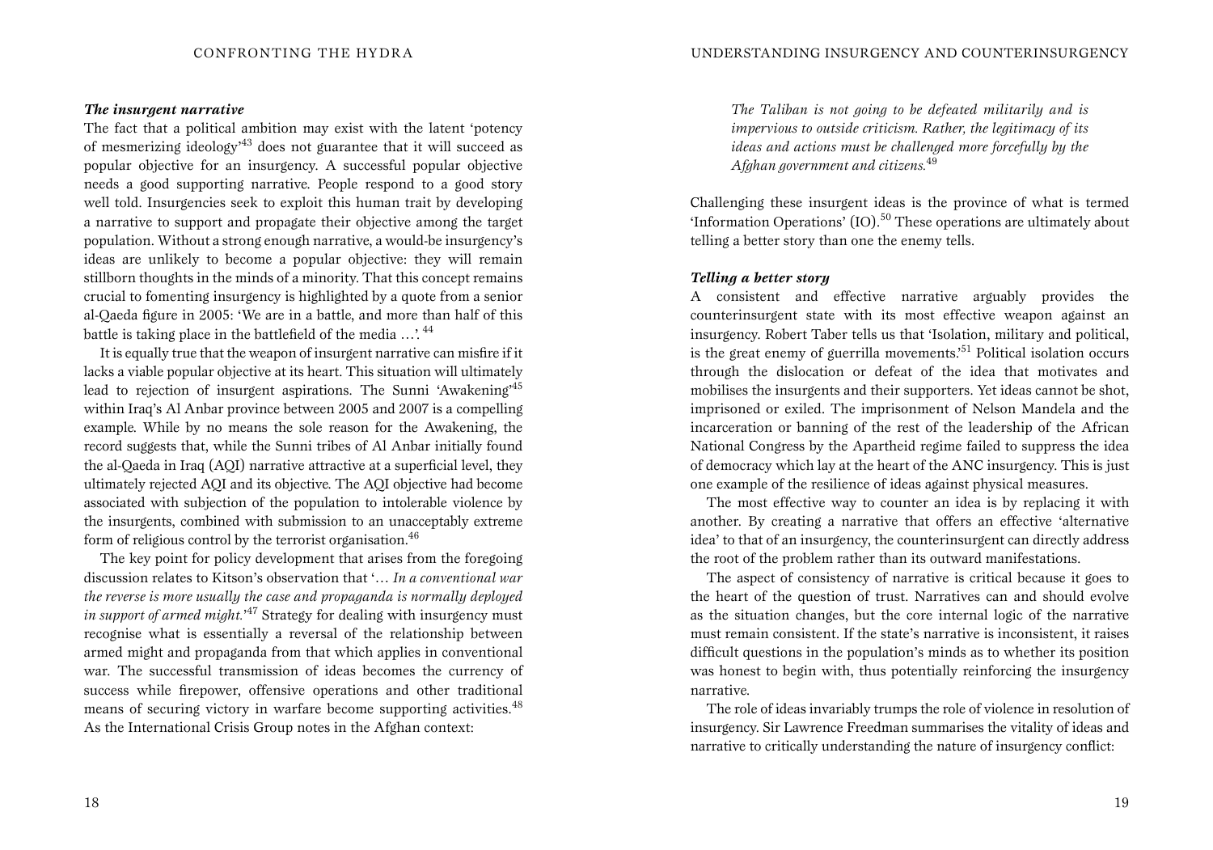### *The insurgent narrative*

The fact that a political ambition may exist with the latent 'potency of mesmerizing ideology'[43] does not guarantee that it will succeed as popular objective for an insurgency. A successful popular objective needs a good supporting narrative. People respond to a good story well told. Insurgencies seek to exploit this human trait by developing a narrative to support and propagate their objective among the target population. Without a strong enough narrative, a would-be insurgency's ideas are unlikely to become a popular objective: they will remain stillborn thoughts in the minds of a minority. That this concept remains crucial to fomenting insurgency is highlighted by a quote from a senior al-Qaeda figure in 2005: 'We are in a battle, and more than half of this battle is taking place in the battlefield of the media …'.[44]

It is equally true that the weapon of insurgent narrative can misfire if it lacks a viable popular objective at its heart. This situation will ultimately lead to rejection of insurgent aspirations. The Sunni 'Awakening'[45] within Iraq's Al Anbar province between 2005 and 2007 is a compelling example. While by no means the sole reason for the Awakening, the record suggests that, while the Sunni tribes of Al Anbar initially found the al-Qaeda in Iraq (AQI) narrative attractive at a superficial level, they ultimately rejected AQI and its objective. The AQI objective had become associated with subjection of the population to intolerable violence by the insurgents, combined with submission to an unacceptably extreme form of religious control by the terrorist organisation.[46]

The key point for policy development that arises from the foregoing discussion relates to Kitson's observation that '… *In a conventional war the reverse is more usually the case and propaganda is normally deployed in support of armed might.*'[47] Strategy for dealing with insurgency must recognise what is essentially a reversal of the relationship between armed might and propaganda from that which applies in conventional war. The successful transmission of ideas becomes the currency of success while firepower, offensive operations and other traditional means of securing victory in warfare become supporting activities.[48] As the International Crisis Group notes in the Afghan context:

> *The Taliban is not going to be defeated militarily and is impervious to outside criticism. Rather, the legitimacy of its ideas and actions must be challenged more forcefully by the Afghan government and citizens.*[49]

Challenging these insurgent ideas is the province of what is termed 'Information Operations' (IO).[50] These operations are ultimately about telling a better story than one the enemy tells.

### *Telling a better story*

A consistent and effective narrative arguably provides the counterinsurgent state with its most effective weapon against an insurgency. Robert Taber tells us that 'Isolation, military and political, is the great enemy of guerrilla movements.'[51] Political isolation occurs through the dislocation or defeat of the idea that motivates and mobilises the insurgents and their supporters. Yet ideas cannot be shot, imprisoned or exiled. The imprisonment of Nelson Mandela and the incarceration or banning of the rest of the leadership of the African National Congress by the Apartheid regime failed to suppress the idea of democracy which lay at the heart of the ANC insurgency. This is just one example of the resilience of ideas against physical measures.

The most effective way to counter an idea is by replacing it with another. By creating a narrative that offers an effective 'alternative idea' to that of an insurgency, the counterinsurgent can directly address the root of the problem rather than its outward manifestations.

The aspect of consistency of narrative is critical because it goes to the heart of the question of trust. Narratives can and should evolve as the situation changes, but the core internal logic of the narrative must remain consistent. If the state's narrative is inconsistent, it raises difficult questions in the population's minds as to whether its position was honest to begin with, thus potentially reinforcing the insurgency narrative.

The role of ideas invariably trumps the role of violence in resolution of insurgency. Sir Lawrence Freedman summarises the vitality of ideas and narrative to critically understanding the nature of insurgency conflict: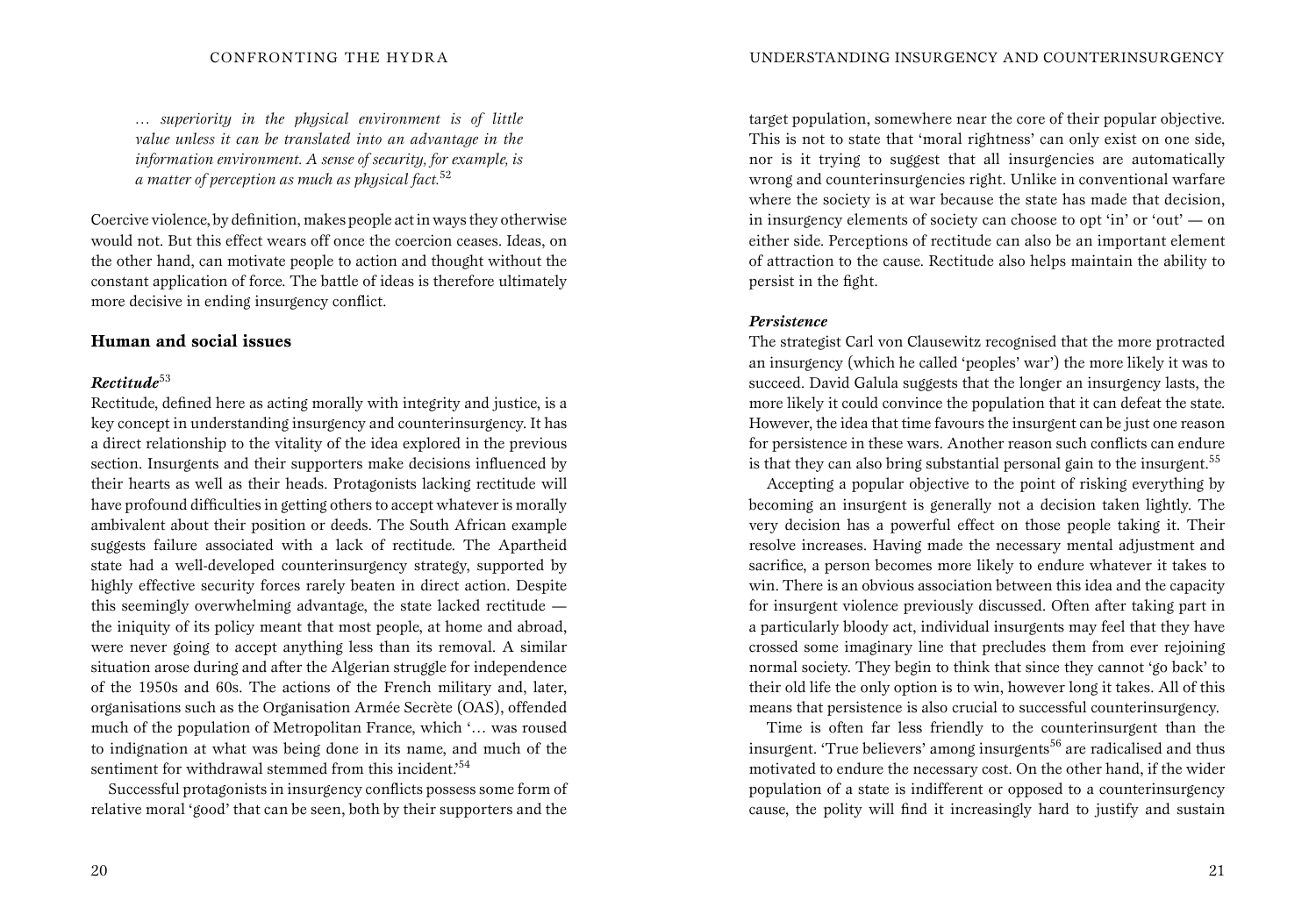*… superiority in the physical environment is of little value unless it can be translated into an advantage in the information environment. A sense of security, for example, is a matter of perception as much as physical fact.*[52]

Coercive violence, by definition, makes people act in ways they otherwise would not. But this effect wears off once the coercion ceases. Ideas, on the other hand, can motivate people to action and thought without the constant application of force. The battle of ideas is therefore ultimately more decisive in ending insurgency conflict.

## Human and social issues

### *Rectitude*[53]

Rectitude, defined here as acting morally with integrity and justice, is a key concept in understanding insurgency and counterinsurgency. It has a direct relationship to the vitality of the idea explored in the previous section. Insurgents and their supporters make decisions influenced by their hearts as well as their heads. Protagonists lacking rectitude will have profound difficulties in getting others to accept whatever is morally ambivalent about their position or deeds. The South African example suggests failure associated with a lack of rectitude. The Apartheid state had a well-developed counterinsurgency strategy, supported by highly effective security forces rarely beaten in direct action. Despite this seemingly overwhelming advantage, the state lacked rectitude — the iniquity of its policy meant that most people, at home and abroad, were never going to accept anything less than its removal. A similar situation arose during and after the Algerian struggle for independence of the 1950s and 60s. The actions of the French military and, later, organisations such as the Organisation Armée Secrète (OAS), offended much of the population of Metropolitan France, which '… was roused to indignation at what was being done in its name, and much of the sentiment for withdrawal stemmed from this incident.'[54]

Successful protagonists in insurgency conflicts possess some form of relative moral 'good' that can be seen, both by their supporters and the target population, somewhere near the core of their popular objective. This is not to state that 'moral rightness' can only exist on one side, nor is it trying to suggest that all insurgencies are automatically wrong and counterinsurgencies right. Unlike in conventional warfare where the society is at war because the state has made that decision, in insurgency elements of society can choose to opt 'in' or 'out' — on either side. Perceptions of rectitude can also be an important element of attraction to the cause. Rectitude also helps maintain the ability to persist in the fight.

### *Persistence*

The strategist Carl von Clausewitz recognised that the more protracted an insurgency (which he called 'peoples' war') the more likely it was to succeed. David Galula suggests that the longer an insurgency lasts, the more likely it could convince the population that it can defeat the state. However, the idea that time favours the insurgent can be just one reason for persistence in these wars. Another reason such conflicts can endure is that they can also bring substantial personal gain to the insurgent.[55]

Accepting a popular objective to the point of risking everything by becoming an insurgent is generally not a decision taken lightly. The very decision has a powerful effect on those people taking it. Their resolve increases. Having made the necessary mental adjustment and sacrifice, a person becomes more likely to endure whatever it takes to win. There is an obvious association between this idea and the capacity for insurgent violence previously discussed. Often after taking part in a particularly bloody act, individual insurgents may feel that they have crossed some imaginary line that precludes them from ever rejoining normal society. They begin to think that since they cannot 'go back' to their old life the only option is to win, however long it takes. All of this means that persistence is also crucial to successful counterinsurgency.

Time is often far less friendly to the counterinsurgent than the insurgent. 'True believers' among insurgents[56] are radicalised and thus motivated to endure the necessary cost. On the other hand, if the wider population of a state is indifferent or opposed to a counterinsurgency cause, the polity will find it increasingly hard to justify and sustain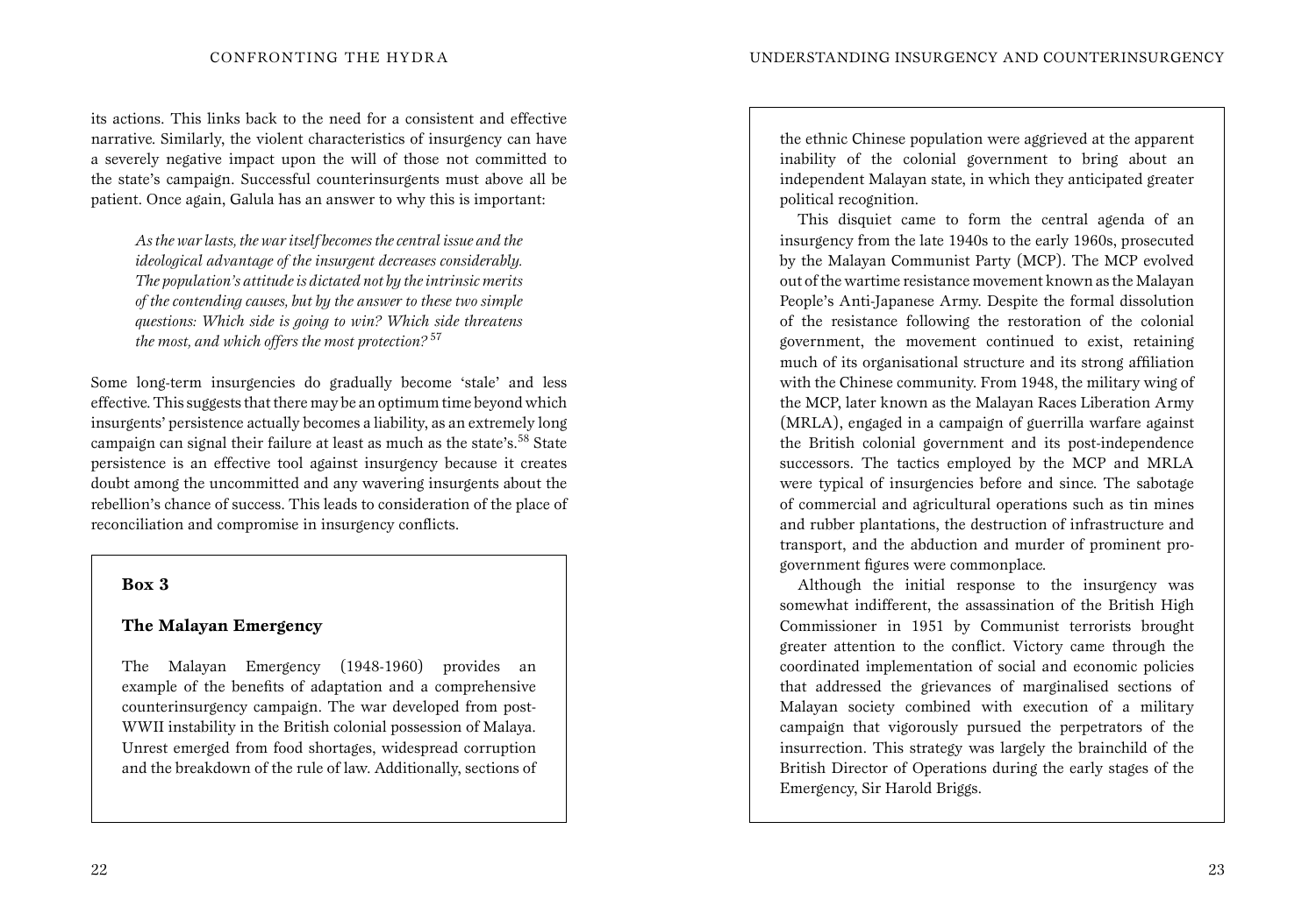its actions. This links back to the need for a consistent and effective narrative. Similarly, the violent characteristics of insurgency can have a severely negative impact upon the will of those not committed to the state's campaign. Successful counterinsurgents must above all be patient. Once again, Galula has an answer to why this is important:

> *As the war lasts, the war itself becomes the central issue and the ideological advantage of the insurgent decreases considerably. The population's attitude is dictated not by the intrinsic merits of the contending causes, but by the answer to these two simple questions: Which side is going to win? Which side threatens the most, and which offers the most protection?* [57]

Some long-term insurgencies do gradually become 'stale' and less effective. This suggests that there may be an optimum time beyond which insurgents' persistence actually becomes a liability, as an extremely long campaign can signal their failure at least as much as the state's.[58] State persistence is an effective tool against insurgency because it creates doubt among the uncommitted and any wavering insurgents about the rebellion's chance of success. This leads to consideration of the place of reconciliation and compromise in insurgency conflicts.

**Box 3**

**The Malayan Emergency**

The Malayan Emergency (1948-1960) provides an example of the benefits of adaptation and a comprehensive counterinsurgency campaign. The war developed from post-WWII instability in the British colonial possession of Malaya. Unrest emerged from food shortages, widespread corruption and the breakdown of the rule of law. Additionally, sections of the ethnic Chinese population were aggrieved at the apparent inability of the colonial government to bring about an independent Malayan state, in which they anticipated greater political recognition.

This disquiet came to form the central agenda of an insurgency from the late 1940s to the early 1960s, prosecuted by the Malayan Communist Party (MCP). The MCP evolved out of the wartime resistance movement known as the Malayan People's Anti-Japanese Army. Despite the formal dissolution of the resistance following the restoration of the colonial government, the movement continued to exist, retaining much of its organisational structure and its strong affiliation with the Chinese community. From 1948, the military wing of the MCP, later known as the Malayan Races Liberation Army (MRLA), engaged in a campaign of guerrilla warfare against the British colonial government and its post-independence successors. The tactics employed by the MCP and MRLA were typical of insurgencies before and since. The sabotage of commercial and agricultural operations such as tin mines and rubber plantations, the destruction of infrastructure and transport, and the abduction and murder of prominent pro-government figures were commonplace.

Although the initial response to the insurgency was somewhat indifferent, the assassination of the British High Commissioner in 1951 by Communist terrorists brought greater attention to the conflict. Victory came through the coordinated implementation of social and economic policies that addressed the grievances of marginalised sections of Malayan society combined with execution of a military campaign that vigorously pursued the perpetrators of the insurrection. This strategy was largely the brainchild of the British Director of Operations during the early stages of the Emergency, Sir Harold Briggs.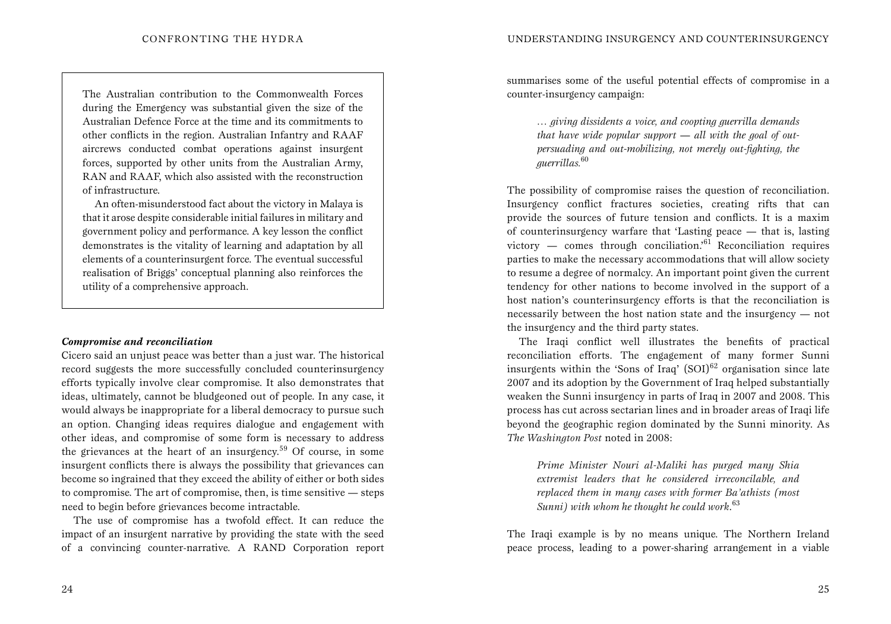The Australian contribution to the Commonwealth Forces during the Emergency was substantial given the size of the Australian Defence Force at the time and its commitments to other conflicts in the region. Australian Infantry and RAAF aircrews conducted combat operations against insurgent forces, supported by other units from the Australian Army, RAN and RAAF, which also assisted with the reconstruction of infrastructure.

An often-misunderstood fact about the victory in Malaya is that it arose despite considerable initial failures in military and government policy and performance. A key lesson the conflict demonstrates is the vitality of learning and adaptation by all elements of a counterinsurgent force. The eventual successful realisation of Briggs' conceptual planning also reinforces the utility of a comprehensive approach.

***Compromise and reconciliation***

Cicero said an unjust peace was better than a just war. The historical record suggests the more successfully concluded counterinsurgency efforts typically involve clear compromise. It also demonstrates that ideas, ultimately, cannot be bludgeoned out of people. In any case, it would always be inappropriate for a liberal democracy to pursue such an option. Changing ideas requires dialogue and engagement with other ideas, and compromise of some form is necessary to address the grievances at the heart of an insurgency.[59] Of course, in some insurgent conflicts there is always the possibility that grievances can become so ingrained that they exceed the ability of either or both sides to compromise. The art of compromise, then, is time sensitive — steps need to begin before grievances become intractable.

The use of compromise has a twofold effect. It can reduce the impact of an insurgent narrative by providing the state with the seed of a convincing counter-narrative. A RAND Corporation report summarises some of the useful potential effects of compromise in a counter-insurgency campaign:

> *… giving dissidents a voice, and coopting guerrilla demands that have wide popular support — all with the goal of out-persuading and out-mobilizing, not merely out-fighting, the guerrillas.*[60]

The possibility of compromise raises the question of reconciliation. Insurgency conflict fractures societies, creating rifts that can provide the sources of future tension and conflicts. It is a maxim of counterinsurgency warfare that 'Lasting peace — that is, lasting victory — comes through conciliation.'[61] Reconciliation requires parties to make the necessary accommodations that will allow society to resume a degree of normalcy. An important point given the current tendency for other nations to become involved in the support of a host nation's counterinsurgency efforts is that the reconciliation is necessarily between the host nation state and the insurgency — not the insurgency and the third party states.

The Iraqi conflict well illustrates the benefits of practical reconciliation efforts. The engagement of many former Sunni insurgents within the 'Sons of Iraq' (SOI)[62] organisation since late 2007 and its adoption by the Government of Iraq helped substantially weaken the Sunni insurgency in parts of Iraq in 2007 and 2008. This process has cut across sectarian lines and in broader areas of Iraqi life beyond the geographic region dominated by the Sunni minority. As *The Washington Post* noted in 2008:

> *Prime Minister Nouri al-Maliki has purged many Shia extremist leaders that he considered irreconcilable, and replaced them in many cases with former Ba'athists (most Sunni) with whom he thought he could work.*[63]

The Iraqi example is by no means unique. The Northern Ireland peace process, leading to a power-sharing arrangement in a viable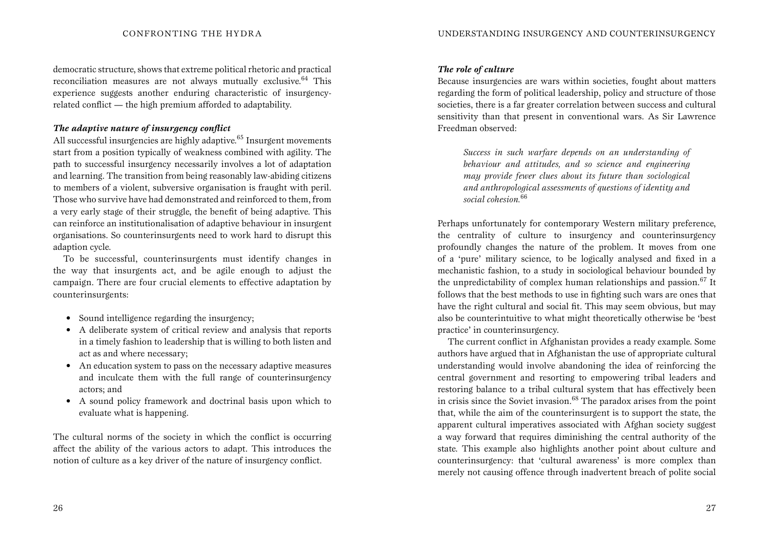democratic structure, shows that extreme political rhetoric and practical reconciliation measures are not always mutually exclusive.[64] This experience suggests another enduring characteristic of insurgency-related conflict — the high premium afforded to adaptability.

### *The adaptive nature of insurgency conflict*

All successful insurgencies are highly adaptive.[65] Insurgent movements start from a position typically of weakness combined with agility. The path to successful insurgency necessarily involves a lot of adaptation and learning. The transition from being reasonably law-abiding citizens to members of a violent, subversive organisation is fraught with peril. Those who survive have had demonstrated and reinforced to them, from a very early stage of their struggle, the benefit of being adaptive. This can reinforce an institutionalisation of adaptive behaviour in insurgent organisations. So counterinsurgents need to work hard to disrupt this adaption cycle.

To be successful, counterinsurgents must identify changes in the way that insurgents act, and be agile enough to adjust the campaign. There are four crucial elements to effective adaptation by counterinsurgents:

- Sound intelligence regarding the insurgency;
- A deliberate system of critical review and analysis that reports in a timely fashion to leadership that is willing to both listen and act as and where necessary;
- An education system to pass on the necessary adaptive measures and inculcate them with the full range of counterinsurgency actors; and
- A sound policy framework and doctrinal basis upon which to evaluate what is happening.

The cultural norms of the society in which the conflict is occurring affect the ability of the various actors to adapt. This introduces the notion of culture as a key driver of the nature of insurgency conflict.

### *The role of culture*

Because insurgencies are wars within societies, fought about matters regarding the form of political leadership, policy and structure of those societies, there is a far greater correlation between success and cultural sensitivity than that present in conventional wars. As Sir Lawrence Freedman observed:

> *Success in such warfare depends on an understanding of behaviour and attitudes, and so science and engineering may provide fewer clues about its future than sociological and anthropological assessments of questions of identity and social cohesion.*[66]

Perhaps unfortunately for contemporary Western military preference, the centrality of culture to insurgency and counterinsurgency profoundly changes the nature of the problem. It moves from one of a 'pure' military science, to be logically analysed and fixed in a mechanistic fashion, to a study in sociological behaviour bounded by the unpredictability of complex human relationships and passion.[67] It follows that the best methods to use in fighting such wars are ones that have the right cultural and social fit. This may seem obvious, but may also be counterintuitive to what might theoretically otherwise be 'best practice' in counterinsurgency.

The current conflict in Afghanistan provides a ready example. Some authors have argued that in Afghanistan the use of appropriate cultural understanding would involve abandoning the idea of reinforcing the central government and resorting to empowering tribal leaders and restoring balance to a tribal cultural system that has effectively been in crisis since the Soviet invasion.[68] The paradox arises from the point that, while the aim of the counterinsurgent is to support the state, the apparent cultural imperatives associated with Afghan society suggest a way forward that requires diminishing the central authority of the state. This example also highlights another point about culture and counterinsurgency: that 'cultural awareness' is more complex than merely not causing offence through inadvertent breach of polite social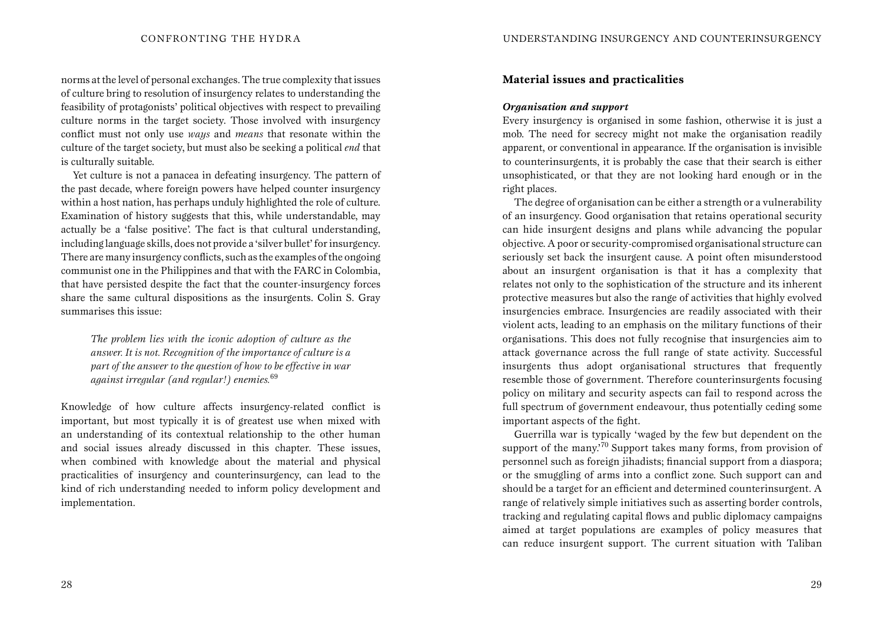norms at the level of personal exchanges. The true complexity that issues of culture bring to resolution of insurgency relates to understanding the feasibility of protagonists' political objectives with respect to prevailing culture norms in the target society. Those involved with insurgency conflict must not only use *ways* and *means* that resonate within the culture of the target society, but must also be seeking a political *end* that is culturally suitable.

Yet culture is not a panacea in defeating insurgency. The pattern of the past decade, where foreign powers have helped counter insurgency within a host nation, has perhaps unduly highlighted the role of culture. Examination of history suggests that this, while understandable, may actually be a 'false positive'. The fact is that cultural understanding, including language skills, does not provide a 'silver bullet' for insurgency. There are many insurgency conflicts, such as the examples of the ongoing communist one in the Philippines and that with the FARC in Colombia, that have persisted despite the fact that the counter-insurgency forces share the same cultural dispositions as the insurgents. Colin S. Gray summarises this issue:

> *The problem lies with the iconic adoption of culture as the answer. It is not. Recognition of the importance of culture is a part of the answer to the question of how to be effective in war against irregular (and regular!) enemies.*[69]

Knowledge of how culture affects insurgency-related conflict is important, but most typically it is of greatest use when mixed with an understanding of its contextual relationship to the other human and social issues already discussed in this chapter. These issues, when combined with knowledge about the material and physical practicalities of insurgency and counterinsurgency, can lead to the kind of rich understanding needed to inform policy development and implementation.

## Material issues and practicalities

### *Organisation and support*

Every insurgency is organised in some fashion, otherwise it is just a mob. The need for secrecy might not make the organisation readily apparent, or conventional in appearance. If the organisation is invisible to counterinsurgents, it is probably the case that their search is either unsophisticated, or that they are not looking hard enough or in the right places.

The degree of organisation can be either a strength or a vulnerability of an insurgency. Good organisation that retains operational security can hide insurgent designs and plans while advancing the popular objective. A poor or security-compromised organisational structure can seriously set back the insurgent cause. A point often misunderstood about an insurgent organisation is that it has a complexity that relates not only to the sophistication of the structure and its inherent protective measures but also the range of activities that highly evolved insurgencies embrace. Insurgencies are readily associated with their violent acts, leading to an emphasis on the military functions of their organisations. This does not fully recognise that insurgencies aim to attack governance across the full range of state activity. Successful insurgents thus adopt organisational structures that frequently resemble those of government. Therefore counterinsurgents focusing policy on military and security aspects can fail to respond across the full spectrum of government endeavour, thus potentially ceding some important aspects of the fight.

Guerrilla war is typically 'waged by the few but dependent on the support of the many.'[70] Support takes many forms, from provision of personnel such as foreign jihadists; financial support from a diaspora; or the smuggling of arms into a conflict zone. Such support can and should be a target for an efficient and determined counterinsurgent. A range of relatively simple initiatives such as asserting border controls, tracking and regulating capital flows and public diplomacy campaigns aimed at target populations are examples of policy measures that can reduce insurgent support. The current situation with Taliban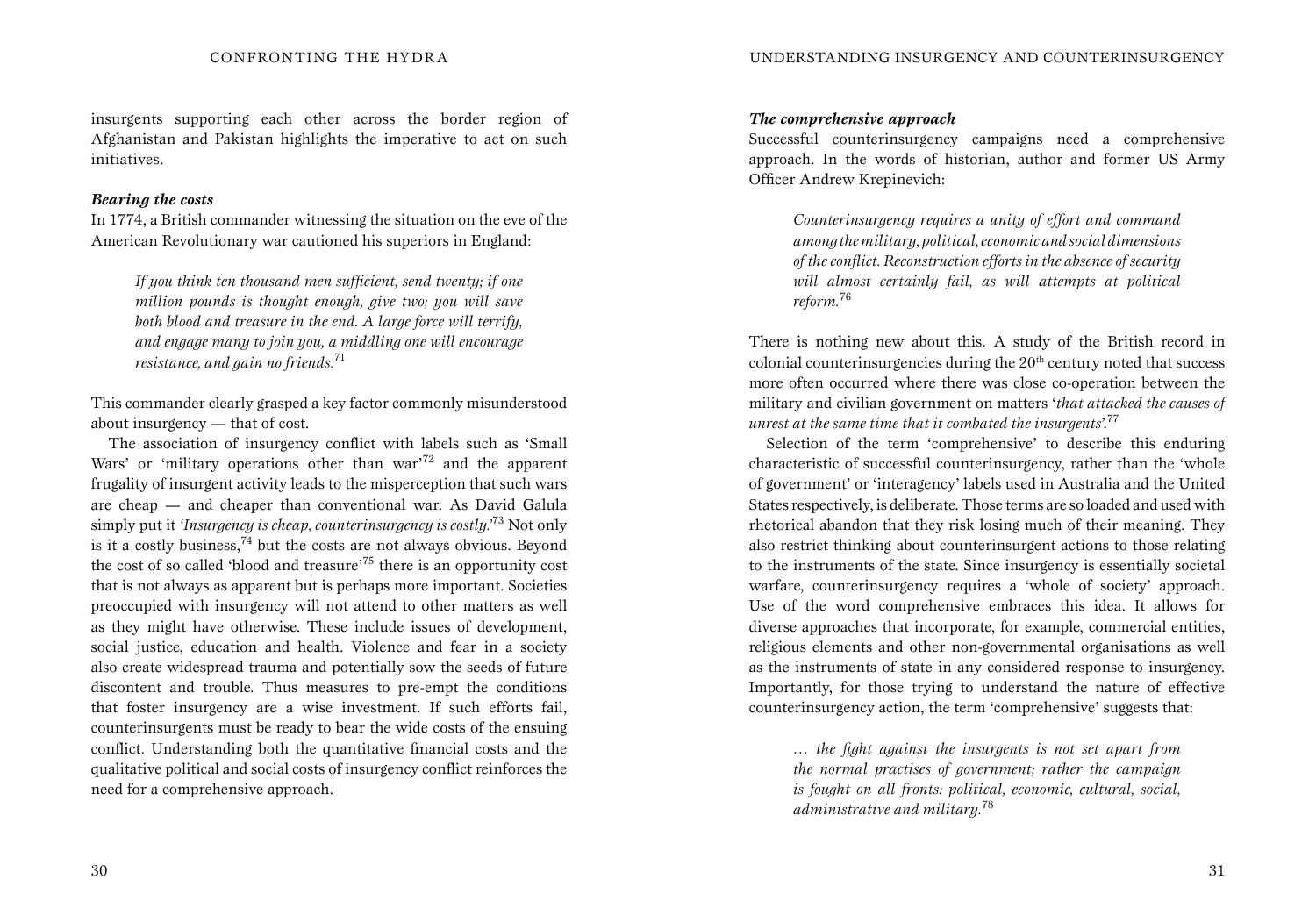insurgents supporting each other across the border region of Afghanistan and Pakistan highlights the imperative to act on such initiatives.

### *Bearing the costs*

In 1774, a British commander witnessing the situation on the eve of the American Revolutionary war cautioned his superiors in England:

> *If you think ten thousand men sufficient, send twenty; if one million pounds is thought enough, give two; you will save both blood and treasure in the end. A large force will terrify, and engage many to join you, a middling one will encourage resistance, and gain no friends.*[71]

This commander clearly grasped a key factor commonly misunderstood about insurgency — that of cost.

The association of insurgency conflict with labels such as 'Small Wars' or 'military operations other than war'[72] and the apparent frugality of insurgent activity leads to the misperception that such wars are cheap — and cheaper than conventional war. As David Galula simply put it *'Insurgency is cheap, counterinsurgency is costly.'*[73] Not only is it a costly business,[74] but the costs are not always obvious. Beyond the cost of so called 'blood and treasure'[75] there is an opportunity cost that is not always as apparent but is perhaps more important. Societies preoccupied with insurgency will not attend to other matters as well as they might have otherwise. These include issues of development, social justice, education and health. Violence and fear in a society also create widespread trauma and potentially sow the seeds of future discontent and trouble. Thus measures to pre-empt the conditions that foster insurgency are a wise investment. If such efforts fail, counterinsurgents must be ready to bear the wide costs of the ensuing conflict. Understanding both the quantitative financial costs and the qualitative political and social costs of insurgency conflict reinforces the need for a comprehensive approach.

### *The comprehensive approach*

Successful counterinsurgency campaigns need a comprehensive approach. In the words of historian, author and former US Army Officer Andrew Krepinevich:

> *Counterinsurgency requires a unity of effort and command among the military, political, economic and social dimensions of the conflict. Reconstruction efforts in the absence of security will almost certainly fail, as will attempts at political reform.*[76]

There is nothing new about this. A study of the British record in colonial counterinsurgencies during the 20th century noted that success more often occurred where there was close co-operation between the military and civilian government on matters '*that attacked the causes of unrest at the same time that it combated the insurgents*'.[77]

Selection of the term 'comprehensive' to describe this enduring characteristic of successful counterinsurgency, rather than the 'whole of government' or 'interagency' labels used in Australia and the United States respectively, is deliberate. Those terms are so loaded and used with rhetorical abandon that they risk losing much of their meaning. They also restrict thinking about counterinsurgent actions to those relating to the instruments of the state. Since insurgency is essentially societal warfare, counterinsurgency requires a 'whole of society' approach. Use of the word comprehensive embraces this idea. It allows for diverse approaches that incorporate, for example, commercial entities, religious elements and other non-governmental organisations as well as the instruments of state in any considered response to insurgency. Importantly, for those trying to understand the nature of effective counterinsurgency action, the term 'comprehensive' suggests that:

> *… the fight against the insurgents is not set apart from the normal practises of government; rather the campaign is fought on all fronts: political, economic, cultural, social, administrative and military.*[78]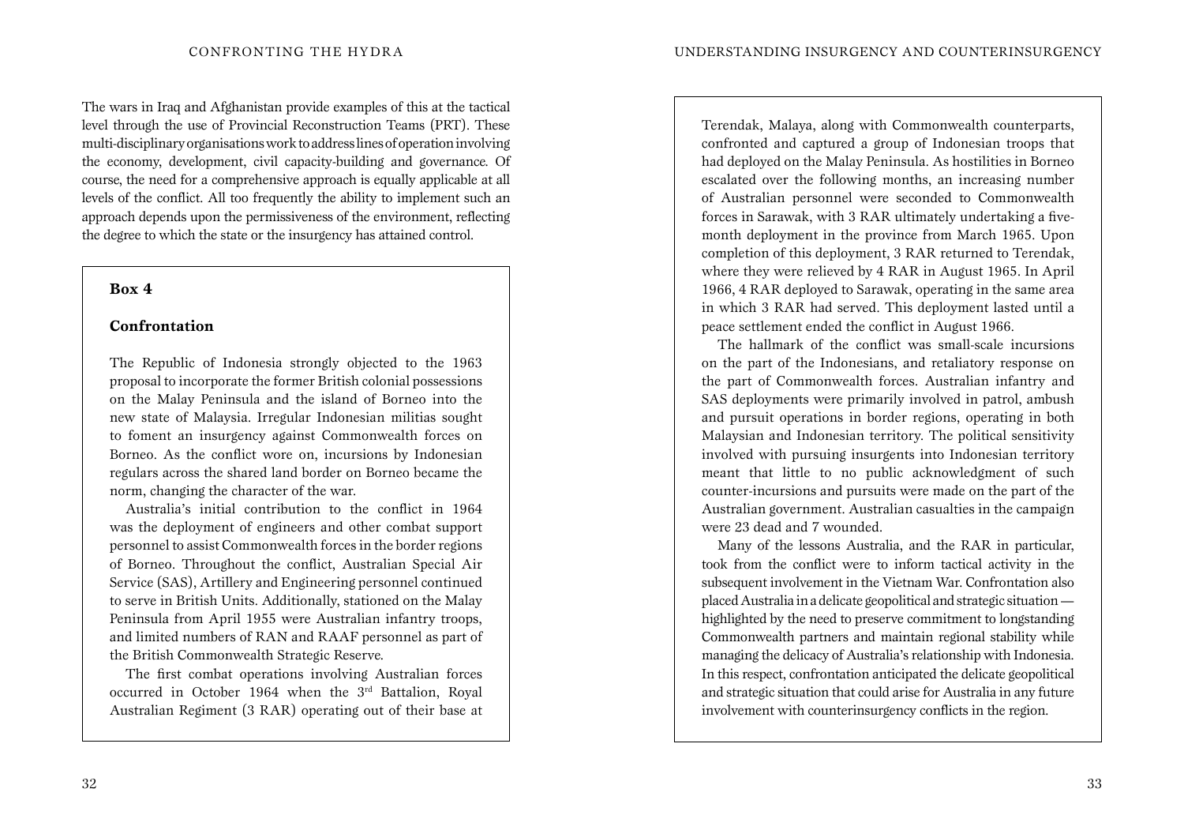The wars in Iraq and Afghanistan provide examples of this at the tactical level through the use of Provincial Reconstruction Teams (PRT). These multi-disciplinary organisations work to address lines of operation involving the economy, development, civil capacity-building and governance. Of course, the need for a comprehensive approach is equally applicable at all levels of the conflict. All too frequently the ability to implement such an approach depends upon the permissiveness of the environment, reflecting the degree to which the state or the insurgency has attained control.

**Box 4**

**Confrontation**

The Republic of Indonesia strongly objected to the 1963 proposal to incorporate the former British colonial possessions on the Malay Peninsula and the island of Borneo into the new state of Malaysia. Irregular Indonesian militias sought to foment an insurgency against Commonwealth forces on Borneo. As the conflict wore on, incursions by Indonesian regulars across the shared land border on Borneo became the norm, changing the character of the war.

Australia's initial contribution to the conflict in 1964 was the deployment of engineers and other combat support personnel to assist Commonwealth forces in the border regions of Borneo. Throughout the conflict, Australian Special Air Service (SAS), Artillery and Engineering personnel continued to serve in British Units. Additionally, stationed on the Malay Peninsula from April 1955 were Australian infantry troops, and limited numbers of RAN and RAAF personnel as part of the British Commonwealth Strategic Reserve.

The first combat operations involving Australian forces occurred in October 1964 when the 3rd Battalion, Royal Australian Regiment (3 RAR) operating out of their base at Terendak, Malaya, along with Commonwealth counterparts, confronted and captured a group of Indonesian troops that had deployed on the Malay Peninsula. As hostilities in Borneo escalated over the following months, an increasing number of Australian personnel were seconded to Commonwealth forces in Sarawak, with 3 RAR ultimately undertaking a five-month deployment in the province from March 1965. Upon completion of this deployment, 3 RAR returned to Terendak, where they were relieved by 4 RAR in August 1965. In April 1966, 4 RAR deployed to Sarawak, operating in the same area in which 3 RAR had served. This deployment lasted until a peace settlement ended the conflict in August 1966.

The hallmark of the conflict was small-scale incursions on the part of the Indonesians, and retaliatory response on the part of Commonwealth forces. Australian infantry and SAS deployments were primarily involved in patrol, ambush and pursuit operations in border regions, operating in both Malaysian and Indonesian territory. The political sensitivity involved with pursuing insurgents into Indonesian territory meant that little to no public acknowledgment of such counter-incursions and pursuits were made on the part of the Australian government. Australian casualties in the campaign were 23 dead and 7 wounded.

Many of the lessons Australia, and the RAR in particular, took from the conflict were to inform tactical activity in the subsequent involvement in the Vietnam War. Confrontation also placed Australia in a delicate geopolitical and strategic situation — highlighted by the need to preserve commitment to longstanding Commonwealth partners and maintain regional stability while managing the delicacy of Australia's relationship with Indonesia. In this respect, confrontation anticipated the delicate geopolitical and strategic situation that could arise for Australia in any future involvement with counterinsurgency conflicts in the region.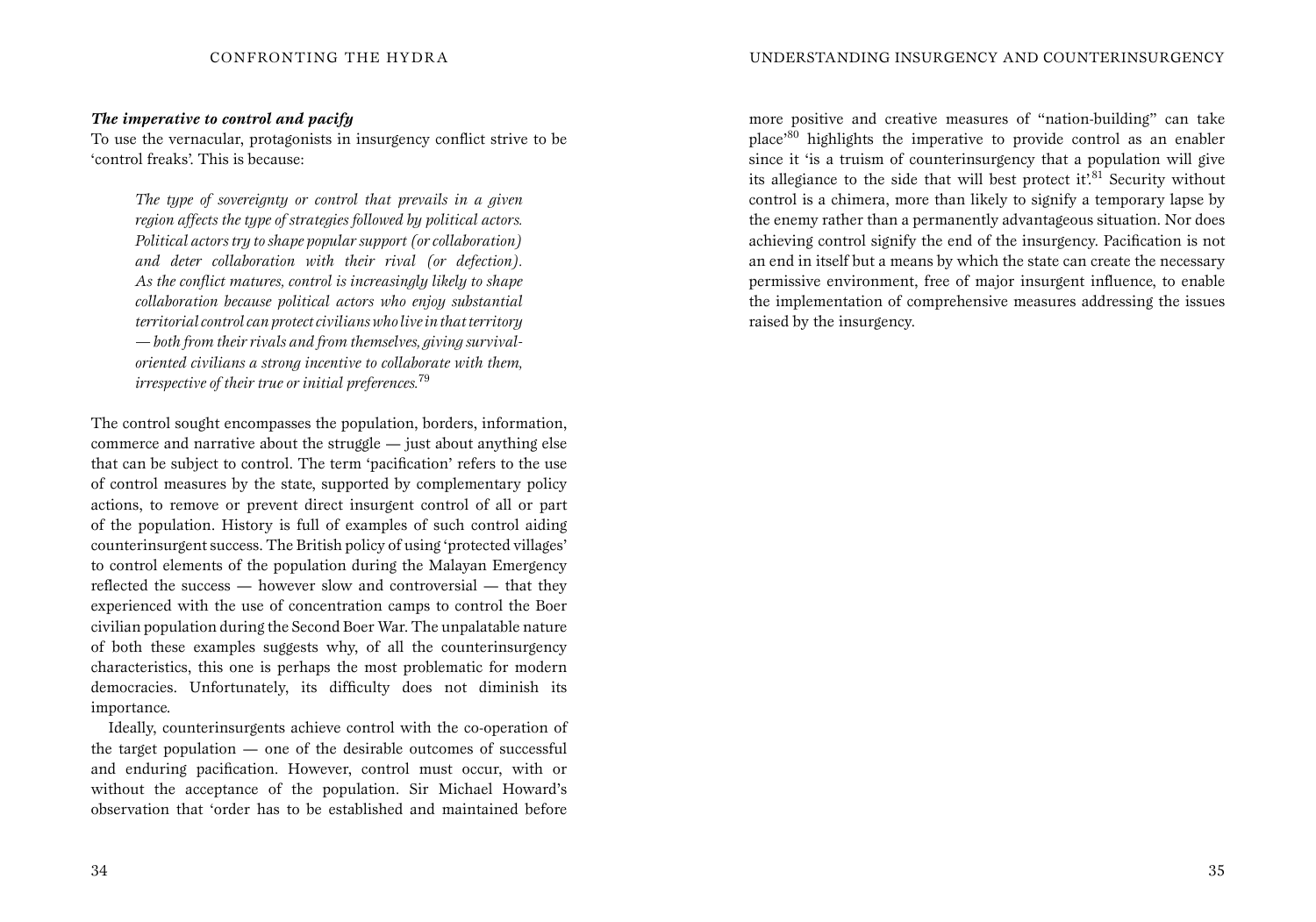### *The imperative to control and pacify*

To use the vernacular, protagonists in insurgency conflict strive to be 'control freaks'. This is because:

> *The type of sovereignty or control that prevails in a given region affects the type of strategies followed by political actors. Political actors try to shape popular support (or collaboration) and deter collaboration with their rival (or defection). As the conflict matures, control is increasingly likely to shape collaboration because political actors who enjoy substantial territorial control can protect civilians who live in that territory — both from their rivals and from themselves, giving survival-oriented civilians a strong incentive to collaborate with them, irrespective of their true or initial preferences.*[79]

The control sought encompasses the population, borders, information, commerce and narrative about the struggle — just about anything else that can be subject to control. The term 'pacification' refers to the use of control measures by the state, supported by complementary policy actions, to remove or prevent direct insurgent control of all or part of the population. History is full of examples of such control aiding counterinsurgent success. The British policy of using 'protected villages' to control elements of the population during the Malayan Emergency reflected the success — however slow and controversial — that they experienced with the use of concentration camps to control the Boer civilian population during the Second Boer War. The unpalatable nature of both these examples suggests why, of all the counterinsurgency characteristics, this one is perhaps the most problematic for modern democracies. Unfortunately, its difficulty does not diminish its importance.

Ideally, counterinsurgents achieve control with the co-operation of the target population — one of the desirable outcomes of successful and enduring pacification. However, control must occur, with or without the acceptance of the population. Sir Michael Howard's observation that 'order has to be established and maintained before more positive and creative measures of "nation-building" can take place'[80] highlights the imperative to provide control as an enabler since it 'is a truism of counterinsurgency that a population will give its allegiance to the side that will best protect it'.[81] Security without control is a chimera, more than likely to signify a temporary lapse by the enemy rather than a permanently advantageous situation. Nor does achieving control signify the end of the insurgency. Pacification is not an end in itself but a means by which the state can create the necessary permissive environment, free of major insurgent influence, to enable the implementation of comprehensive measures addressing the issues raised by the insurgency.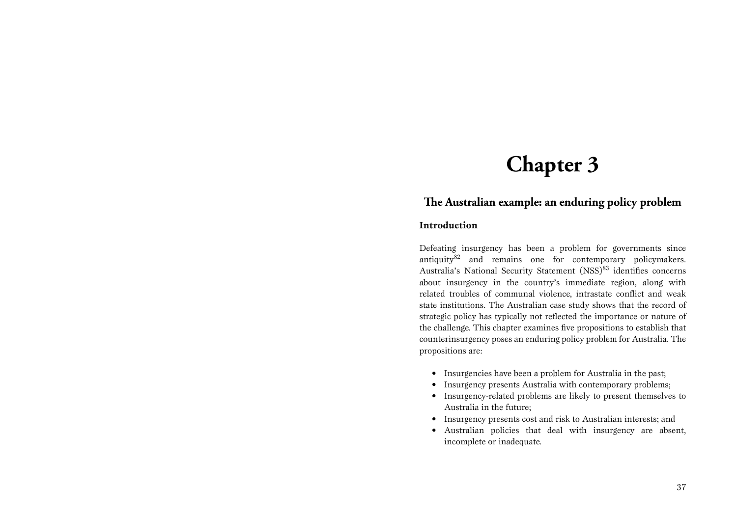# Chapter 3

## The Australian example: an enduring policy problem

### Introduction

Defeating insurgency has been a problem for governments since antiquity[82] and remains one for contemporary policymakers. Australia's National Security Statement (NSS)[83] identifies concerns about insurgency in the country's immediate region, along with related troubles of communal violence, intrastate conflict and weak state institutions. The Australian case study shows that the record of strategic policy has typically not reflected the importance or nature of the challenge. This chapter examines five propositions to establish that counterinsurgency poses an enduring policy problem for Australia. The propositions are:

- Insurgencies have been a problem for Australia in the past;
- Insurgency presents Australia with contemporary problems;
- Insurgency-related problems are likely to present themselves to Australia in the future;
- Insurgency presents cost and risk to Australian interests; and
- Australian policies that deal with insurgency are absent, incomplete or inadequate.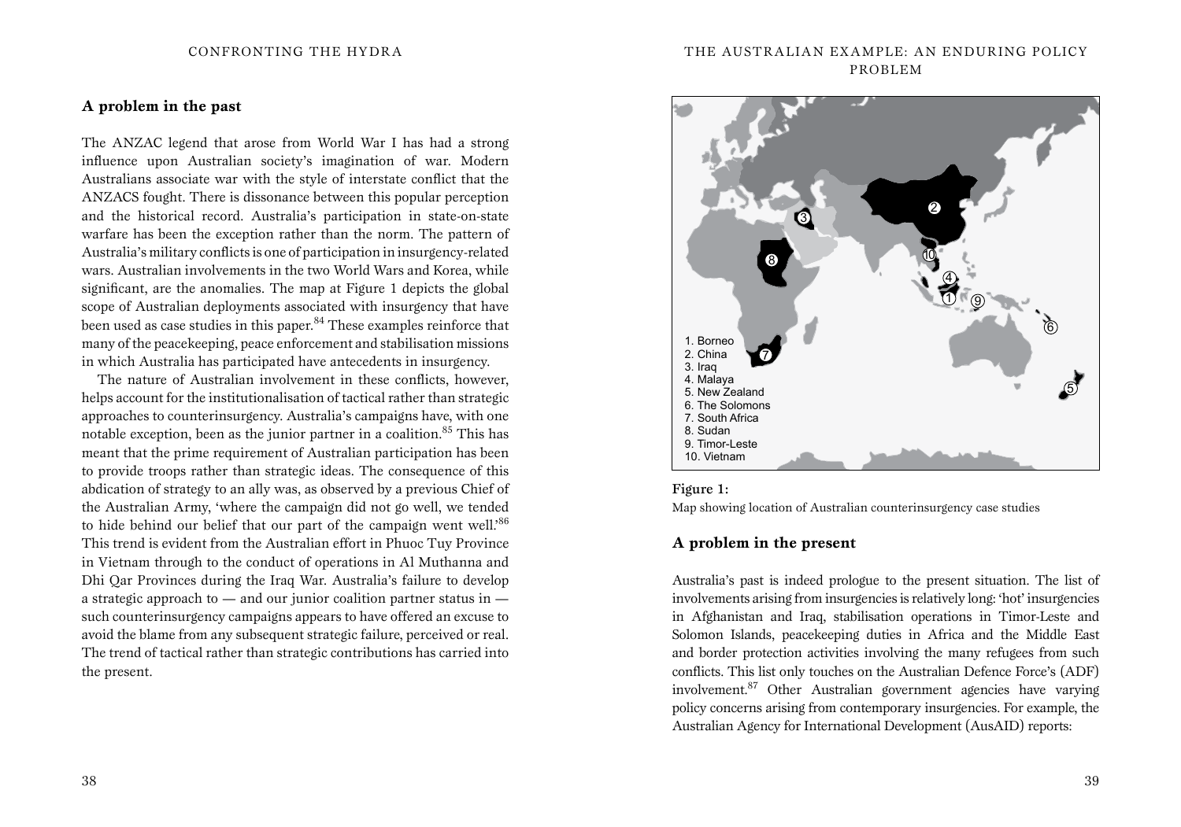## A problem in the past

The ANZAC legend that arose from World War I has had a strong influence upon Australian society's imagination of war. Modern Australians associate war with the style of interstate conflict that the ANZACS fought. There is dissonance between this popular perception and the historical record. Australia's participation in state-on-state warfare has been the exception rather than the norm. The pattern of Australia's military conflicts is one of participation in insurgency-related wars. Australian involvements in the two World Wars and Korea, while significant, are the anomalies. The map at Figure 1 depicts the global scope of Australian deployments associated with insurgency that have been used as case studies in this paper.[84] These examples reinforce that many of the peacekeeping, peace enforcement and stabilisation missions in which Australia has participated have antecedents in insurgency.

The nature of Australian involvement in these conflicts, however, helps account for the institutionalisation of tactical rather than strategic approaches to counterinsurgency. Australia's campaigns have, with one notable exception, been as the junior partner in a coalition.[85] This has meant that the prime requirement of Australian participation has been to provide troops rather than strategic ideas. The consequence of this abdication of strategy to an ally was, as observed by a previous Chief of the Australian Army, 'where the campaign did not go well, we tended to hide behind our belief that our part of the campaign went well.'[86] This trend is evident from the Australian effort in Phuoc Tuy Province in Vietnam through to the conduct of operations in Al Muthanna and Dhi Qar Provinces during the Iraq War. Australia's failure to develop a strategic approach to — and our junior coalition partner status in — such counterinsurgency campaigns appears to have offered an excuse to avoid the blame from any subsequent strategic failure, perceived or real. The trend of tactical rather than strategic contributions has carried into the present.

1. Borneo
2. China
3. Iraq
4. Malaya
5. New Zealand
6. The Solomons
7. South Africa
8. Sudan
9. Timor-Leste
10. Vietnam

**Figure 1:**
Map showing location of Australian counterinsurgency case studies

## A problem in the present

Australia's past is indeed prologue to the present situation. The list of involvements arising from insurgencies is relatively long: 'hot' insurgencies in Afghanistan and Iraq, stabilisation operations in Timor-Leste and Solomon Islands, peacekeeping duties in Africa and the Middle East and border protection activities involving the many refugees from such conflicts. This list only touches on the Australian Defence Force's (ADF) involvement.[87] Other Australian government agencies have varying policy concerns arising from contemporary insurgencies. For example, the Australian Agency for International Development (AusAID) reports: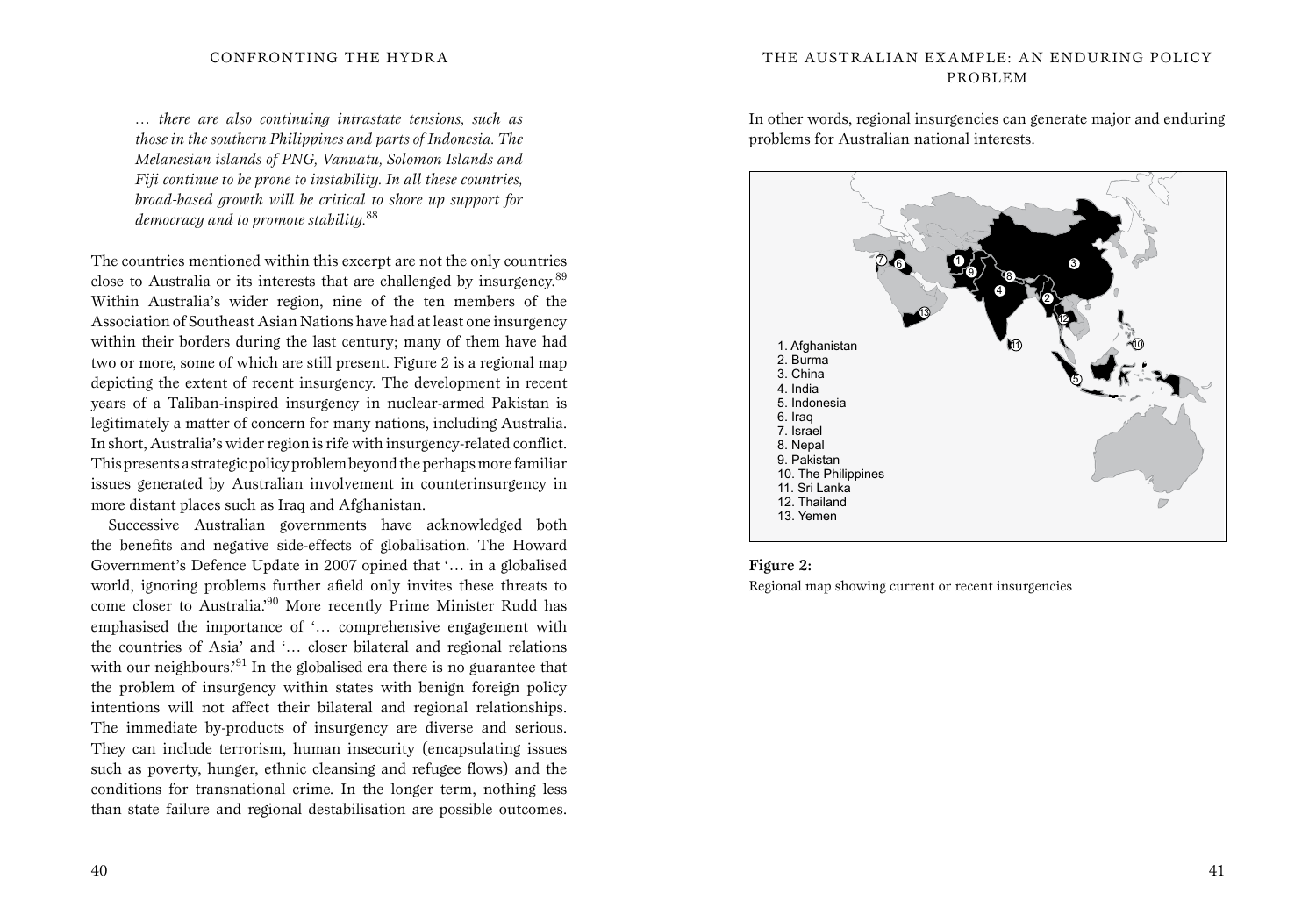> *… there are also continuing intrastate tensions, such as those in the southern Philippines and parts of Indonesia. The Melanesian islands of PNG, Vanuatu, Solomon Islands and Fiji continue to be prone to instability. In all these countries, broad-based growth will be critical to shore up support for democracy and to promote stability.*[88]

The countries mentioned within this excerpt are not the only countries close to Australia or its interests that are challenged by insurgency.[89] Within Australia's wider region, nine of the ten members of the Association of Southeast Asian Nations have had at least one insurgency within their borders during the last century; many of them have had two or more, some of which are still present. Figure 2 is a regional map depicting the extent of recent insurgency. The development in recent years of a Taliban-inspired insurgency in nuclear-armed Pakistan is legitimately a matter of concern for many nations, including Australia. In short, Australia's wider region is rife with insurgency-related conflict. This presents a strategic policy problem beyond the perhaps more familiar issues generated by Australian involvement in counterinsurgency in more distant places such as Iraq and Afghanistan.

Successive Australian governments have acknowledged both the benefits and negative side-effects of globalisation. The Howard Government's Defence Update in 2007 opined that '… in a globalised world, ignoring problems further afield only invites these threats to come closer to Australia.'[90] More recently Prime Minister Rudd has emphasised the importance of '… comprehensive engagement with the countries of Asia' and '… closer bilateral and regional relations with our neighbours.'[91] In the globalised era there is no guarantee that the problem of insurgency within states with benign foreign policy intentions will not affect their bilateral and regional relationships. The immediate by-products of insurgency are diverse and serious. They can include terrorism, human insecurity (encapsulating issues such as poverty, hunger, ethnic cleansing and refugee flows) and the conditions for transnational crime. In the longer term, nothing less than state failure and regional destabilisation are possible outcomes. In other words, regional insurgencies can generate major and enduring problems for Australian national interests.

1. Afghanistan
2. Burma
3. China
4. India
5. Indonesia
6. Iraq
7. Israel
8. Nepal
9. Pakistan
10. The Philippines
11. Sri Lanka
12. Thailand
13. Yemen

**Figure 2:**
Regional map showing current or recent insurgencies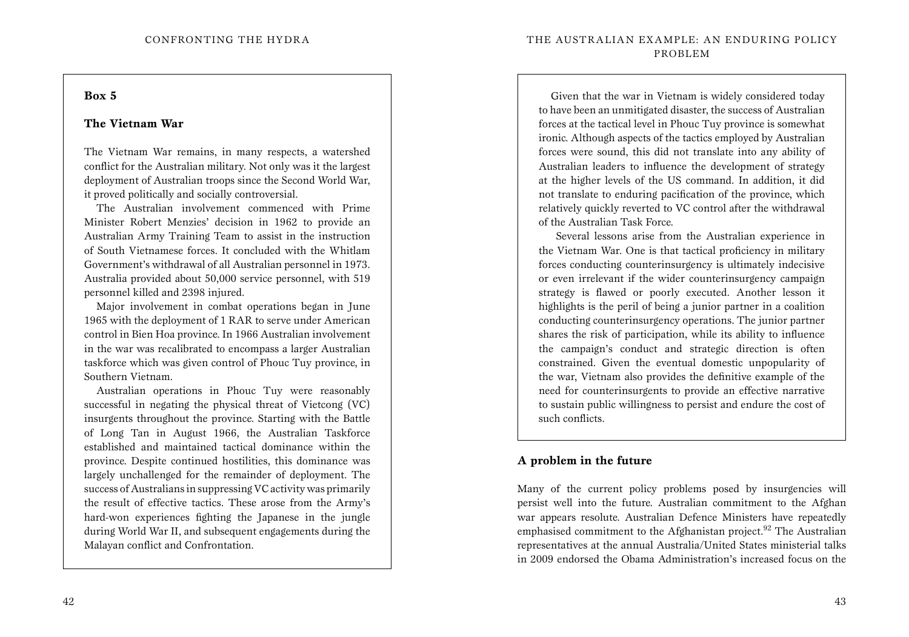**Box 5**

**The Vietnam War**

The Vietnam War remains, in many respects, a watershed conflict for the Australian military. Not only was it the largest deployment of Australian troops since the Second World War, it proved politically and socially controversial.

The Australian involvement commenced with Prime Minister Robert Menzies' decision in 1962 to provide an Australian Army Training Team to assist in the instruction of South Vietnamese forces. It concluded with the Whitlam Government's withdrawal of all Australian personnel in 1973. Australia provided about 50,000 service personnel, with 519 personnel killed and 2398 injured.

Major involvement in combat operations began in June 1965 with the deployment of 1 RAR to serve under American control in Bien Hoa province. In 1966 Australian involvement in the war was recalibrated to encompass a larger Australian taskforce which was given control of Phouc Tuy province, in Southern Vietnam.

Australian operations in Phouc Tuy were reasonably successful in negating the physical threat of Vietcong (VC) insurgents throughout the province. Starting with the Battle of Long Tan in August 1966, the Australian Taskforce established and maintained tactical dominance within the province. Despite continued hostilities, this dominance was largely unchallenged for the remainder of deployment. The success of Australians in suppressing VC activity was primarily the result of effective tactics. These arose from the Army's hard-won experiences fighting the Japanese in the jungle during World War II, and subsequent engagements during the Malayan conflict and Confrontation.

Given that the war in Vietnam is widely considered today to have been an unmitigated disaster, the success of Australian forces at the tactical level in Phouc Tuy province is somewhat ironic. Although aspects of the tactics employed by Australian forces were sound, this did not translate into any ability of Australian leaders to influence the development of strategy at the higher levels of the US command. In addition, it did not translate to enduring pacification of the province, which relatively quickly reverted to VC control after the withdrawal of the Australian Task Force.

Several lessons arise from the Australian experience in the Vietnam War. One is that tactical proficiency in military forces conducting counterinsurgency is ultimately indecisive or even irrelevant if the wider counterinsurgency campaign strategy is flawed or poorly executed. Another lesson it highlights is the peril of being a junior partner in a coalition conducting counterinsurgency operations. The junior partner shares the risk of participation, while its ability to influence the campaign's conduct and strategic direction is often constrained. Given the eventual domestic unpopularity of the war, Vietnam also provides the definitive example of the need for counterinsurgents to provide an effective narrative to sustain public willingness to persist and endure the cost of such conflicts.

## A problem in the future

Many of the current policy problems posed by insurgencies will persist well into the future. Australian commitment to the Afghan war appears resolute. Australian Defence Ministers have repeatedly emphasised commitment to the Afghanistan project.[92] The Australian representatives at the annual Australia/United States ministerial talks in 2009 endorsed the Obama Administration's increased focus on the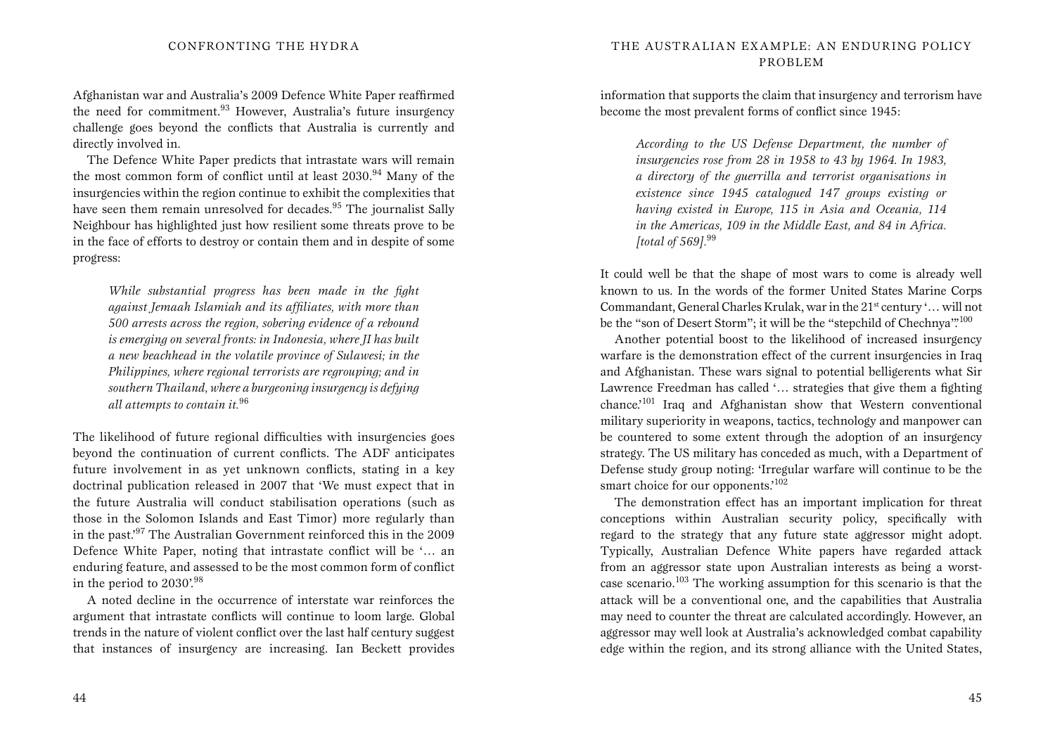Afghanistan war and Australia's 2009 Defence White Paper reaffirmed the need for commitment.[93] However, Australia's future insurgency challenge goes beyond the conflicts that Australia is currently and directly involved in.

The Defence White Paper predicts that intrastate wars will remain the most common form of conflict until at least 2030.[94] Many of the insurgencies within the region continue to exhibit the complexities that have seen them remain unresolved for decades.[95] The journalist Sally Neighbour has highlighted just how resilient some threats prove to be in the face of efforts to destroy or contain them and in despite of some progress:

> *While substantial progress has been made in the fight against Jemaah Islamiah and its affiliates, with more than 500 arrests across the region, sobering evidence of a rebound is emerging on several fronts: in Indonesia, where JI has built a new beachhead in the volatile province of Sulawesi; in the Philippines, where regional terrorists are regrouping; and in southern Thailand, where a burgeoning insurgency is defying all attempts to contain it.*[96]

The likelihood of future regional difficulties with insurgencies goes beyond the continuation of current conflicts. The ADF anticipates future involvement in as yet unknown conflicts, stating in a key doctrinal publication released in 2007 that 'We must expect that in the future Australia will conduct stabilisation operations (such as those in the Solomon Islands and East Timor) more regularly than in the past.'[97] The Australian Government reinforced this in the 2009 Defence White Paper, noting that intrastate conflict will be '… an enduring feature, and assessed to be the most common form of conflict in the period to 2030'.[98]

A noted decline in the occurrence of interstate war reinforces the argument that intrastate conflicts will continue to loom large. Global trends in the nature of violent conflict over the last half century suggest that instances of insurgency are increasing. Ian Beckett provides information that supports the claim that insurgency and terrorism have become the most prevalent forms of conflict since 1945:

> *According to the US Defense Department, the number of insurgencies rose from 28 in 1958 to 43 by 1964. In 1983, a directory of the guerrilla and terrorist organisations in existence since 1945 catalogued 147 groups existing or having existed in Europe, 115 in Asia and Oceania, 114 in the Americas, 109 in the Middle East, and 84 in Africa. [total of 569].*[99]

It could well be that the shape of most wars to come is already well known to us. In the words of the former United States Marine Corps Commandant, General Charles Krulak, war in the 21st century '… will not be the "son of Desert Storm"; it will be the "stepchild of Chechnya"'.[100]

Another potential boost to the likelihood of increased insurgency warfare is the demonstration effect of the current insurgencies in Iraq and Afghanistan. These wars signal to potential belligerents what Sir Lawrence Freedman has called '… strategies that give them a fighting chance.'[101] Iraq and Afghanistan show that Western conventional military superiority in weapons, tactics, technology and manpower can be countered to some extent through the adoption of an insurgency strategy. The US military has conceded as much, with a Department of Defense study group noting: 'Irregular warfare will continue to be the smart choice for our opponents.'[102]

The demonstration effect has an important implication for threat conceptions within Australian security policy, specifically with regard to the strategy that any future state aggressor might adopt. Typically, Australian Defence White papers have regarded attack from an aggressor state upon Australian interests as being a worst-case scenario.[103] The working assumption for this scenario is that the attack will be a conventional one, and the capabilities that Australia may need to counter the threat are calculated accordingly. However, an aggressor may well look at Australia's acknowledged combat capability edge within the region, and its strong alliance with the United States,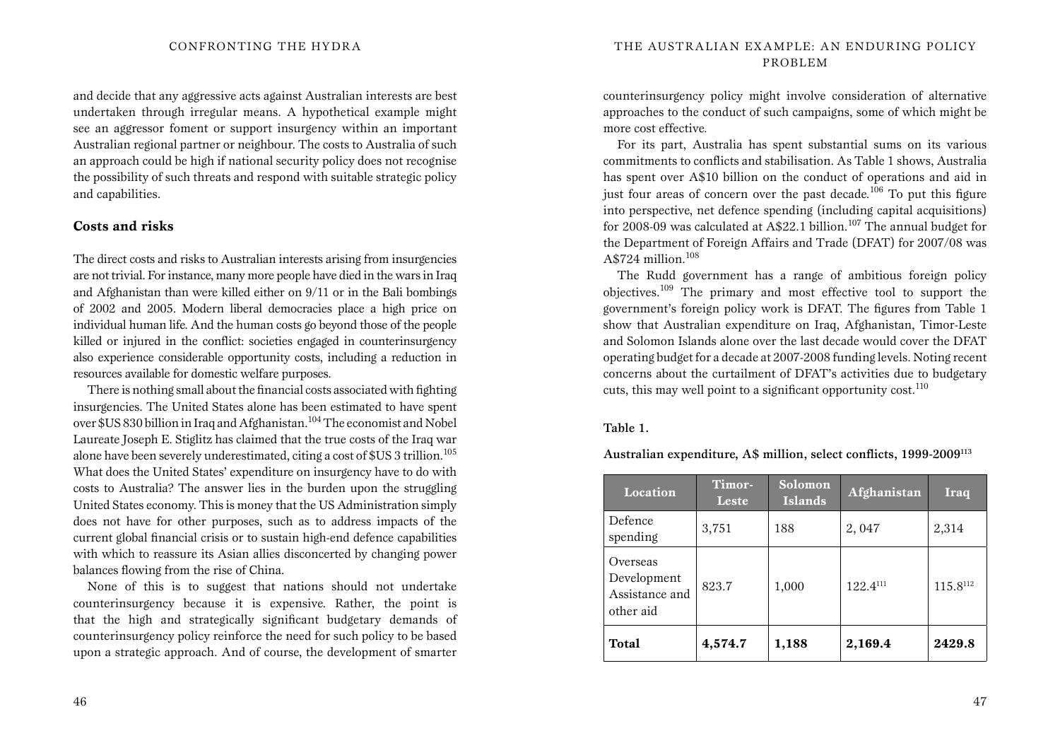and decide that any aggressive acts against Australian interests are best undertaken through irregular means. A hypothetical example might see an aggressor foment or support insurgency within an important Australian regional partner or neighbour. The costs to Australia of such an approach could be high if national security policy does not recognise the possibility of such threats and respond with suitable strategic policy and capabilities.

## Costs and risks

The direct costs and risks to Australian interests arising from insurgencies are not trivial. For instance, many more people have died in the wars in Iraq and Afghanistan than were killed either on 9/11 or in the Bali bombings of 2002 and 2005. Modern liberal democracies place a high price on individual human life. And the human costs go beyond those of the people killed or injured in the conflict: societies engaged in counterinsurgency also experience considerable opportunity costs, including a reduction in resources available for domestic welfare purposes.

There is nothing small about the financial costs associated with fighting insurgencies. The United States alone has been estimated to have spent over $US 830 billion in Iraq and Afghanistan.[104] The economist and Nobel Laureate Joseph E. Stiglitz has claimed that the true costs of the Iraq war alone have been severely underestimated, citing a cost of $US 3 trillion.[105] What does the United States' expenditure on insurgency have to do with costs to Australia? The answer lies in the burden upon the struggling United States economy. This is money that the US Administration simply does not have for other purposes, such as to address impacts of the current global financial crisis or to sustain high-end defence capabilities with which to reassure its Asian allies disconcerted by changing power balances flowing from the rise of China.

None of this is to suggest that nations should not undertake counterinsurgency because it is expensive. Rather, the point is that the high and strategically significant budgetary demands of counterinsurgency policy reinforce the need for such policy to be based upon a strategic approach. And of course, the development of smarter counterinsurgency policy might involve consideration of alternative approaches to the conduct of such campaigns, some of which might be more cost effective.

For its part, Australia has spent substantial sums on its various commitments to conflicts and stabilisation. As Table 1 shows, Australia has spent over A$10 billion on the conduct of operations and aid in just four areas of concern over the past decade.[106] To put this figure into perspective, net defence spending (including capital acquisitions) for 2008-09 was calculated at A$22.1 billion.[107] The annual budget for the Department of Foreign Affairs and Trade (DFAT) for 2007/08 was A$724 million.[108]

The Rudd government has a range of ambitious foreign policy objectives.[109] The primary and most effective tool to support the government's foreign policy work is DFAT. The figures from Table 1 show that Australian expenditure on Iraq, Afghanistan, Timor-Leste and Solomon Islands alone over the last decade would cover the DFAT operating budget for a decade at 2007-2008 funding levels. Noting recent concerns about the curtailment of DFAT's activities due to budgetary cuts, this may well point to a significant opportunity cost.[110]

**Table 1.**

**Australian expenditure, A$ million, select conflicts, 1999-2009**[113]

| Location | Timor-Leste | Solomon Islands | Afghanistan | Iraq |
|---|---|---|---|---|
| Defence spending | 3,751 | 188 | 2, 047 | 2,314 |
| Overseas Development Assistance and other aid | 823.7 | 1,000 | 122.4[111] | 115.8[112] |
| **Total** | **4,574.7** | **1,188** | **2,169.4** | **2429.8** |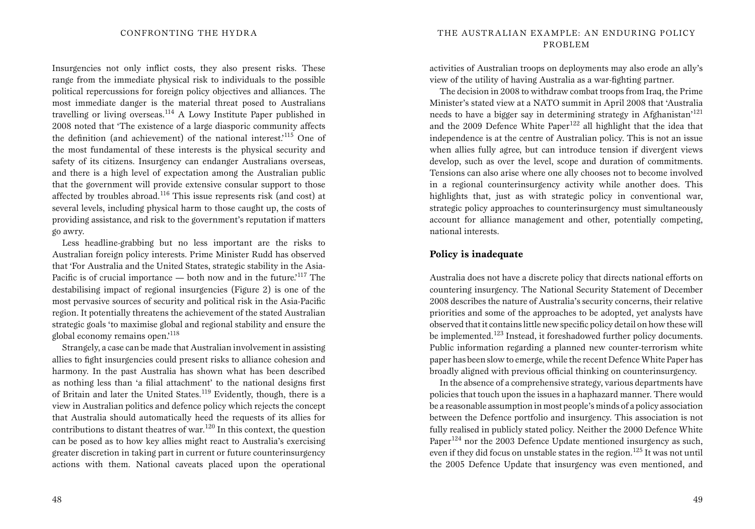Insurgencies not only inflict costs, they also present risks. These range from the immediate physical risk to individuals to the possible political repercussions for foreign policy objectives and alliances. The most immediate danger is the material threat posed to Australians travelling or living overseas.[114] A Lowy Institute Paper published in 2008 noted that 'The existence of a large diasporic community affects the definition (and achievement) of the national interest.'[115] One of the most fundamental of these interests is the physical security and safety of its citizens. Insurgency can endanger Australians overseas, and there is a high level of expectation among the Australian public that the government will provide extensive consular support to those affected by troubles abroad.[116] This issue represents risk (and cost) at several levels, including physical harm to those caught up, the costs of providing assistance, and risk to the government's reputation if matters go awry.

Less headline-grabbing but no less important are the risks to Australian foreign policy interests. Prime Minister Rudd has observed that 'For Australia and the United States, strategic stability in the Asia-Pacific is of crucial importance — both now and in the future.'[117] The destabilising impact of regional insurgencies (Figure 2) is one of the most pervasive sources of security and political risk in the Asia-Pacific region. It potentially threatens the achievement of the stated Australian strategic goals 'to maximise global and regional stability and ensure the global economy remains open.'[118]

Strangely, a case can be made that Australian involvement in assisting allies to fight insurgencies could present risks to alliance cohesion and harmony. In the past Australia has shown what has been described as nothing less than 'a filial attachment' to the national designs first of Britain and later the United States.[119] Evidently, though, there is a view in Australian politics and defence policy which rejects the concept that Australia should automatically heed the requests of its allies for contributions to distant theatres of war.[120] In this context, the question can be posed as to how key allies might react to Australia's exercising greater discretion in taking part in current or future counterinsurgency actions with them. National caveats placed upon the operational activities of Australian troops on deployments may also erode an ally's view of the utility of having Australia as a war-fighting partner.

The decision in 2008 to withdraw combat troops from Iraq, the Prime Minister's stated view at a NATO summit in April 2008 that 'Australia needs to have a bigger say in determining strategy in Afghanistan'[121] and the 2009 Defence White Paper[122] all highlight that the idea that independence is at the centre of Australian policy. This is not an issue when allies fully agree, but can introduce tension if divergent views develop, such as over the level, scope and duration of commitments. Tensions can also arise where one ally chooses not to become involved in a regional counterinsurgency activity while another does. This highlights that, just as with strategic policy in conventional war, strategic policy approaches to counterinsurgency must simultaneously account for alliance management and other, potentially competing, national interests.

## Policy is inadequate

Australia does not have a discrete policy that directs national efforts on countering insurgency. The National Security Statement of December 2008 describes the nature of Australia's security concerns, their relative priorities and some of the approaches to be adopted, yet analysts have observed that it contains little new specific policy detail on how these will be implemented.[123] Instead, it foreshadowed further policy documents. Public information regarding a planned new counter-terrorism white paper has been slow to emerge, while the recent Defence White Paper has broadly aligned with previous official thinking on counterinsurgency.

In the absence of a comprehensive strategy, various departments have policies that touch upon the issues in a haphazard manner. There would be a reasonable assumption in most people's minds of a policy association between the Defence portfolio and insurgency. This association is not fully realised in publicly stated policy. Neither the 2000 Defence White Paper[124] nor the 2003 Defence Update mentioned insurgency as such, even if they did focus on unstable states in the region.[125] It was not until the 2005 Defence Update that insurgency was even mentioned, and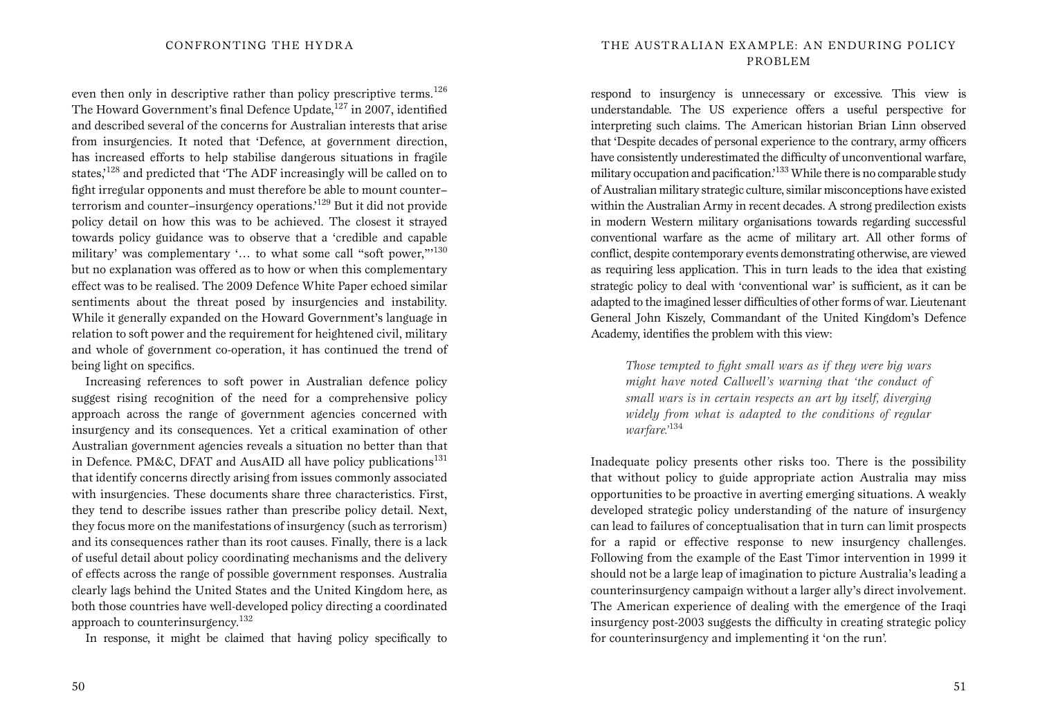even then only in descriptive rather than policy prescriptive terms.[126] The Howard Government's final Defence Update,[127] in 2007, identified and described several of the concerns for Australian interests that arise from insurgencies. It noted that 'Defence, at government direction, has increased efforts to help stabilise dangerous situations in fragile states,'[128] and predicted that 'The ADF increasingly will be called on to fight irregular opponents and must therefore be able to mount counter–terrorism and counter–insurgency operations.'[129] But it did not provide policy detail on how this was to be achieved. The closest it strayed towards policy guidance was to observe that a 'credible and capable military' was complementary '… to what some call "soft power,"'[130] but no explanation was offered as to how or when this complementary effect was to be realised. The 2009 Defence White Paper echoed similar sentiments about the threat posed by insurgencies and instability. While it generally expanded on the Howard Government's language in relation to soft power and the requirement for heightened civil, military and whole of government co-operation, it has continued the trend of being light on specifics.

Increasing references to soft power in Australian defence policy suggest rising recognition of the need for a comprehensive policy approach across the range of government agencies concerned with insurgency and its consequences. Yet a critical examination of other Australian government agencies reveals a situation no better than that in Defence. PM&C, DFAT and AusAID all have policy publications[131] that identify concerns directly arising from issues commonly associated with insurgencies. These documents share three characteristics. First, they tend to describe issues rather than prescribe policy detail. Next, they focus more on the manifestations of insurgency (such as terrorism) and its consequences rather than its root causes. Finally, there is a lack of useful detail about policy coordinating mechanisms and the delivery of effects across the range of possible government responses. Australia clearly lags behind the United States and the United Kingdom here, as both those countries have well-developed policy directing a coordinated approach to counterinsurgency.[132]

In response, it might be claimed that having policy specifically to respond to insurgency is unnecessary or excessive. This view is understandable. The US experience offers a useful perspective for interpreting such claims. The American historian Brian Linn observed that 'Despite decades of personal experience to the contrary, army officers have consistently underestimated the difficulty of unconventional warfare, military occupation and pacification.'[133] While there is no comparable study of Australian military strategic culture, similar misconceptions have existed within the Australian Army in recent decades. A strong predilection exists in modern Western military organisations towards regarding successful conventional warfare as the acme of military art. All other forms of conflict, despite contemporary events demonstrating otherwise, are viewed as requiring less application. This in turn leads to the idea that existing strategic policy to deal with 'conventional war' is sufficient, as it can be adapted to the imagined lesser difficulties of other forms of war. Lieutenant General John Kiszely, Commandant of the United Kingdom's Defence Academy, identifies the problem with this view:

> *Those tempted to fight small wars as if they were big wars might have noted Callwell's warning that 'the conduct of small wars is in certain respects an art by itself, diverging widely from what is adapted to the conditions of regular warfare.'*[134]

Inadequate policy presents other risks too. There is the possibility that without policy to guide appropriate action Australia may miss opportunities to be proactive in averting emerging situations. A weakly developed strategic policy understanding of the nature of insurgency can lead to failures of conceptualisation that in turn can limit prospects for a rapid or effective response to new insurgency challenges. Following from the example of the East Timor intervention in 1999 it should not be a large leap of imagination to picture Australia's leading a counterinsurgency campaign without a larger ally's direct involvement. The American experience of dealing with the emergence of the Iraqi insurgency post-2003 suggests the difficulty in creating strategic policy for counterinsurgency and implementing it 'on the run'.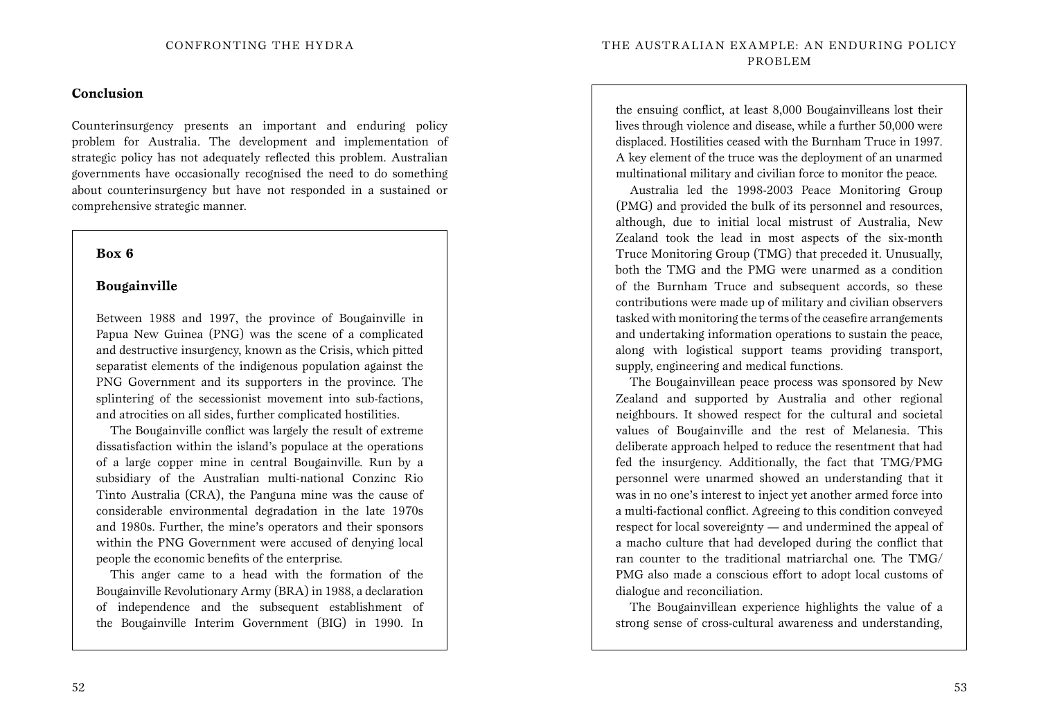## Conclusion

Counterinsurgency presents an important and enduring policy problem for Australia. The development and implementation of strategic policy has not adequately reflected this problem. Australian governments have occasionally recognised the need to do something about counterinsurgency but have not responded in a sustained or comprehensive strategic manner.

### Box 6

### Bougainville

Between 1988 and 1997, the province of Bougainville in Papua New Guinea (PNG) was the scene of a complicated and destructive insurgency, known as the Crisis, which pitted separatist elements of the indigenous population against the PNG Government and its supporters in the province. The splintering of the secessionist movement into sub-factions, and atrocities on all sides, further complicated hostilities.

The Bougainville conflict was largely the result of extreme dissatisfaction within the island's populace at the operations of a large copper mine in central Bougainville. Run by a subsidiary of the Australian multi-national Conzinc Rio Tinto Australia (CRA), the Panguna mine was the cause of considerable environmental degradation in the late 1970s and 1980s. Further, the mine's operators and their sponsors within the PNG Government were accused of denying local people the economic benefits of the enterprise.

This anger came to a head with the formation of the Bougainville Revolutionary Army (BRA) in 1988, a declaration of independence and the subsequent establishment of the Bougainville Interim Government (BIG) in 1990. In the ensuing conflict, at least 8,000 Bougainvilleans lost their lives through violence and disease, while a further 50,000 were displaced. Hostilities ceased with the Burnham Truce in 1997. A key element of the truce was the deployment of an unarmed multinational military and civilian force to monitor the peace.

Australia led the 1998-2003 Peace Monitoring Group (PMG) and provided the bulk of its personnel and resources, although, due to initial local mistrust of Australia, New Zealand took the lead in most aspects of the six-month Truce Monitoring Group (TMG) that preceded it. Unusually, both the TMG and the PMG were unarmed as a condition of the Burnham Truce and subsequent accords, so these contributions were made up of military and civilian observers tasked with monitoring the terms of the ceasefire arrangements and undertaking information operations to sustain the peace, along with logistical support teams providing transport, supply, engineering and medical functions.

The Bougainvillean peace process was sponsored by New Zealand and supported by Australia and other regional neighbours. It showed respect for the cultural and societal values of Bougainville and the rest of Melanesia. This deliberate approach helped to reduce the resentment that had fed the insurgency. Additionally, the fact that TMG/PMG personnel were unarmed showed an understanding that it was in no one's interest to inject yet another armed force into a multi-factional conflict. Agreeing to this condition conveyed respect for local sovereignty — and undermined the appeal of a macho culture that had developed during the conflict that ran counter to the traditional matriarchal one. The TMG/PMG also made a conscious effort to adopt local customs of dialogue and reconciliation.

The Bougainvillean experience highlights the value of a strong sense of cross-cultural awareness and understanding,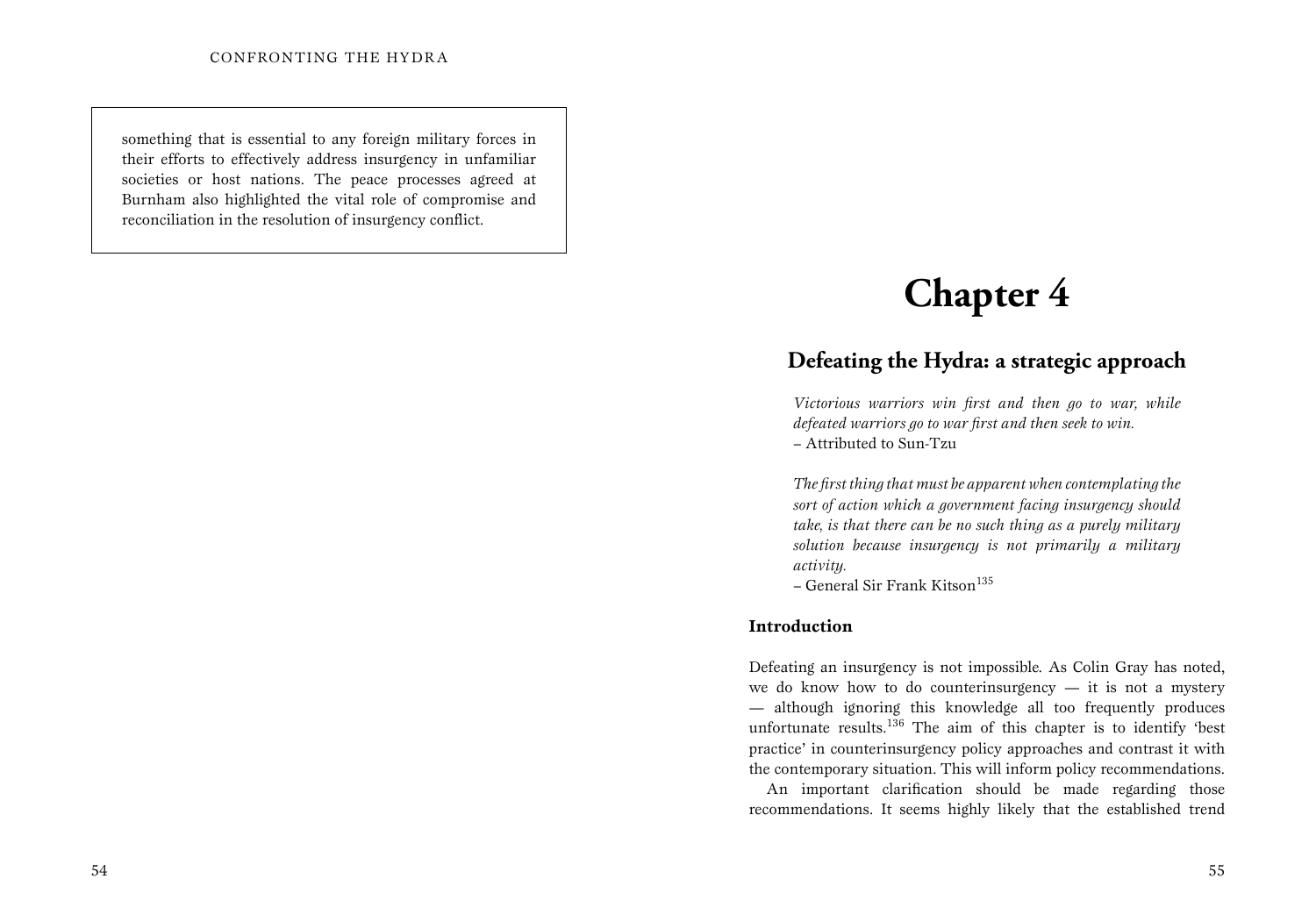something that is essential to any foreign military forces in their efforts to effectively address insurgency in unfamiliar societies or host nations. The peace processes agreed at Burnham also highlighted the vital role of compromise and reconciliation in the resolution of insurgency conflict.

# Chapter 4

## Defeating the Hydra: a strategic approach

*Victorious warriors win first and then go to war, while defeated warriors go to war first and then seek to win.*
– Attributed to Sun-Tzu

*The first thing that must be apparent when contemplating the sort of action which a government facing insurgency should take, is that there can be no such thing as a purely military solution because insurgency is not primarily a military activity.*
– General Sir Frank Kitson[135]

### Introduction

Defeating an insurgency is not impossible. As Colin Gray has noted, we do know how to do counterinsurgency — it is not a mystery — although ignoring this knowledge all too frequently produces unfortunate results.[136] The aim of this chapter is to identify 'best practice' in counterinsurgency policy approaches and contrast it with the contemporary situation. This will inform policy recommendations.

An important clarification should be made regarding those recommendations. It seems highly likely that the established trend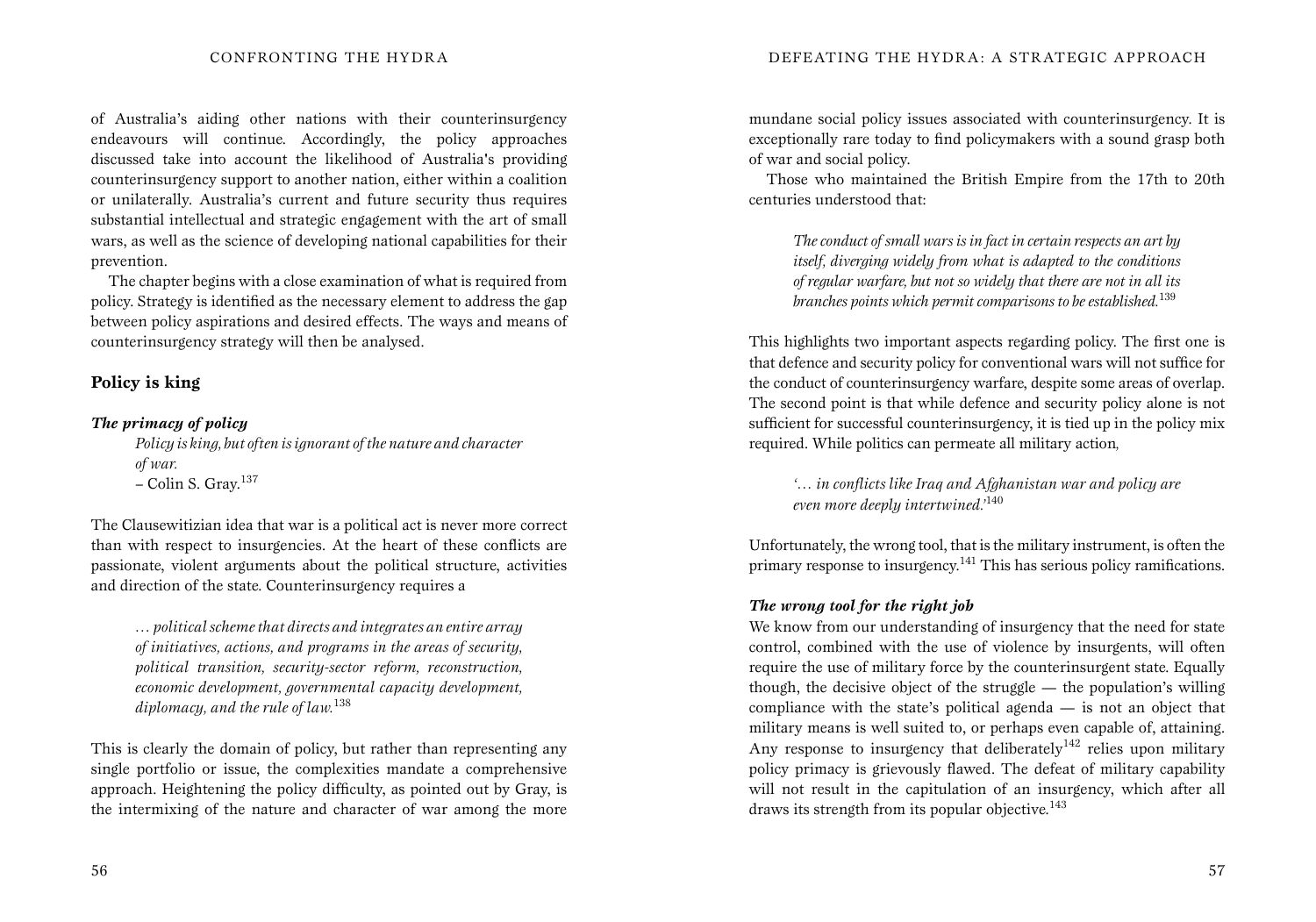of Australia's aiding other nations with their counterinsurgency endeavours will continue. Accordingly, the policy approaches discussed take into account the likelihood of Australia's providing counterinsurgency support to another nation, either within a coalition or unilaterally. Australia's current and future security thus requires substantial intellectual and strategic engagement with the art of small wars, as well as the science of developing national capabilities for their prevention.

The chapter begins with a close examination of what is required from policy. Strategy is identified as the necessary element to address the gap between policy aspirations and desired effects. The ways and means of counterinsurgency strategy will then be analysed.

## Policy is king

### *The primacy of policy*

> *Policy is king, but often is ignorant of the nature and character of war.*
> – Colin S. Gray.[137]

The Clausewitizian idea that war is a political act is never more correct than with respect to insurgencies. At the heart of these conflicts are passionate, violent arguments about the political structure, activities and direction of the state. Counterinsurgency requires a

> *… political scheme that directs and integrates an entire array of initiatives, actions, and programs in the areas of security, political transition, security-sector reform, reconstruction, economic development, governmental capacity development, diplomacy, and the rule of law.*[138]

This is clearly the domain of policy, but rather than representing any single portfolio or issue, the complexities mandate a comprehensive approach. Heightening the policy difficulty, as pointed out by Gray, is the intermixing of the nature and character of war among the more mundane social policy issues associated with counterinsurgency. It is exceptionally rare today to find policymakers with a sound grasp both of war and social policy.

Those who maintained the British Empire from the 17th to 20th centuries understood that:

> *The conduct of small wars is in fact in certain respects an art by itself, diverging widely from what is adapted to the conditions of regular warfare, but not so widely that there are not in all its branches points which permit comparisons to be established.*[139]

This highlights two important aspects regarding policy. The first one is that defence and security policy for conventional wars will not suffice for the conduct of counterinsurgency warfare, despite some areas of overlap. The second point is that while defence and security policy alone is not sufficient for successful counterinsurgency, it is tied up in the policy mix required. While politics can permeate all military action,

> *'… in conflicts like Iraq and Afghanistan war and policy are even more deeply intertwined.'*[140]

Unfortunately, the wrong tool, that is the military instrument, is often the primary response to insurgency.[141] This has serious policy ramifications.

### *The wrong tool for the right job*

We know from our understanding of insurgency that the need for state control, combined with the use of violence by insurgents, will often require the use of military force by the counterinsurgent state. Equally though, the decisive object of the struggle — the population's willing compliance with the state's political agenda — is not an object that military means is well suited to, or perhaps even capable of, attaining. Any response to insurgency that deliberately[142] relies upon military policy primacy is grievously flawed. The defeat of military capability will not result in the capitulation of an insurgency, which after all draws its strength from its popular objective.[143]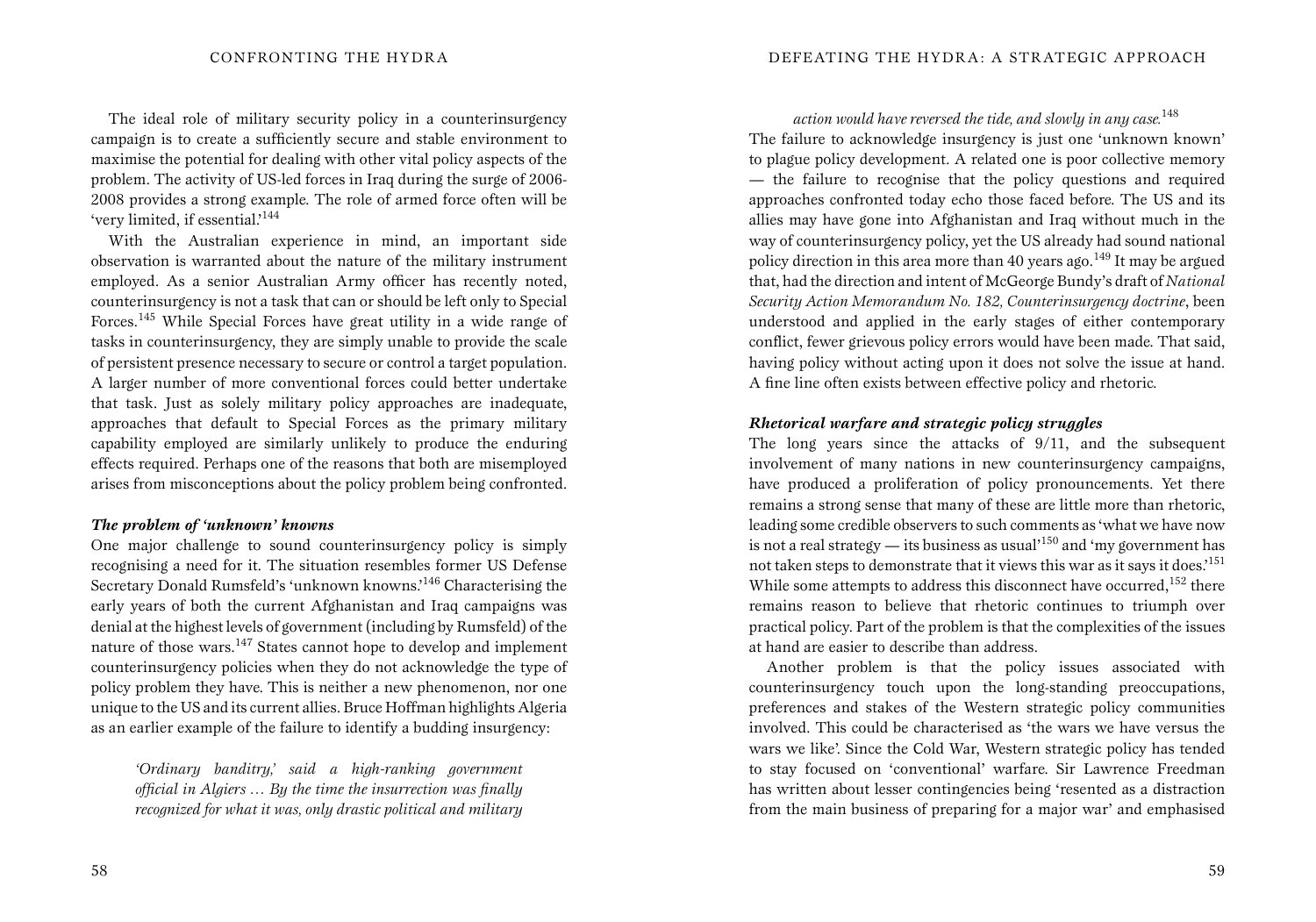The ideal role of military security policy in a counterinsurgency campaign is to create a sufficiently secure and stable environment to maximise the potential for dealing with other vital policy aspects of the problem. The activity of US-led forces in Iraq during the surge of 2006-2008 provides a strong example. The role of armed force often will be 'very limited, if essential.'[144]

With the Australian experience in mind, an important side observation is warranted about the nature of the military instrument employed. As a senior Australian Army officer has recently noted, counterinsurgency is not a task that can or should be left only to Special Forces.[145] While Special Forces have great utility in a wide range of tasks in counterinsurgency, they are simply unable to provide the scale of persistent presence necessary to secure or control a target population. A larger number of more conventional forces could better undertake that task. Just as solely military policy approaches are inadequate, approaches that default to Special Forces as the primary military capability employed are similarly unlikely to produce the enduring effects required. Perhaps one of the reasons that both are misemployed arises from misconceptions about the policy problem being confronted.

### *The problem of 'unknown' knowns*

One major challenge to sound counterinsurgency policy is simply recognising a need for it. The situation resembles former US Defense Secretary Donald Rumsfeld's 'unknown knowns.'[146] Characterising the early years of both the current Afghanistan and Iraq campaigns was denial at the highest levels of government (including by Rumsfeld) of the nature of those wars.[147] States cannot hope to develop and implement counterinsurgency policies when they do not acknowledge the type of policy problem they have. This is neither a new phenomenon, nor one unique to the US and its current allies. Bruce Hoffman highlights Algeria as an earlier example of the failure to identify a budding insurgency:

> *'Ordinary banditry,' said a high-ranking government official in Algiers … By the time the insurrection was finally recognized for what it was, only drastic political and military action would have reversed the tide, and slowly in any case.*[148]

The failure to acknowledge insurgency is just one 'unknown known' to plague policy development. A related one is poor collective memory — the failure to recognise that the policy questions and required approaches confronted today echo those faced before. The US and its allies may have gone into Afghanistan and Iraq without much in the way of counterinsurgency policy, yet the US already had sound national policy direction in this area more than 40 years ago.[149] It may be argued that, had the direction and intent of McGeorge Bundy's draft of *National Security Action Memorandum No. 182, Counterinsurgency doctrine*, been understood and applied in the early stages of either contemporary conflict, fewer grievous policy errors would have been made. That said, having policy without acting upon it does not solve the issue at hand. A fine line often exists between effective policy and rhetoric.

### *Rhetorical warfare and strategic policy struggles*

The long years since the attacks of 9/11, and the subsequent involvement of many nations in new counterinsurgency campaigns, have produced a proliferation of policy pronouncements. Yet there remains a strong sense that many of these are little more than rhetoric, leading some credible observers to such comments as 'what we have now is not a real strategy — its business as usual'[150] and 'my government has not taken steps to demonstrate that it views this war as it says it does.'[151] While some attempts to address this disconnect have occurred,[152] there remains reason to believe that rhetoric continues to triumph over practical policy. Part of the problem is that the complexities of the issues at hand are easier to describe than address.

Another problem is that the policy issues associated with counterinsurgency touch upon the long-standing preoccupations, preferences and stakes of the Western strategic policy communities involved. This could be characterised as 'the wars we have versus the wars we like'. Since the Cold War, Western strategic policy has tended to stay focused on 'conventional' warfare. Sir Lawrence Freedman has written about lesser contingencies being 'resented as a distraction from the main business of preparing for a major war' and emphasised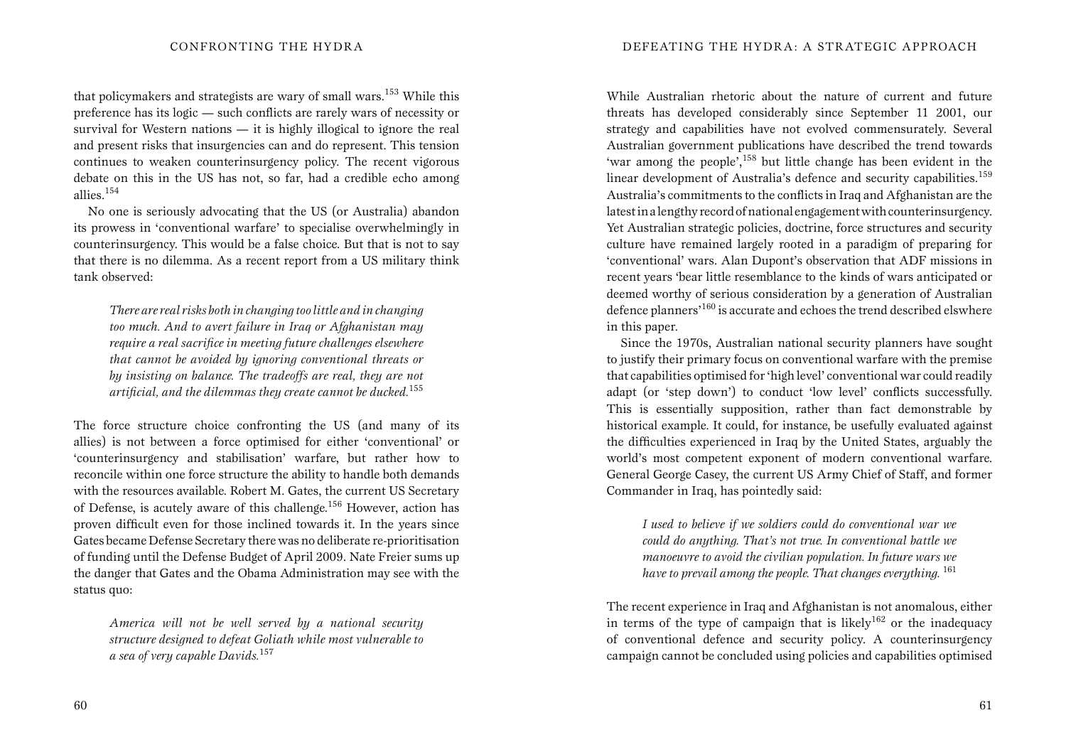that policymakers and strategists are wary of small wars.[153] While this preference has its logic — such conflicts are rarely wars of necessity or survival for Western nations — it is highly illogical to ignore the real and present risks that insurgencies can and do represent. This tension continues to weaken counterinsurgency policy. The recent vigorous debate on this in the US has not, so far, had a credible echo among allies.[154]

No one is seriously advocating that the US (or Australia) abandon its prowess in 'conventional warfare' to specialise overwhelmingly in counterinsurgency. This would be a false choice. But that is not to say that there is no dilemma. As a recent report from a US military think tank observed:

> *There are real risks both in changing too little and in changing too much. And to avert failure in Iraq or Afghanistan may require a real sacrifice in meeting future challenges elsewhere that cannot be avoided by ignoring conventional threats or by insisting on balance. The tradeoffs are real, they are not artificial, and the dilemmas they create cannot be ducked.*[155]

The force structure choice confronting the US (and many of its allies) is not between a force optimised for either 'conventional' or 'counterinsurgency and stabilisation' warfare, but rather how to reconcile within one force structure the ability to handle both demands with the resources available. Robert M. Gates, the current US Secretary of Defense, is acutely aware of this challenge.[156] However, action has proven difficult even for those inclined towards it. In the years since Gates became Defense Secretary there was no deliberate re-prioritisation of funding until the Defense Budget of April 2009. Nate Freier sums up the danger that Gates and the Obama Administration may see with the status quo:

> *America will not be well served by a national security structure designed to defeat Goliath while most vulnerable to a sea of very capable Davids.*[157]

While Australian rhetoric about the nature of current and future threats has developed considerably since September 11 2001, our strategy and capabilities have not evolved commensurately. Several Australian government publications have described the trend towards 'war among the people',[158] but little change has been evident in the linear development of Australia's defence and security capabilities.[159] Australia's commitments to the conflicts in Iraq and Afghanistan are the latest in a lengthy record of national engagement with counterinsurgency. Yet Australian strategic policies, doctrine, force structures and security culture have remained largely rooted in a paradigm of preparing for 'conventional' wars. Alan Dupont's observation that ADF missions in recent years 'bear little resemblance to the kinds of wars anticipated or deemed worthy of serious consideration by a generation of Australian defence planners'[160] is accurate and echoes the trend described elswhere in this paper.

Since the 1970s, Australian national security planners have sought to justify their primary focus on conventional warfare with the premise that capabilities optimised for 'high level' conventional war could readily adapt (or 'step down') to conduct 'low level' conflicts successfully. This is essentially supposition, rather than fact demonstrable by historical example. It could, for instance, be usefully evaluated against the difficulties experienced in Iraq by the United States, arguably the world's most competent exponent of modern conventional warfare. General George Casey, the current US Army Chief of Staff, and former Commander in Iraq, has pointedly said:

> *I used to believe if we soldiers could do conventional war we could do anything. That's not true. In conventional battle we manoeuvre to avoid the civilian population. In future wars we have to prevail among the people. That changes everything.*[161]

The recent experience in Iraq and Afghanistan is not anomalous, either in terms of the type of campaign that is likely[162] or the inadequacy of conventional defence and security policy. A counterinsurgency campaign cannot be concluded using policies and capabilities optimised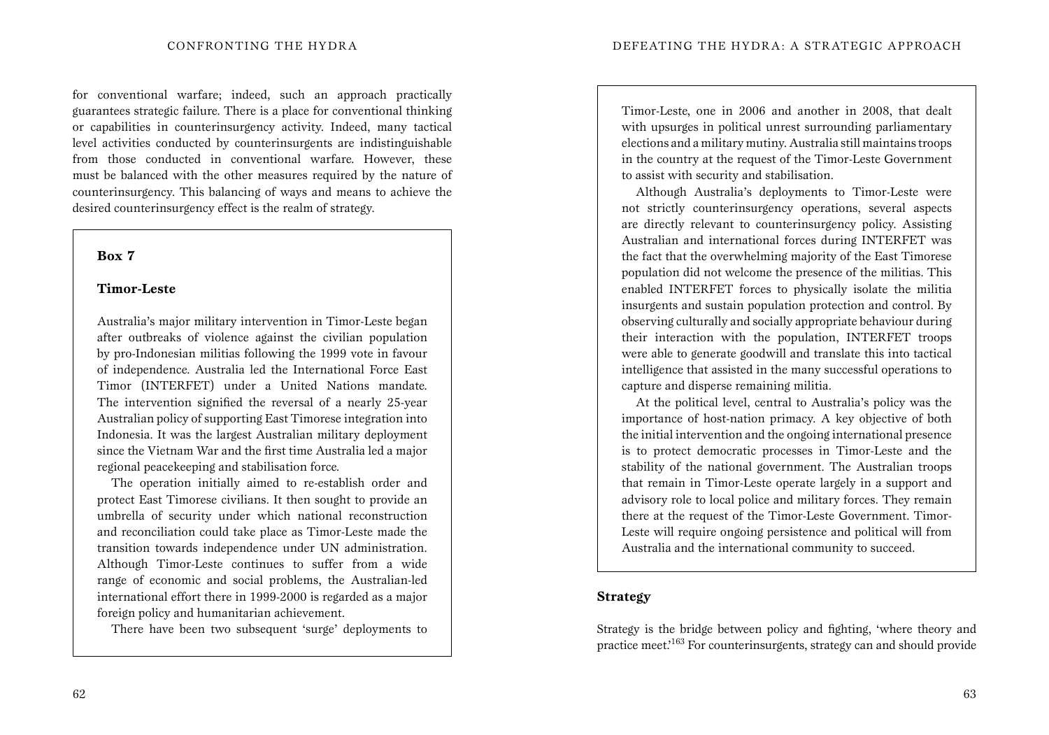for conventional warfare; indeed, such an approach practically guarantees strategic failure. There is a place for conventional thinking or capabilities in counterinsurgency activity. Indeed, many tactical level activities conducted by counterinsurgents are indistinguishable from those conducted in conventional warfare. However, these must be balanced with the other measures required by the nature of counterinsurgency. This balancing of ways and means to achieve the desired counterinsurgency effect is the realm of strategy.

**Box 7**

**Timor-Leste**

Australia's major military intervention in Timor-Leste began after outbreaks of violence against the civilian population by pro-Indonesian militias following the 1999 vote in favour of independence. Australia led the International Force East Timor (INTERFET) under a United Nations mandate. The intervention signified the reversal of a nearly 25-year Australian policy of supporting East Timorese integration into Indonesia. It was the largest Australian military deployment since the Vietnam War and the first time Australia led a major regional peacekeeping and stabilisation force.

The operation initially aimed to re-establish order and protect East Timorese civilians. It then sought to provide an umbrella of security under which national reconstruction and reconciliation could take place as Timor-Leste made the transition towards independence under UN administration. Although Timor-Leste continues to suffer from a wide range of economic and social problems, the Australian-led international effort there in 1999-2000 is regarded as a major foreign policy and humanitarian achievement.

There have been two subsequent 'surge' deployments to Timor-Leste, one in 2006 and another in 2008, that dealt with upsurges in political unrest surrounding parliamentary elections and a military mutiny. Australia still maintains troops in the country at the request of the Timor-Leste Government to assist with security and stabilisation.

Although Australia's deployments to Timor-Leste were not strictly counterinsurgency operations, several aspects are directly relevant to counterinsurgency policy. Assisting Australian and international forces during INTERFET was the fact that the overwhelming majority of the East Timorese population did not welcome the presence of the militias. This enabled INTERFET forces to physically isolate the militia insurgents and sustain population protection and control. By observing culturally and socially appropriate behaviour during their interaction with the population, INTERFET troops were able to generate goodwill and translate this into tactical intelligence that assisted in the many successful operations to capture and disperse remaining militia.

At the political level, central to Australia's policy was the importance of host-nation primacy. A key objective of both the initial intervention and the ongoing international presence is to protect democratic processes in Timor-Leste and the stability of the national government. The Australian troops that remain in Timor-Leste operate largely in a support and advisory role to local police and military forces. They remain there at the request of the Timor-Leste Government. Timor-Leste will require ongoing persistence and political will from Australia and the international community to succeed.

## Strategy

Strategy is the bridge between policy and fighting, 'where theory and practice meet.'[163] For counterinsurgents, strategy can and should provide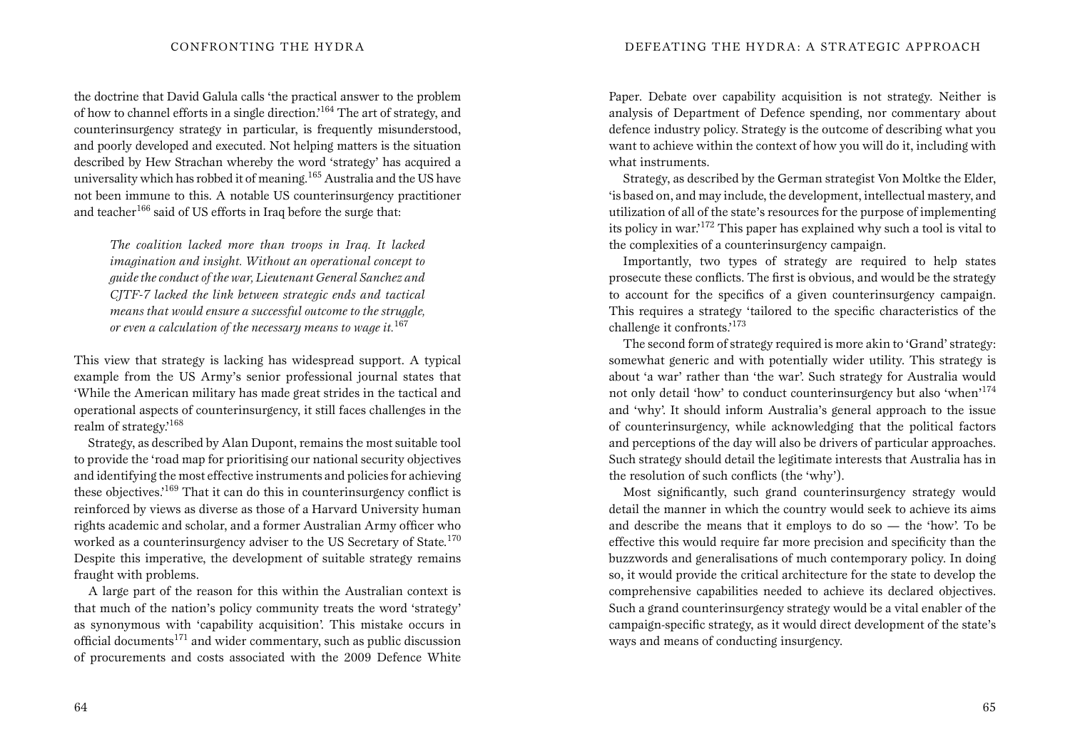the doctrine that David Galula calls 'the practical answer to the problem of how to channel efforts in a single direction.'[164] The art of strategy, and counterinsurgency strategy in particular, is frequently misunderstood, and poorly developed and executed. Not helping matters is the situation described by Hew Strachan whereby the word 'strategy' has acquired a universality which has robbed it of meaning.[165] Australia and the US have not been immune to this. A notable US counterinsurgency practitioner and teacher[166] said of US efforts in Iraq before the surge that:

> *The coalition lacked more than troops in Iraq. It lacked imagination and insight. Without an operational concept to guide the conduct of the war, Lieutenant General Sanchez and CJTF-7 lacked the link between strategic ends and tactical means that would ensure a successful outcome to the struggle, or even a calculation of the necessary means to wage it.*[167]

This view that strategy is lacking has widespread support. A typical example from the US Army's senior professional journal states that 'While the American military has made great strides in the tactical and operational aspects of counterinsurgency, it still faces challenges in the realm of strategy.'[168]

Strategy, as described by Alan Dupont, remains the most suitable tool to provide the 'road map for prioritising our national security objectives and identifying the most effective instruments and policies for achieving these objectives.'[169] That it can do this in counterinsurgency conflict is reinforced by views as diverse as those of a Harvard University human rights academic and scholar, and a former Australian Army officer who worked as a counterinsurgency adviser to the US Secretary of State.[170] Despite this imperative, the development of suitable strategy remains fraught with problems.

A large part of the reason for this within the Australian context is that much of the nation's policy community treats the word 'strategy' as synonymous with 'capability acquisition'. This mistake occurs in official documents[171] and wider commentary, such as public discussion of procurements and costs associated with the 2009 Defence White Paper. Debate over capability acquisition is not strategy. Neither is analysis of Department of Defence spending, nor commentary about defence industry policy. Strategy is the outcome of describing what you want to achieve within the context of how you will do it, including with what instruments.

Strategy, as described by the German strategist Von Moltke the Elder, 'is based on, and may include, the development, intellectual mastery, and utilization of all of the state's resources for the purpose of implementing its policy in war.'[172] This paper has explained why such a tool is vital to the complexities of a counterinsurgency campaign.

Importantly, two types of strategy are required to help states prosecute these conflicts. The first is obvious, and would be the strategy to account for the specifics of a given counterinsurgency campaign. This requires a strategy 'tailored to the specific characteristics of the challenge it confronts.'[173]

The second form of strategy required is more akin to 'Grand' strategy: somewhat generic and with potentially wider utility. This strategy is about 'a war' rather than 'the war'. Such strategy for Australia would not only detail 'how' to conduct counterinsurgency but also 'when'[174] and 'why'. It should inform Australia's general approach to the issue of counterinsurgency, while acknowledging that the political factors and perceptions of the day will also be drivers of particular approaches. Such strategy should detail the legitimate interests that Australia has in the resolution of such conflicts (the 'why').

Most significantly, such grand counterinsurgency strategy would detail the manner in which the country would seek to achieve its aims and describe the means that it employs to do so — the 'how'. To be effective this would require far more precision and specificity than the buzzwords and generalisations of much contemporary policy. In doing so, it would provide the critical architecture for the state to develop the comprehensive capabilities needed to achieve its declared objectives. Such a grand counterinsurgency strategy would be a vital enabler of the campaign-specific strategy, as it would direct development of the state's ways and means of conducting insurgency.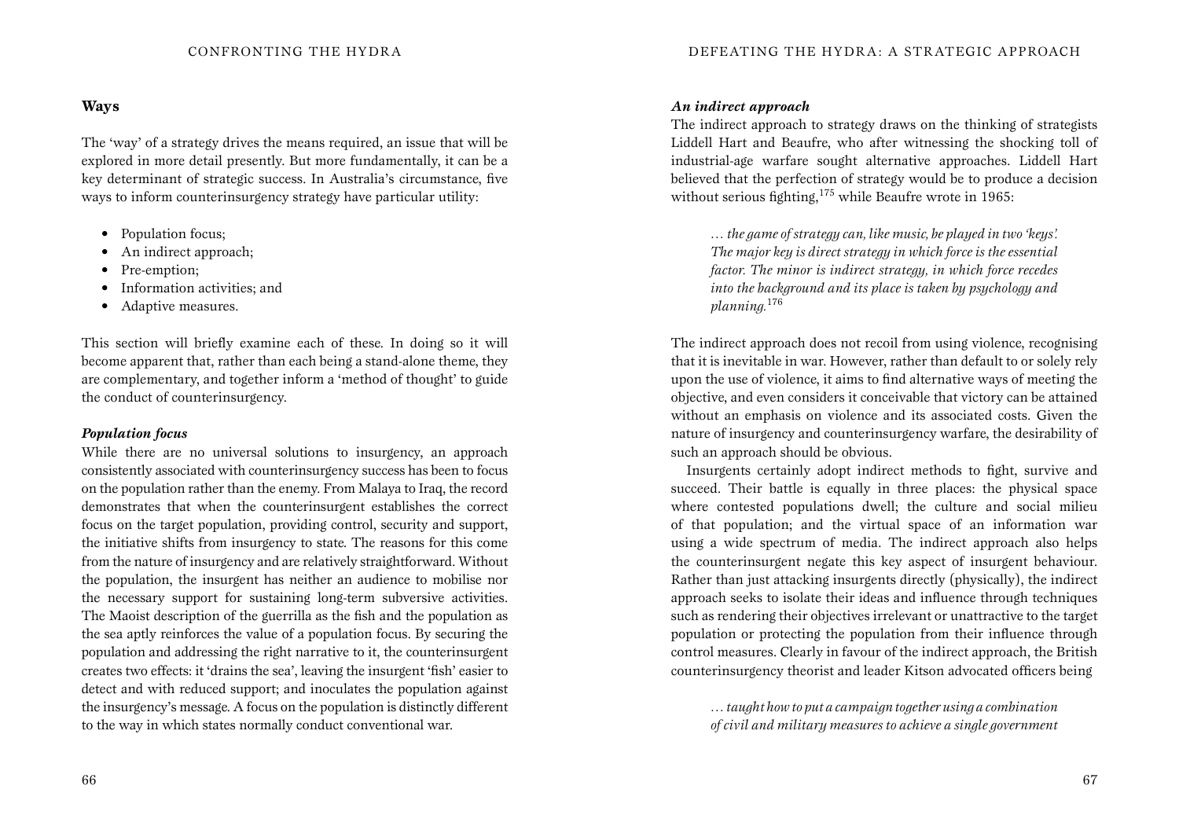## Ways

The 'way' of a strategy drives the means required, an issue that will be explored in more detail presently. But more fundamentally, it can be a key determinant of strategic success. In Australia's circumstance, five ways to inform counterinsurgency strategy have particular utility:

- Population focus;
- An indirect approach;
- Pre-emption;
- Information activities; and
- Adaptive measures.

This section will briefly examine each of these. In doing so it will become apparent that, rather than each being a stand-alone theme, they are complementary, and together inform a 'method of thought' to guide the conduct of counterinsurgency.

### *Population focus*

While there are no universal solutions to insurgency, an approach consistently associated with counterinsurgency success has been to focus on the population rather than the enemy. From Malaya to Iraq, the record demonstrates that when the counterinsurgent establishes the correct focus on the target population, providing control, security and support, the initiative shifts from insurgency to state. The reasons for this come from the nature of insurgency and are relatively straightforward. Without the population, the insurgent has neither an audience to mobilise nor the necessary support for sustaining long-term subversive activities. The Maoist description of the guerrilla as the fish and the population as the sea aptly reinforces the value of a population focus. By securing the population and addressing the right narrative to it, the counterinsurgent creates two effects: it 'drains the sea', leaving the insurgent 'fish' easier to detect and with reduced support; and inoculates the population against the insurgency's message. A focus on the population is distinctly different to the way in which states normally conduct conventional war.

### *An indirect approach*

The indirect approach to strategy draws on the thinking of strategists Liddell Hart and Beaufre, who after witnessing the shocking toll of industrial-age warfare sought alternative approaches. Liddell Hart believed that the perfection of strategy would be to produce a decision without serious fighting,[175] while Beaufre wrote in 1965:

> *… the game of strategy can, like music, be played in two 'keys'. The major key is direct strategy in which force is the essential factor. The minor is indirect strategy, in which force recedes into the background and its place is taken by psychology and planning.*[176]

The indirect approach does not recoil from using violence, recognising that it is inevitable in war. However, rather than default to or solely rely upon the use of violence, it aims to find alternative ways of meeting the objective, and even considers it conceivable that victory can be attained without an emphasis on violence and its associated costs. Given the nature of insurgency and counterinsurgency warfare, the desirability of such an approach should be obvious.

Insurgents certainly adopt indirect methods to fight, survive and succeed. Their battle is equally in three places: the physical space where contested populations dwell; the culture and social milieu of that population; and the virtual space of an information war using a wide spectrum of media. The indirect approach also helps the counterinsurgent negate this key aspect of insurgent behaviour. Rather than just attacking insurgents directly (physically), the indirect approach seeks to isolate their ideas and influence through techniques such as rendering their objectives irrelevant or unattractive to the target population or protecting the population from their influence through control measures. Clearly in favour of the indirect approach, the British counterinsurgency theorist and leader Kitson advocated officers being

> *… taught how to put a campaign together using a combination of civil and military measures to achieve a single government*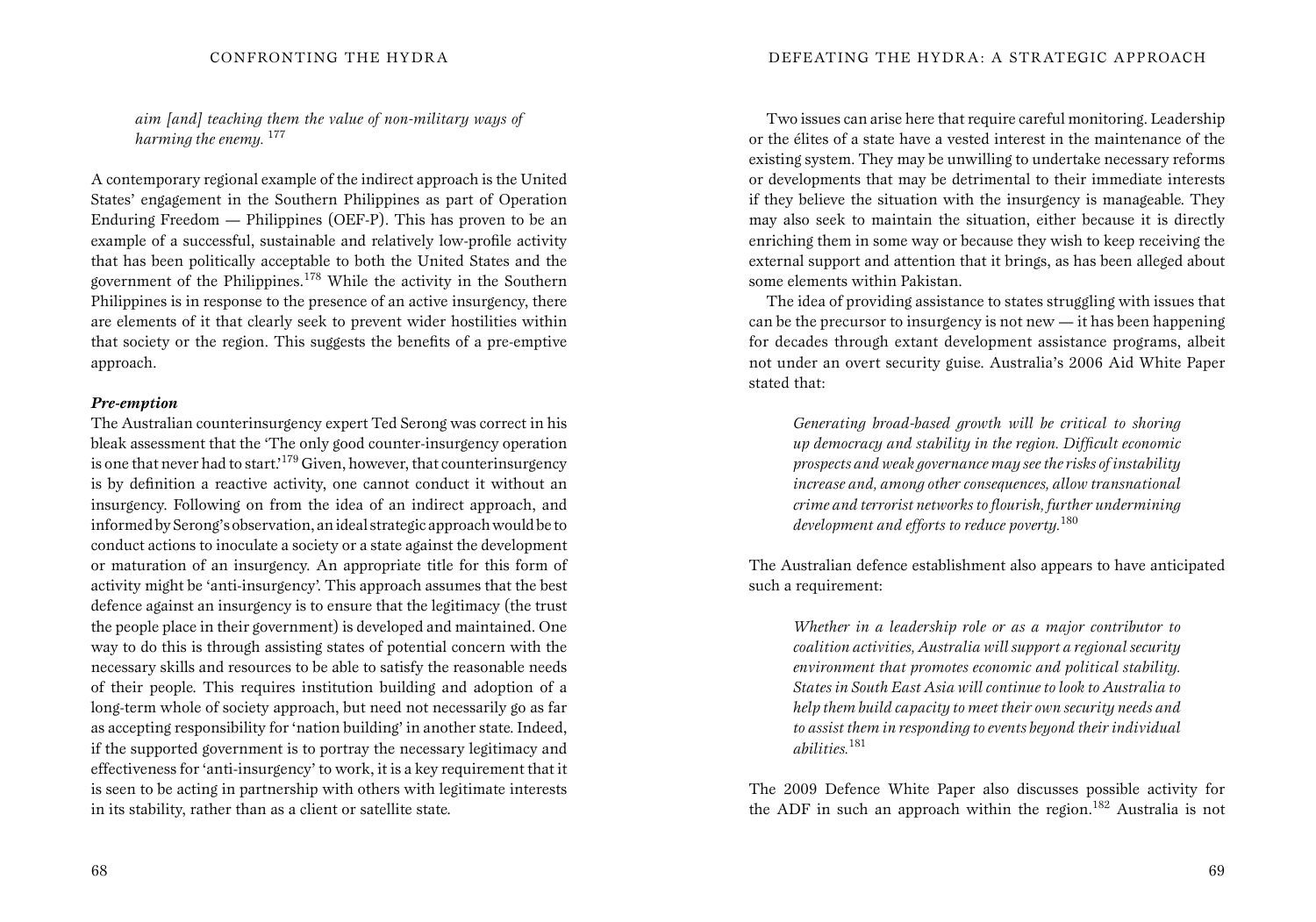*aim [and] teaching them the value of non-military ways of harming the enemy.* [177]

A contemporary regional example of the indirect approach is the United States' engagement in the Southern Philippines as part of Operation Enduring Freedom — Philippines (OEF-P). This has proven to be an example of a successful, sustainable and relatively low-profile activity that has been politically acceptable to both the United States and the government of the Philippines.[178] While the activity in the Southern Philippines is in response to the presence of an active insurgency, there are elements of it that clearly seek to prevent wider hostilities within that society or the region. This suggests the benefits of a pre-emptive approach.

***Pre-emption***

The Australian counterinsurgency expert Ted Serong was correct in his bleak assessment that the 'The only good counter-insurgency operation is one that never had to start.'[179] Given, however, that counterinsurgency is by definition a reactive activity, one cannot conduct it without an insurgency. Following on from the idea of an indirect approach, and informed by Serong's observation, an ideal strategic approach would be to conduct actions to inoculate a society or a state against the development or maturation of an insurgency. An appropriate title for this form of activity might be 'anti-insurgency'. This approach assumes that the best defence against an insurgency is to ensure that the legitimacy (the trust the people place in their government) is developed and maintained. One way to do this is through assisting states of potential concern with the necessary skills and resources to be able to satisfy the reasonable needs of their people. This requires institution building and adoption of a long-term whole of society approach, but need not necessarily go as far as accepting responsibility for 'nation building' in another state. Indeed, if the supported government is to portray the necessary legitimacy and effectiveness for 'anti-insurgency' to work, it is a key requirement that it is seen to be acting in partnership with others with legitimate interests in its stability, rather than as a client or satellite state.

Two issues can arise here that require careful monitoring. Leadership or the élites of a state have a vested interest in the maintenance of the existing system. They may be unwilling to undertake necessary reforms or developments that may be detrimental to their immediate interests if they believe the situation with the insurgency is manageable. They may also seek to maintain the situation, either because it is directly enriching them in some way or because they wish to keep receiving the external support and attention that it brings, as has been alleged about some elements within Pakistan.

The idea of providing assistance to states struggling with issues that can be the precursor to insurgency is not new — it has been happening for decades through extant development assistance programs, albeit not under an overt security guise. Australia's 2006 Aid White Paper stated that:

> *Generating broad-based growth will be critical to shoring up democracy and stability in the region. Difficult economic prospects and weak governance may see the risks of instability increase and, among other consequences, allow transnational crime and terrorist networks to flourish, further undermining development and efforts to reduce poverty.*[180]

The Australian defence establishment also appears to have anticipated such a requirement:

> *Whether in a leadership role or as a major contributor to coalition activities, Australia will support a regional security environment that promotes economic and political stability. States in South East Asia will continue to look to Australia to help them build capacity to meet their own security needs and to assist them in responding to events beyond their individual abilities.*[181]

The 2009 Defence White Paper also discusses possible activity for the ADF in such an approach within the region.[182] Australia is not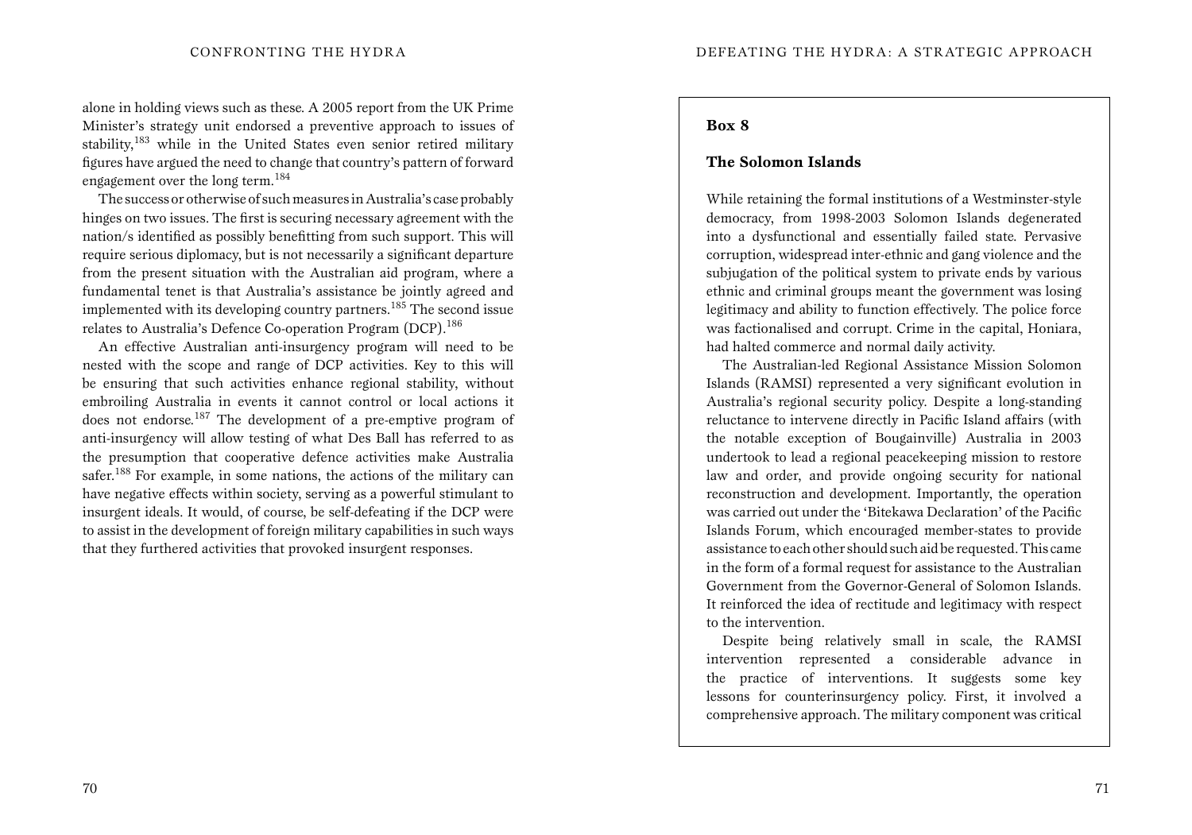alone in holding views such as these. A 2005 report from the UK Prime Minister's strategy unit endorsed a preventive approach to issues of stability,[183] while in the United States even senior retired military figures have argued the need to change that country's pattern of forward engagement over the long term.[184]

The success or otherwise of such measures in Australia's case probably hinges on two issues. The first is securing necessary agreement with the nation/s identified as possibly benefitting from such support. This will require serious diplomacy, but is not necessarily a significant departure from the present situation with the Australian aid program, where a fundamental tenet is that Australia's assistance be jointly agreed and implemented with its developing country partners.[185] The second issue relates to Australia's Defence Co-operation Program (DCP).[186]

An effective Australian anti-insurgency program will need to be nested with the scope and range of DCP activities. Key to this will be ensuring that such activities enhance regional stability, without embroiling Australia in events it cannot control or local actions it does not endorse.[187] The development of a pre-emptive program of anti-insurgency will allow testing of what Des Ball has referred to as the presumption that cooperative defence activities make Australia safer.[188] For example, in some nations, the actions of the military can have negative effects within society, serving as a powerful stimulant to insurgent ideals. It would, of course, be self-defeating if the DCP were to assist in the development of foreign military capabilities in such ways that they furthered activities that provoked insurgent responses.

**Box 8**

**The Solomon Islands**

While retaining the formal institutions of a Westminster-style democracy, from 1998-2003 Solomon Islands degenerated into a dysfunctional and essentially failed state. Pervasive corruption, widespread inter-ethnic and gang violence and the subjugation of the political system to private ends by various ethnic and criminal groups meant the government was losing legitimacy and ability to function effectively. The police force was factionalised and corrupt. Crime in the capital, Honiara, had halted commerce and normal daily activity.

The Australian-led Regional Assistance Mission Solomon Islands (RAMSI) represented a very significant evolution in Australia's regional security policy. Despite a long-standing reluctance to intervene directly in Pacific Island affairs (with the notable exception of Bougainville) Australia in 2003 undertook to lead a regional peacekeeping mission to restore law and order, and provide ongoing security for national reconstruction and development. Importantly, the operation was carried out under the 'Bitekawa Declaration' of the Pacific Islands Forum, which encouraged member-states to provide assistance to each other should such aid be requested. This came in the form of a formal request for assistance to the Australian Government from the Governor-General of Solomon Islands. It reinforced the idea of rectitude and legitimacy with respect to the intervention.

Despite being relatively small in scale, the RAMSI intervention represented a considerable advance in the practice of interventions. It suggests some key lessons for counterinsurgency policy. First, it involved a comprehensive approach. The military component was critical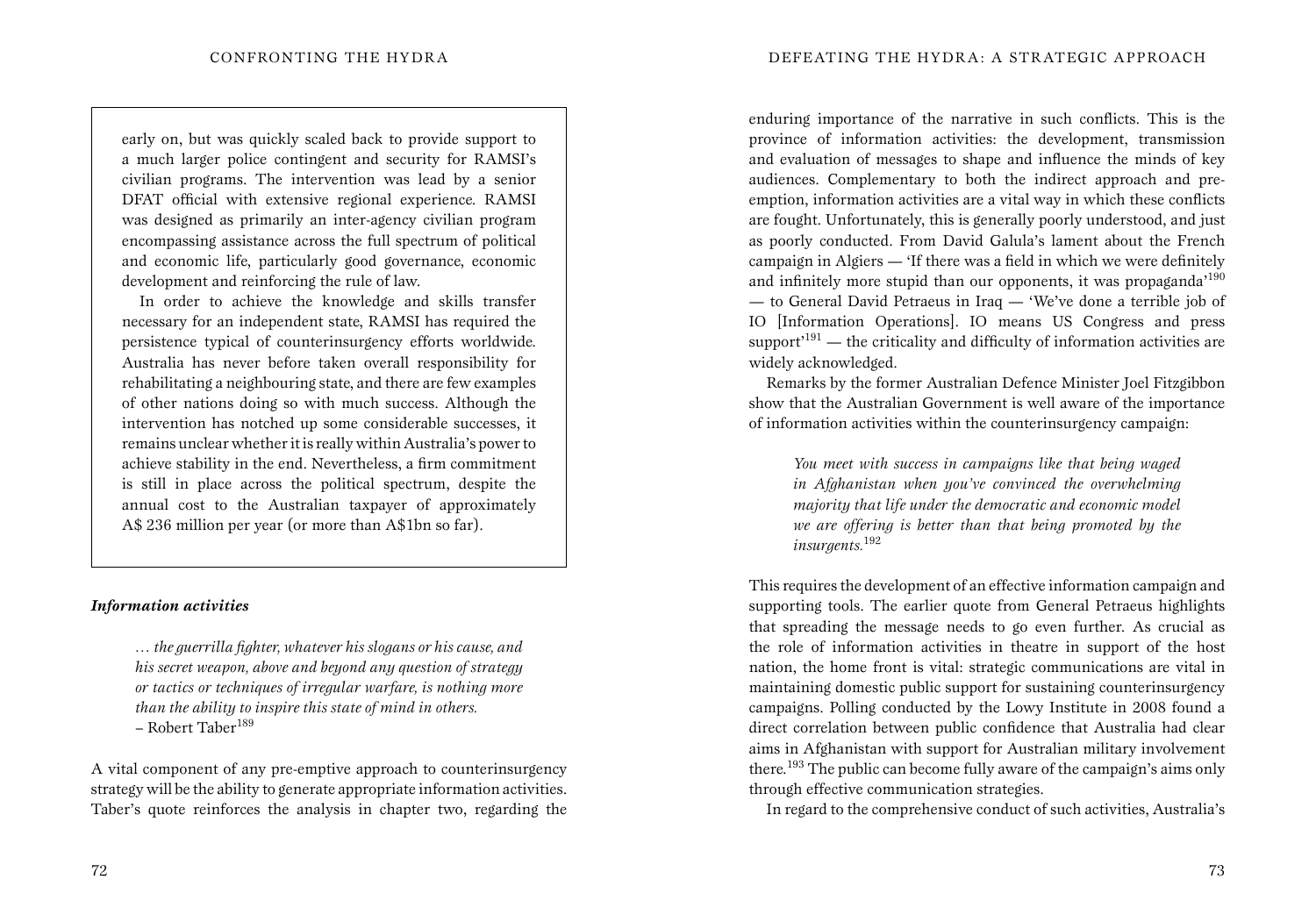early on, but was quickly scaled back to provide support to a much larger police contingent and security for RAMSI's civilian programs. The intervention was lead by a senior DFAT official with extensive regional experience. RAMSI was designed as primarily an inter-agency civilian program encompassing assistance across the full spectrum of political and economic life, particularly good governance, economic development and reinforcing the rule of law.

In order to achieve the knowledge and skills transfer necessary for an independent state, RAMSI has required the persistence typical of counterinsurgency efforts worldwide. Australia has never before taken overall responsibility for rehabilitating a neighbouring state, and there are few examples of other nations doing so with much success. Although the intervention has notched up some considerable successes, it remains unclear whether it is really within Australia's power to achieve stability in the end. Nevertheless, a firm commitment is still in place across the political spectrum, despite the annual cost to the Australian taxpayer of approximately A$ 236 million per year (or more than A$1bn so far).

### *Information activities*

> *… the guerrilla fighter, whatever his slogans or his cause, and his secret weapon, above and beyond any question of strategy or tactics or techniques of irregular warfare, is nothing more than the ability to inspire this state of mind in others.*
> – Robert Taber[189]

A vital component of any pre-emptive approach to counterinsurgency strategy will be the ability to generate appropriate information activities. Taber's quote reinforces the analysis in chapter two, regarding the enduring importance of the narrative in such conflicts. This is the province of information activities: the development, transmission and evaluation of messages to shape and influence the minds of key audiences. Complementary to both the indirect approach and pre-emption, information activities are a vital way in which these conflicts are fought. Unfortunately, this is generally poorly understood, and just as poorly conducted. From David Galula's lament about the French campaign in Algiers — 'If there was a field in which we were definitely and infinitely more stupid than our opponents, it was propaganda'[190] — to General David Petraeus in Iraq — 'We've done a terrible job of IO [Information Operations]. IO means US Congress and press support'[191] — the criticality and difficulty of information activities are widely acknowledged.

Remarks by the former Australian Defence Minister Joel Fitzgibbon show that the Australian Government is well aware of the importance of information activities within the counterinsurgency campaign:

> *You meet with success in campaigns like that being waged in Afghanistan when you've convinced the overwhelming majority that life under the democratic and economic model we are offering is better than that being promoted by the insurgents.*[192]

This requires the development of an effective information campaign and supporting tools. The earlier quote from General Petraeus highlights that spreading the message needs to go even further. As crucial as the role of information activities in theatre in support of the host nation, the home front is vital: strategic communications are vital in maintaining domestic public support for sustaining counterinsurgency campaigns. Polling conducted by the Lowy Institute in 2008 found a direct correlation between public confidence that Australia had clear aims in Afghanistan with support for Australian military involvement there.[193] The public can become fully aware of the campaign's aims only through effective communication strategies.

In regard to the comprehensive conduct of such activities, Australia's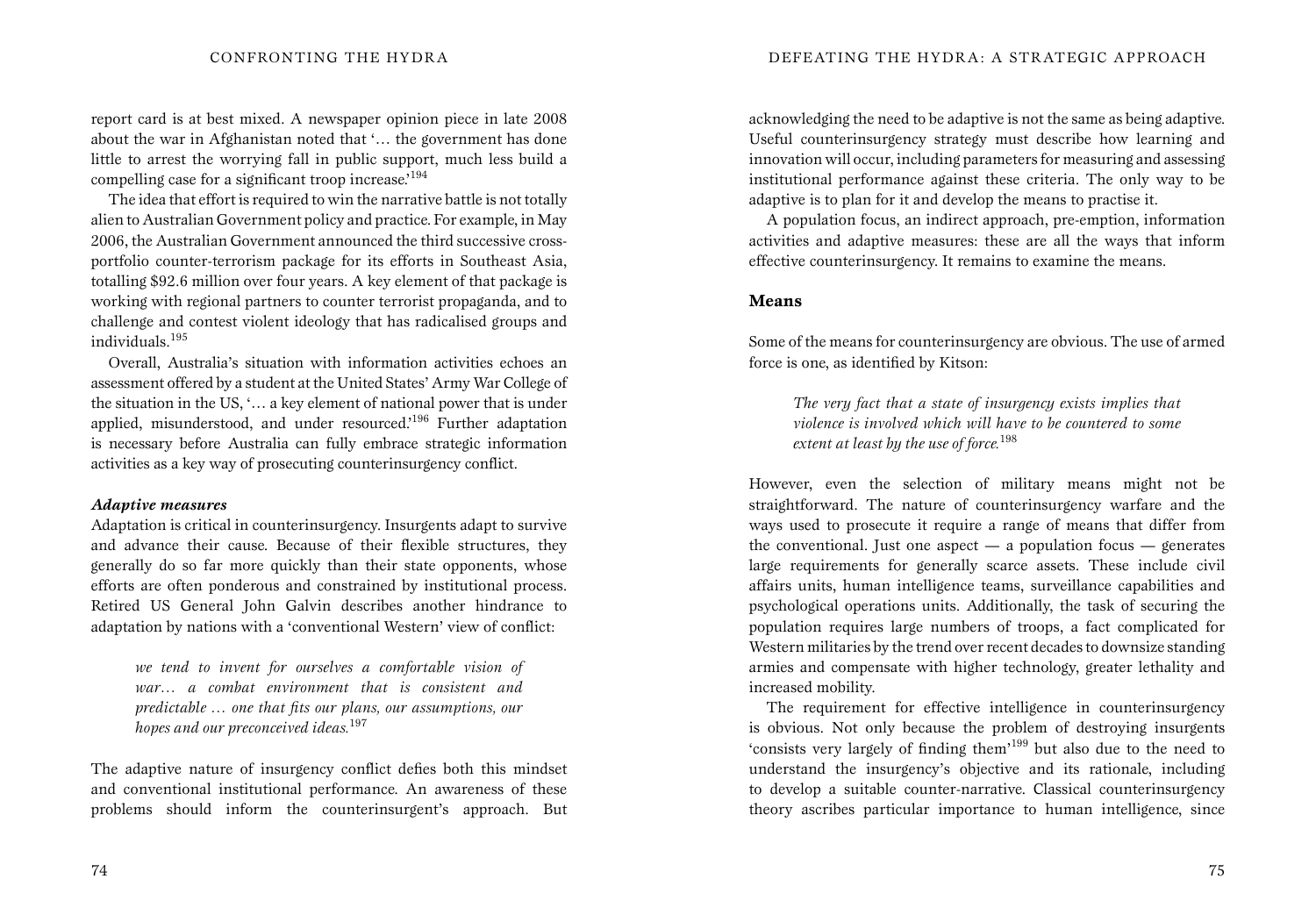report card is at best mixed. A newspaper opinion piece in late 2008 about the war in Afghanistan noted that '… the government has done little to arrest the worrying fall in public support, much less build a compelling case for a significant troop increase.'[194]

The idea that effort is required to win the narrative battle is not totally alien to Australian Government policy and practice. For example, in May 2006, the Australian Government announced the third successive cross-portfolio counter-terrorism package for its efforts in Southeast Asia, totalling $92.6 million over four years. A key element of that package is working with regional partners to counter terrorist propaganda, and to challenge and contest violent ideology that has radicalised groups and individuals.[195]

Overall, Australia's situation with information activities echoes an assessment offered by a student at the United States' Army War College of the situation in the US, '… a key element of national power that is under applied, misunderstood, and under resourced.'[196] Further adaptation is necessary before Australia can fully embrace strategic information activities as a key way of prosecuting counterinsurgency conflict.

#### *Adaptive measures*

Adaptation is critical in counterinsurgency. Insurgents adapt to survive and advance their cause. Because of their flexible structures, they generally do so far more quickly than their state opponents, whose efforts are often ponderous and constrained by institutional process. Retired US General John Galvin describes another hindrance to adaptation by nations with a 'conventional Western' view of conflict:

> *we tend to invent for ourselves a comfortable vision of war… a combat environment that is consistent and predictable … one that fits our plans, our assumptions, our hopes and our preconceived ideas.*[197]

The adaptive nature of insurgency conflict defies both this mindset and conventional institutional performance. An awareness of these problems should inform the counterinsurgent's approach. But acknowledging the need to be adaptive is not the same as being adaptive. Useful counterinsurgency strategy must describe how learning and innovation will occur, including parameters for measuring and assessing institutional performance against these criteria. The only way to be adaptive is to plan for it and develop the means to practise it.

A population focus, an indirect approach, pre-emption, information activities and adaptive measures: these are all the ways that inform effective counterinsurgency. It remains to examine the means.

### Means

Some of the means for counterinsurgency are obvious. The use of armed force is one, as identified by Kitson:

> *The very fact that a state of insurgency exists implies that violence is involved which will have to be countered to some extent at least by the use of force.*[198]

However, even the selection of military means might not be straightforward. The nature of counterinsurgency warfare and the ways used to prosecute it require a range of means that differ from the conventional. Just one aspect — a population focus — generates large requirements for generally scarce assets. These include civil affairs units, human intelligence teams, surveillance capabilities and psychological operations units. Additionally, the task of securing the population requires large numbers of troops, a fact complicated for Western militaries by the trend over recent decades to downsize standing armies and compensate with higher technology, greater lethality and increased mobility.

The requirement for effective intelligence in counterinsurgency is obvious. Not only because the problem of destroying insurgents 'consists very largely of finding them'[199] but also due to the need to understand the insurgency's objective and its rationale, including to develop a suitable counter-narrative. Classical counterinsurgency theory ascribes particular importance to human intelligence, since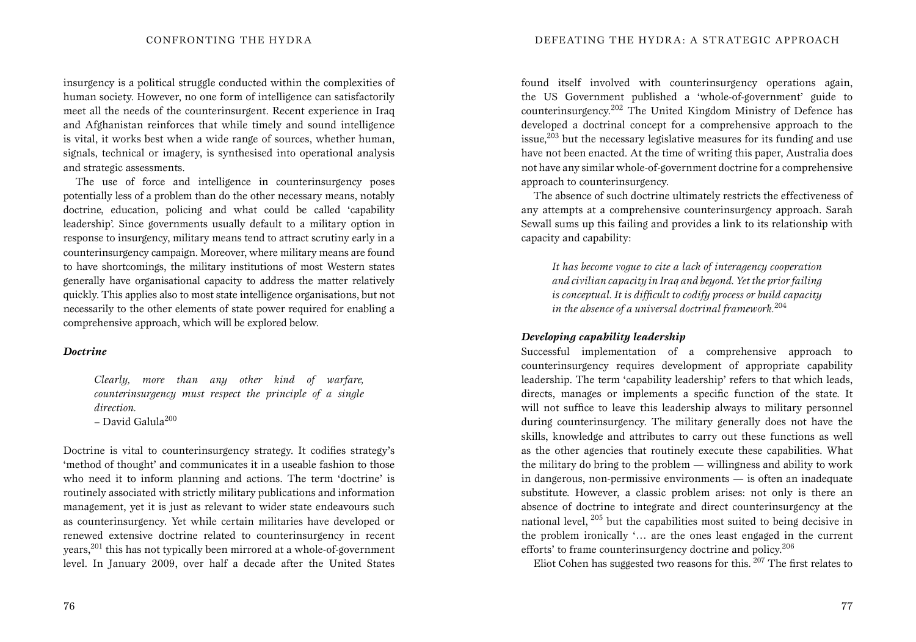insurgency is a political struggle conducted within the complexities of human society. However, no one form of intelligence can satisfactorily meet all the needs of the counterinsurgent. Recent experience in Iraq and Afghanistan reinforces that while timely and sound intelligence is vital, it works best when a wide range of sources, whether human, signals, technical or imagery, is synthesised into operational analysis and strategic assessments.

The use of force and intelligence in counterinsurgency poses potentially less of a problem than do the other necessary means, notably doctrine, education, policing and what could be called 'capability leadership'. Since governments usually default to a military option in response to insurgency, military means tend to attract scrutiny early in a counterinsurgency campaign. Moreover, where military means are found to have shortcomings, the military institutions of most Western states generally have organisational capacity to address the matter relatively quickly. This applies also to most state intelligence organisations, but not necessarily to the other elements of state power required for enabling a comprehensive approach, which will be explored below.

### *Doctrine*

> *Clearly, more than any other kind of warfare, counterinsurgency must respect the principle of a single direction.*
> – David Galula[200]

Doctrine is vital to counterinsurgency strategy. It codifies strategy's 'method of thought' and communicates it in a useable fashion to those who need it to inform planning and actions. The term 'doctrine' is routinely associated with strictly military publications and information management, yet it is just as relevant to wider state endeavours such as counterinsurgency. Yet while certain militaries have developed or renewed extensive doctrine related to counterinsurgency in recent years,[201] this has not typically been mirrored at a whole-of-government level. In January 2009, over half a decade after the United States found itself involved with counterinsurgency operations again, the US Government published a 'whole-of-government' guide to counterinsurgency.[202] The United Kingdom Ministry of Defence has developed a doctrinal concept for a comprehensive approach to the issue,[203] but the necessary legislative measures for its funding and use have not been enacted. At the time of writing this paper, Australia does not have any similar whole-of-government doctrine for a comprehensive approach to counterinsurgency.

The absence of such doctrine ultimately restricts the effectiveness of any attempts at a comprehensive counterinsurgency approach. Sarah Sewall sums up this failing and provides a link to its relationship with capacity and capability:

> *It has become vogue to cite a lack of interagency cooperation and civilian capacity in Iraq and beyond. Yet the prior failing is conceptual. It is difficult to codify process or build capacity in the absence of a universal doctrinal framework.*[204]

### *Developing capability leadership*

Successful implementation of a comprehensive approach to counterinsurgency requires development of appropriate capability leadership. The term 'capability leadership' refers to that which leads, directs, manages or implements a specific function of the state. It will not suffice to leave this leadership always to military personnel during counterinsurgency. The military generally does not have the skills, knowledge and attributes to carry out these functions as well as the other agencies that routinely execute these capabilities. What the military do bring to the problem — willingness and ability to work in dangerous, non-permissive environments — is often an inadequate substitute. However, a classic problem arises: not only is there an absence of doctrine to integrate and direct counterinsurgency at the national level, [205] but the capabilities most suited to being decisive in the problem ironically '… are the ones least engaged in the current efforts' to frame counterinsurgency doctrine and policy.[206]

Eliot Cohen has suggested two reasons for this. [207] The first relates to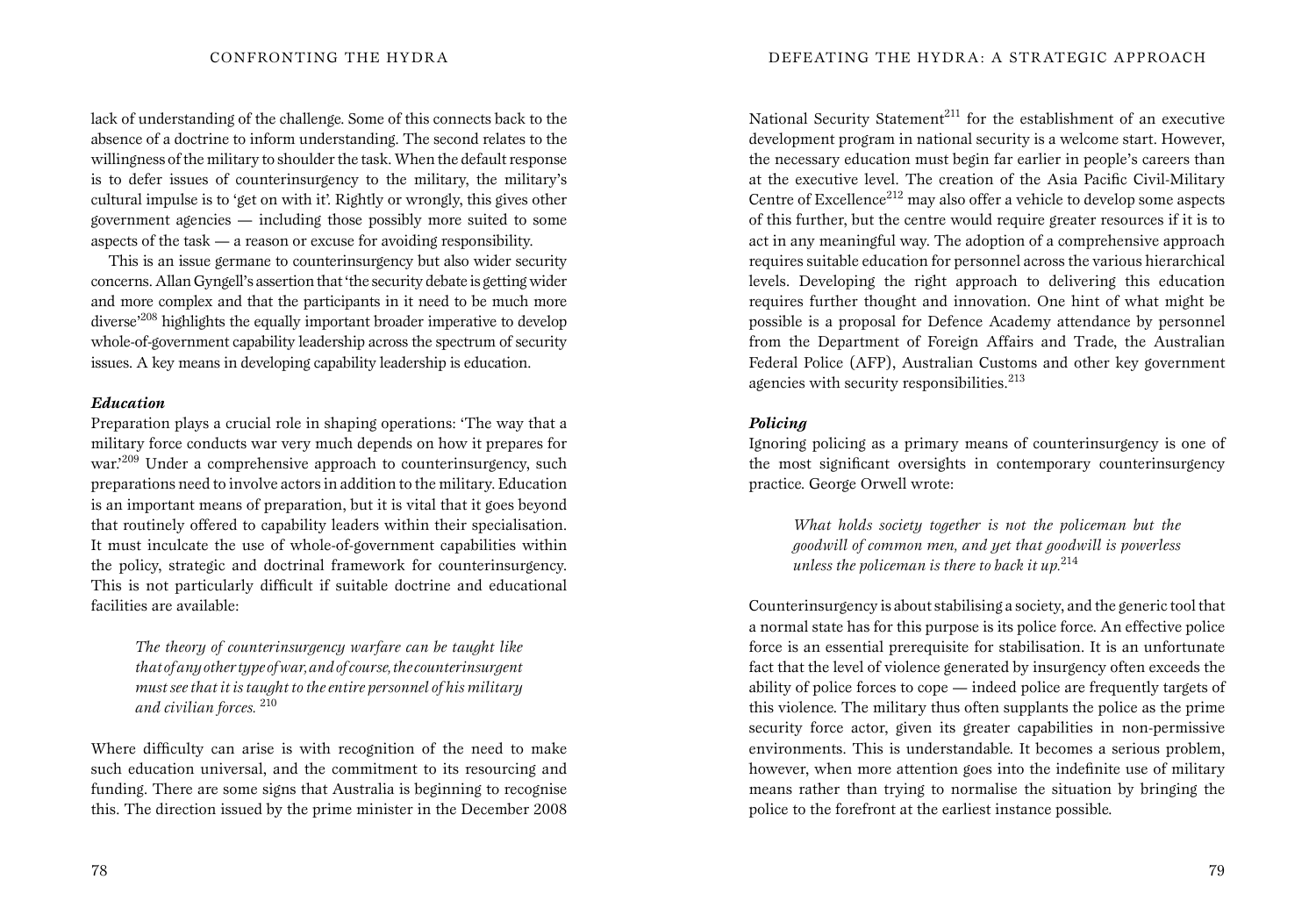lack of understanding of the challenge. Some of this connects back to the absence of a doctrine to inform understanding. The second relates to the willingness of the military to shoulder the task. When the default response is to defer issues of counterinsurgency to the military, the military's cultural impulse is to 'get on with it'. Rightly or wrongly, this gives other government agencies — including those possibly more suited to some aspects of the task — a reason or excuse for avoiding responsibility.

This is an issue germane to counterinsurgency but also wider security concerns. Allan Gyngell's assertion that 'the security debate is getting wider and more complex and that the participants in it need to be much more diverse'[208] highlights the equally important broader imperative to develop whole-of-government capability leadership across the spectrum of security issues. A key means in developing capability leadership is education.

***Education***

Preparation plays a crucial role in shaping operations: 'The way that a military force conducts war very much depends on how it prepares for war.'[209] Under a comprehensive approach to counterinsurgency, such preparations need to involve actors in addition to the military. Education is an important means of preparation, but it is vital that it goes beyond that routinely offered to capability leaders within their specialisation. It must inculcate the use of whole-of-government capabilities within the policy, strategic and doctrinal framework for counterinsurgency. This is not particularly difficult if suitable doctrine and educational facilities are available:

> *The theory of counterinsurgency warfare can be taught like that of any other type of war, and of course, the counterinsurgent must see that it is taught to the entire personnel of his military and civilian forces.* [210]

Where difficulty can arise is with recognition of the need to make such education universal, and the commitment to its resourcing and funding. There are some signs that Australia is beginning to recognise this. The direction issued by the prime minister in the December 2008 National Security Statement[211] for the establishment of an executive development program in national security is a welcome start. However, the necessary education must begin far earlier in people's careers than at the executive level. The creation of the Asia Pacific Civil-Military Centre of Excellence[212] may also offer a vehicle to develop some aspects of this further, but the centre would require greater resources if it is to act in any meaningful way. The adoption of a comprehensive approach requires suitable education for personnel across the various hierarchical levels. Developing the right approach to delivering this education requires further thought and innovation. One hint of what might be possible is a proposal for Defence Academy attendance by personnel from the Department of Foreign Affairs and Trade, the Australian Federal Police (AFP), Australian Customs and other key government agencies with security responsibilities.[213]

***Policing***

Ignoring policing as a primary means of counterinsurgency is one of the most significant oversights in contemporary counterinsurgency practice. George Orwell wrote:

> *What holds society together is not the policeman but the goodwill of common men, and yet that goodwill is powerless unless the policeman is there to back it up.*[214]

Counterinsurgency is about stabilising a society, and the generic tool that a normal state has for this purpose is its police force. An effective police force is an essential prerequisite for stabilisation. It is an unfortunate fact that the level of violence generated by insurgency often exceeds the ability of police forces to cope — indeed police are frequently targets of this violence. The military thus often supplants the police as the prime security force actor, given its greater capabilities in non-permissive environments. This is understandable. It becomes a serious problem, however, when more attention goes into the indefinite use of military means rather than trying to normalise the situation by bringing the police to the forefront at the earliest instance possible.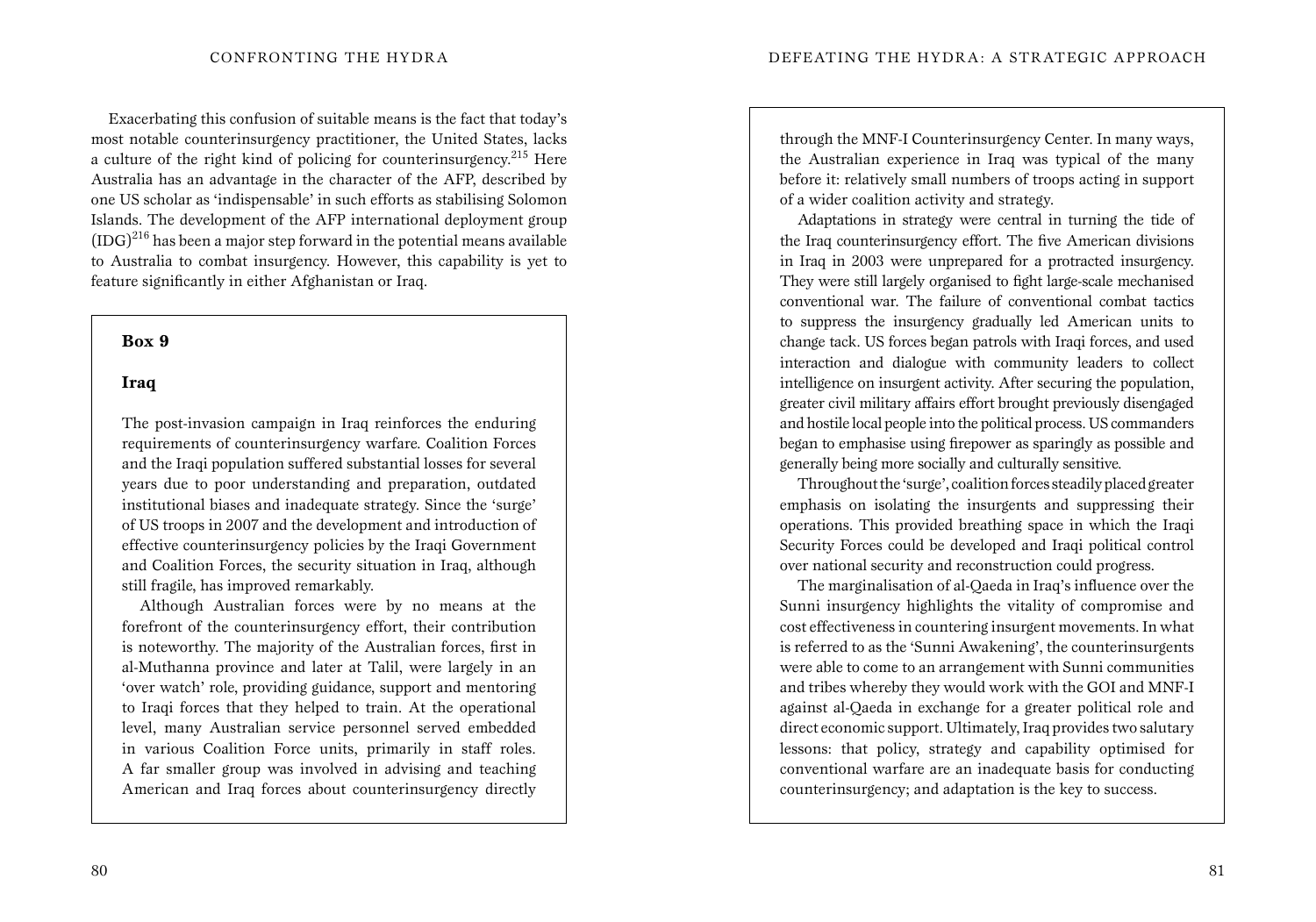Exacerbating this confusion of suitable means is the fact that today's most notable counterinsurgency practitioner, the United States, lacks a culture of the right kind of policing for counterinsurgency.[215] Here Australia has an advantage in the character of the AFP, described by one US scholar as 'indispensable' in such efforts as stabilising Solomon Islands. The development of the AFP international deployment group (IDG)[216] has been a major step forward in the potential means available to Australia to combat insurgency. However, this capability is yet to feature significantly in either Afghanistan or Iraq.

**Box 9**

**Iraq**

The post-invasion campaign in Iraq reinforces the enduring requirements of counterinsurgency warfare. Coalition Forces and the Iraqi population suffered substantial losses for several years due to poor understanding and preparation, outdated institutional biases and inadequate strategy. Since the 'surge' of US troops in 2007 and the development and introduction of effective counterinsurgency policies by the Iraqi Government and Coalition Forces, the security situation in Iraq, although still fragile, has improved remarkably.

Although Australian forces were by no means at the forefront of the counterinsurgency effort, their contribution is noteworthy. The majority of the Australian forces, first in al-Muthanna province and later at Talil, were largely in an 'over watch' role, providing guidance, support and mentoring to Iraqi forces that they helped to train. At the operational level, many Australian service personnel served embedded in various Coalition Force units, primarily in staff roles. A far smaller group was involved in advising and teaching American and Iraq forces about counterinsurgency directly through the MNF-I Counterinsurgency Center. In many ways, the Australian experience in Iraq was typical of the many before it: relatively small numbers of troops acting in support of a wider coalition activity and strategy.

Adaptations in strategy were central in turning the tide of the Iraq counterinsurgency effort. The five American divisions in Iraq in 2003 were unprepared for a protracted insurgency. They were still largely organised to fight large-scale mechanised conventional war. The failure of conventional combat tactics to suppress the insurgency gradually led American units to change tack. US forces began patrols with Iraqi forces, and used interaction and dialogue with community leaders to collect intelligence on insurgent activity. After securing the population, greater civil military affairs effort brought previously disengaged and hostile local people into the political process. US commanders began to emphasise using firepower as sparingly as possible and generally being more socially and culturally sensitive.

Throughout the 'surge', coalition forces steadily placed greater emphasis on isolating the insurgents and suppressing their operations. This provided breathing space in which the Iraqi Security Forces could be developed and Iraqi political control over national security and reconstruction could progress.

The marginalisation of al-Qaeda in Iraq's influence over the Sunni insurgency highlights the vitality of compromise and cost effectiveness in countering insurgent movements. In what is referred to as the 'Sunni Awakening', the counterinsurgents were able to come to an arrangement with Sunni communities and tribes whereby they would work with the GOI and MNF-I against al-Qaeda in exchange for a greater political role and direct economic support. Ultimately, Iraq provides two salutary lessons: that policy, strategy and capability optimised for conventional warfare are an inadequate basis for conducting counterinsurgency; and adaptation is the key to success.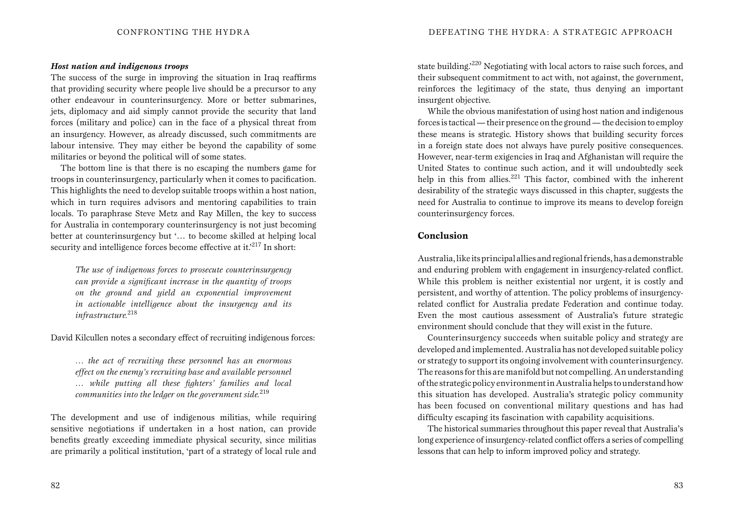***Host nation and indigenous troops***

The success of the surge in improving the situation in Iraq reaffirms that providing security where people live should be a precursor to any other endeavour in counterinsurgency. More or better submarines, jets, diplomacy and aid simply cannot provide the security that land forces (military and police) can in the face of a physical threat from an insurgency. However, as already discussed, such commitments are labour intensive. They may either be beyond the capability of some militaries or beyond the political will of some states.

The bottom line is that there is no escaping the numbers game for troops in counterinsurgency, particularly when it comes to pacification. This highlights the need to develop suitable troops within a host nation, which in turn requires advisors and mentoring capabilities to train locals. To paraphrase Steve Metz and Ray Millen, the key to success for Australia in contemporary counterinsurgency is not just becoming better at counterinsurgency but '… to become skilled at helping local security and intelligence forces become effective at it.'[217] In short:

> *The use of indigenous forces to prosecute counterinsurgency can provide a significant increase in the quantity of troops on the ground and yield an exponential improvement in actionable intelligence about the insurgency and its infrastructure.*[218]

David Kilcullen notes a secondary effect of recruiting indigenous forces:

> *… the act of recruiting these personnel has an enormous effect on the enemy's recruiting base and available personnel … while putting all these fighters' families and local communities into the ledger on the government side.*[219]

The development and use of indigenous militias, while requiring sensitive negotiations if undertaken in a host nation, can provide benefits greatly exceeding immediate physical security, since militias are primarily a political institution, 'part of a strategy of local rule and state building.'[220] Negotiating with local actors to raise such forces, and their subsequent commitment to act with, not against, the government, reinforces the legitimacy of the state, thus denying an important insurgent objective.

While the obvious manifestation of using host nation and indigenous forces is tactical — their presence on the ground — the decision to employ these means is strategic. History shows that building security forces in a foreign state does not always have purely positive consequences. However, near-term exigencies in Iraq and Afghanistan will require the United States to continue such action, and it will undoubtedly seek help in this from allies.[221] This factor, combined with the inherent desirability of the strategic ways discussed in this chapter, suggests the need for Australia to continue to improve its means to develop foreign counterinsurgency forces.

## Conclusion

Australia, like its principal allies and regional friends, has a demonstrable and enduring problem with engagement in insurgency-related conflict. While this problem is neither existential nor urgent, it is costly and persistent, and worthy of attention. The policy problems of insurgency-related conflict for Australia predate Federation and continue today. Even the most cautious assessment of Australia's future strategic environment should conclude that they will exist in the future.

Counterinsurgency succeeds when suitable policy and strategy are developed and implemented. Australia has not developed suitable policy or strategy to support its ongoing involvement with counterinsurgency. The reasons for this are manifold but not compelling. An understanding of the strategic policy environment in Australia helps to understand how this situation has developed. Australia's strategic policy community has been focused on conventional military questions and has had difficulty escaping its fascination with capability acquisitions.

The historical summaries throughout this paper reveal that Australia's long experience of insurgency-related conflict offers a series of compelling lessons that can help to inform improved policy and strategy.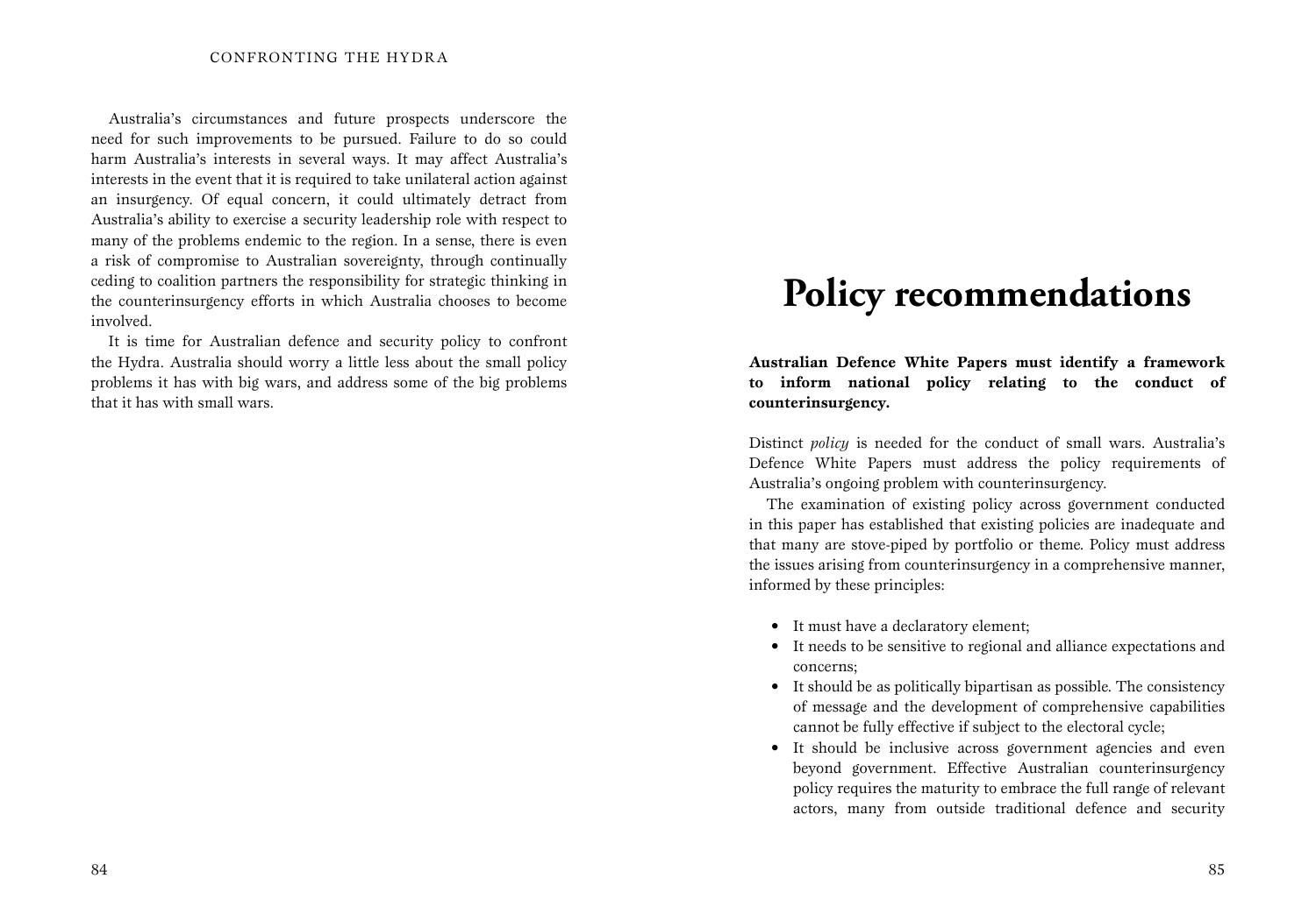Australia's circumstances and future prospects underscore the need for such improvements to be pursued. Failure to do so could harm Australia's interests in several ways. It may affect Australia's interests in the event that it is required to take unilateral action against an insurgency. Of equal concern, it could ultimately detract from Australia's ability to exercise a security leadership role with respect to many of the problems endemic to the region. In a sense, there is even a risk of compromise to Australian sovereignty, through continually ceding to coalition partners the responsibility for strategic thinking in the counterinsurgency efforts in which Australia chooses to become involved.

It is time for Australian defence and security policy to confront the Hydra. Australia should worry a little less about the small policy problems it has with big wars, and address some of the big problems that it has with small wars.

# Policy recommendations

**Australian Defence White Papers must identify a framework to inform national policy relating to the conduct of counterinsurgency.**

Distinct *policy* is needed for the conduct of small wars. Australia's Defence White Papers must address the policy requirements of Australia's ongoing problem with counterinsurgency.

The examination of existing policy across government conducted in this paper has established that existing policies are inadequate and that many are stove-piped by portfolio or theme. Policy must address the issues arising from counterinsurgency in a comprehensive manner, informed by these principles:

- It must have a declaratory element;
- It needs to be sensitive to regional and alliance expectations and concerns;
- It should be as politically bipartisan as possible. The consistency of message and the development of comprehensive capabilities cannot be fully effective if subject to the electoral cycle;
- It should be inclusive across government agencies and even beyond government. Effective Australian counterinsurgency policy requires the maturity to embrace the full range of relevant actors, many from outside traditional defence and security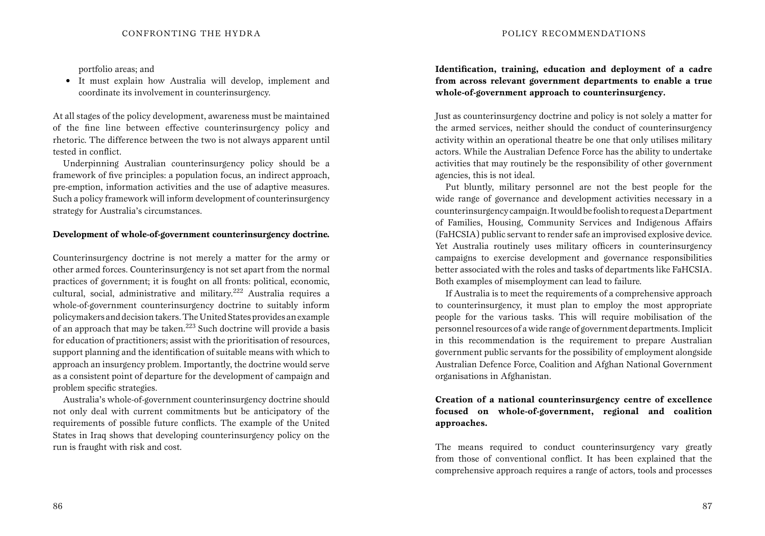portfolio areas; and

- It must explain how Australia will develop, implement and coordinate its involvement in counterinsurgency.

At all stages of the policy development, awareness must be maintained of the fine line between effective counterinsurgency policy and rhetoric. The difference between the two is not always apparent until tested in conflict.

Underpinning Australian counterinsurgency policy should be a framework of five principles: a population focus, an indirect approach, pre-emption, information activities and the use of adaptive measures. Such a policy framework will inform development of counterinsurgency strategy for Australia's circumstances.

**Development of whole-of-government counterinsurgency doctrine.**

Counterinsurgency doctrine is not merely a matter for the army or other armed forces. Counterinsurgency is not set apart from the normal practices of government; it is fought on all fronts: political, economic, cultural, social, administrative and military.[222] Australia requires a whole-of-government counterinsurgency doctrine to suitably inform policymakers and decision takers. The United States provides an example of an approach that may be taken.[223] Such doctrine will provide a basis for education of practitioners; assist with the prioritisation of resources, support planning and the identification of suitable means with which to approach an insurgency problem. Importantly, the doctrine would serve as a consistent point of departure for the development of campaign and problem specific strategies.

Australia's whole-of-government counterinsurgency doctrine should not only deal with current commitments but be anticipatory of the requirements of possible future conflicts. The example of the United States in Iraq shows that developing counterinsurgency policy on the run is fraught with risk and cost.

**Identification, training, education and deployment of a cadre from across relevant government departments to enable a true whole-of-government approach to counterinsurgency.**

Just as counterinsurgency doctrine and policy is not solely a matter for the armed services, neither should the conduct of counterinsurgency activity within an operational theatre be one that only utilises military actors. While the Australian Defence Force has the ability to undertake activities that may routinely be the responsibility of other government agencies, this is not ideal.

Put bluntly, military personnel are not the best people for the wide range of governance and development activities necessary in a counterinsurgency campaign. It would be foolish to request a Department of Families, Housing, Community Services and Indigenous Affairs (FaHCSIA) public servant to render safe an improvised explosive device. Yet Australia routinely uses military officers in counterinsurgency campaigns to exercise development and governance responsibilities better associated with the roles and tasks of departments like FaHCSIA. Both examples of misemployment can lead to failure.

If Australia is to meet the requirements of a comprehensive approach to counterinsurgency, it must plan to employ the most appropriate people for the various tasks. This will require mobilisation of the personnel resources of a wide range of government departments. Implicit in this recommendation is the requirement to prepare Australian government public servants for the possibility of employment alongside Australian Defence Force, Coalition and Afghan National Government organisations in Afghanistan.

**Creation of a national counterinsurgency centre of excellence focused on whole-of-government, regional and coalition approaches.**

The means required to conduct counterinsurgency vary greatly from those of conventional conflict. It has been explained that the comprehensive approach requires a range of actors, tools and processes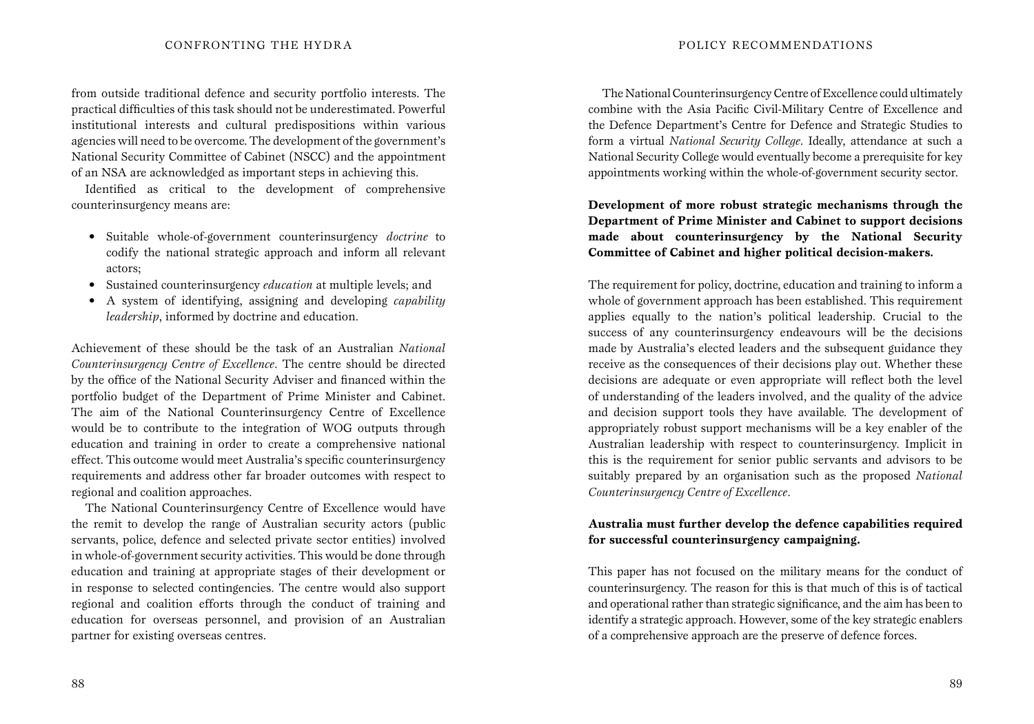from outside traditional defence and security portfolio interests. The practical difficulties of this task should not be underestimated. Powerful institutional interests and cultural predispositions within various agencies will need to be overcome. The development of the government's National Security Committee of Cabinet (NSCC) and the appointment of an NSA are acknowledged as important steps in achieving this.

Identified as critical to the development of comprehensive counterinsurgency means are:

- Suitable whole-of-government counterinsurgency *doctrine* to codify the national strategic approach and inform all relevant actors;
- Sustained counterinsurgency *education* at multiple levels; and
- A system of identifying, assigning and developing *capability leadership*, informed by doctrine and education.

Achievement of these should be the task of an Australian *National Counterinsurgency Centre of Excellence*. The centre should be directed by the office of the National Security Adviser and financed within the portfolio budget of the Department of Prime Minister and Cabinet. The aim of the National Counterinsurgency Centre of Excellence would be to contribute to the integration of WOG outputs through education and training in order to create a comprehensive national effect. This outcome would meet Australia's specific counterinsurgency requirements and address other far broader outcomes with respect to regional and coalition approaches.

The National Counterinsurgency Centre of Excellence would have the remit to develop the range of Australian security actors (public servants, police, defence and selected private sector entities) involved in whole-of-government security activities. This would be done through education and training at appropriate stages of their development or in response to selected contingencies. The centre would also support regional and coalition efforts through the conduct of training and education for overseas personnel, and provision of an Australian partner for existing overseas centres.

The National Counterinsurgency Centre of Excellence could ultimately combine with the Asia Pacific Civil-Military Centre of Excellence and the Defence Department's Centre for Defence and Strategic Studies to form a virtual *National Security College*. Ideally, attendance at such a National Security College would eventually become a prerequisite for key appointments working within the whole-of-government security sector.

**Development of more robust strategic mechanisms through the Department of Prime Minister and Cabinet to support decisions made about counterinsurgency by the National Security Committee of Cabinet and higher political decision-makers.**

The requirement for policy, doctrine, education and training to inform a whole of government approach has been established. This requirement applies equally to the nation's political leadership. Crucial to the success of any counterinsurgency endeavours will be the decisions made by Australia's elected leaders and the subsequent guidance they receive as the consequences of their decisions play out. Whether these decisions are adequate or even appropriate will reflect both the level of understanding of the leaders involved, and the quality of the advice and decision support tools they have available. The development of appropriately robust support mechanisms will be a key enabler of the Australian leadership with respect to counterinsurgency. Implicit in this is the requirement for senior public servants and advisors to be suitably prepared by an organisation such as the proposed *National Counterinsurgency Centre of Excellence*.

**Australia must further develop the defence capabilities required for successful counterinsurgency campaigning.**

This paper has not focused on the military means for the conduct of counterinsurgency. The reason for this is that much of this is of tactical and operational rather than strategic significance, and the aim has been to identify a strategic approach. However, some of the key strategic enablers of a comprehensive approach are the preserve of defence forces.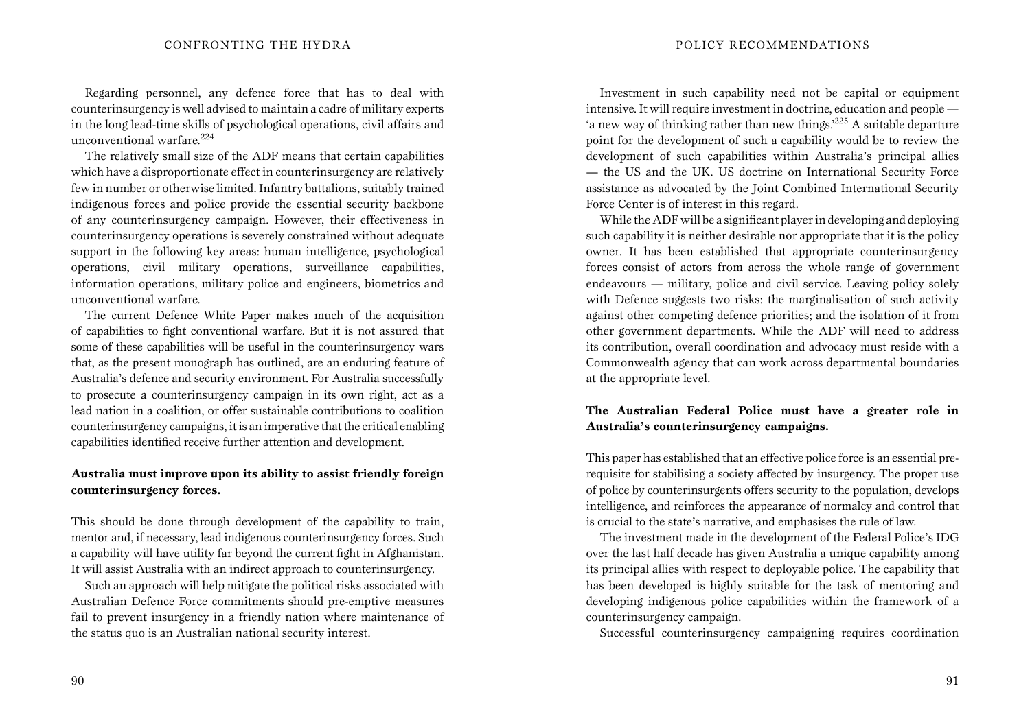Regarding personnel, any defence force that has to deal with counterinsurgency is well advised to maintain a cadre of military experts in the long lead-time skills of psychological operations, civil affairs and unconventional warfare.[224]

The relatively small size of the ADF means that certain capabilities which have a disproportionate effect in counterinsurgency are relatively few in number or otherwise limited. Infantry battalions, suitably trained indigenous forces and police provide the essential security backbone of any counterinsurgency campaign. However, their effectiveness in counterinsurgency operations is severely constrained without adequate support in the following key areas: human intelligence, psychological operations, civil military operations, surveillance capabilities, information operations, military police and engineers, biometrics and unconventional warfare.

The current Defence White Paper makes much of the acquisition of capabilities to fight conventional warfare. But it is not assured that some of these capabilities will be useful in the counterinsurgency wars that, as the present monograph has outlined, are an enduring feature of Australia's defence and security environment. For Australia successfully to prosecute a counterinsurgency campaign in its own right, act as a lead nation in a coalition, or offer sustainable contributions to coalition counterinsurgency campaigns, it is an imperative that the critical enabling capabilities identified receive further attention and development.

**Australia must improve upon its ability to assist friendly foreign counterinsurgency forces.**

This should be done through development of the capability to train, mentor and, if necessary, lead indigenous counterinsurgency forces. Such a capability will have utility far beyond the current fight in Afghanistan. It will assist Australia with an indirect approach to counterinsurgency.

Such an approach will help mitigate the political risks associated with Australian Defence Force commitments should pre-emptive measures fail to prevent insurgency in a friendly nation where maintenance of the status quo is an Australian national security interest.

Investment in such capability need not be capital or equipment intensive. It will require investment in doctrine, education and people — 'a new way of thinking rather than new things.'[225] A suitable departure point for the development of such a capability would be to review the development of such capabilities within Australia's principal allies — the US and the UK. US doctrine on International Security Force assistance as advocated by the Joint Combined International Security Force Center is of interest in this regard.

While the ADF will be a significant player in developing and deploying such capability it is neither desirable nor appropriate that it is the policy owner. It has been established that appropriate counterinsurgency forces consist of actors from across the whole range of government endeavours — military, police and civil service. Leaving policy solely with Defence suggests two risks: the marginalisation of such activity against other competing defence priorities; and the isolation of it from other government departments. While the ADF will need to address its contribution, overall coordination and advocacy must reside with a Commonwealth agency that can work across departmental boundaries at the appropriate level.

**The Australian Federal Police must have a greater role in Australia's counterinsurgency campaigns.**

This paper has established that an effective police force is an essential pre-requisite for stabilising a society affected by insurgency. The proper use of police by counterinsurgents offers security to the population, develops intelligence, and reinforces the appearance of normalcy and control that is crucial to the state's narrative, and emphasises the rule of law.

The investment made in the development of the Federal Police's IDG over the last half decade has given Australia a unique capability among its principal allies with respect to deployable police. The capability that has been developed is highly suitable for the task of mentoring and developing indigenous police capabilities within the framework of a counterinsurgency campaign.

Successful counterinsurgency campaigning requires coordination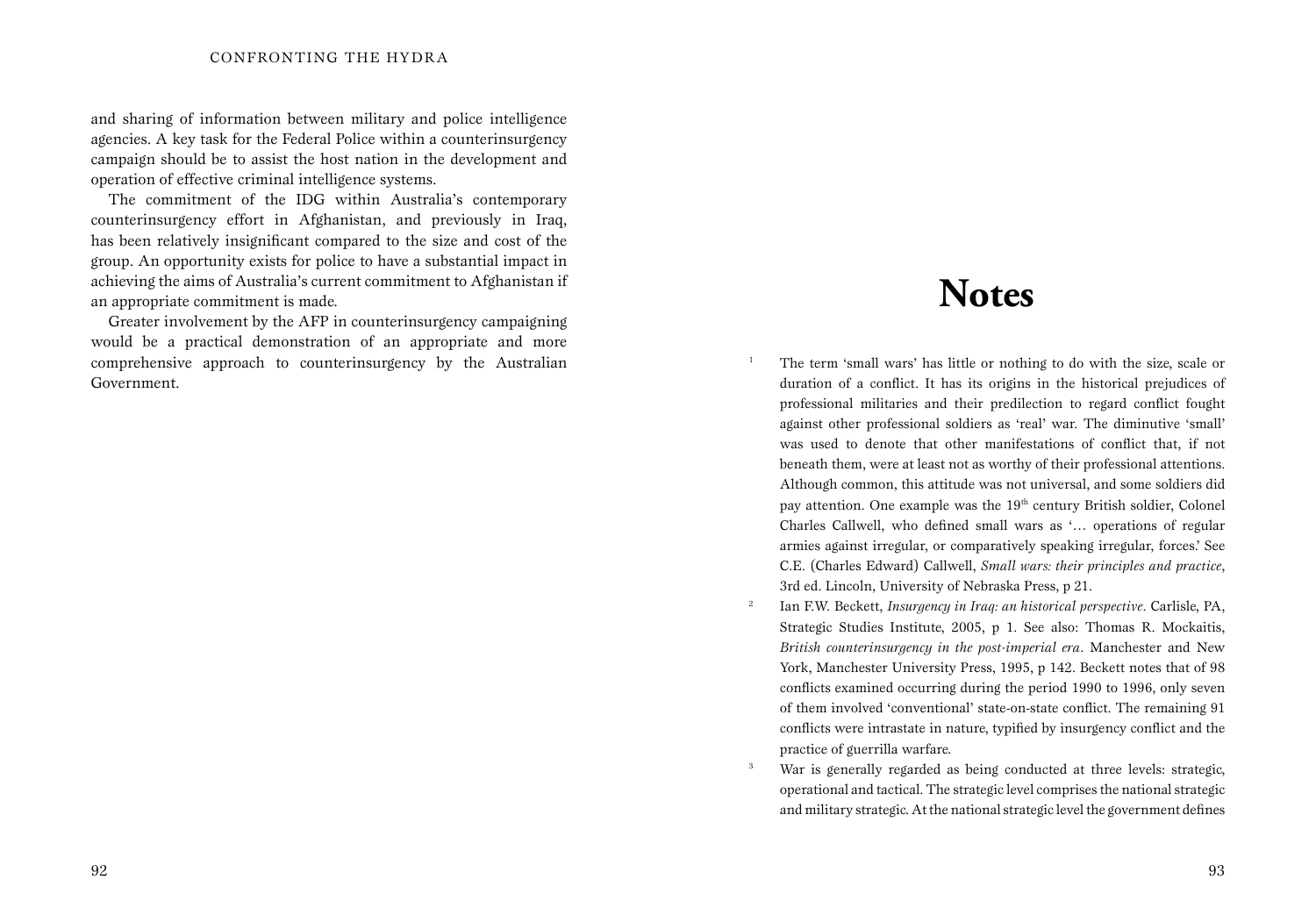and sharing of information between military and police intelligence agencies. A key task for the Federal Police within a counterinsurgency campaign should be to assist the host nation in the development and operation of effective criminal intelligence systems.

The commitment of the IDG within Australia's contemporary counterinsurgency effort in Afghanistan, and previously in Iraq, has been relatively insignificant compared to the size and cost of the group. An opportunity exists for police to have a substantial impact in achieving the aims of Australia's current commitment to Afghanistan if an appropriate commitment is made.

Greater involvement by the AFP in counterinsurgency campaigning would be a practical demonstration of an appropriate and more comprehensive approach to counterinsurgency by the Australian Government.

# Notes

1. The term 'small wars' has little or nothing to do with the size, scale or duration of a conflict. It has its origins in the historical prejudices of professional militaries and their predilection to regard conflict fought against other professional soldiers as 'real' war. The diminutive 'small' was used to denote that other manifestations of conflict that, if not beneath them, were at least not as worthy of their professional attentions. Although common, this attitude was not universal, and some soldiers did pay attention. One example was the 19th century British soldier, Colonel Charles Callwell, who defined small wars as '… operations of regular armies against irregular, or comparatively speaking irregular, forces.' See C.E. (Charles Edward) Callwell, *Small wars: their principles and practice*, 3rd ed. Lincoln, University of Nebraska Press, p 21.
2. Ian F.W. Beckett, *Insurgency in Iraq: an historical perspective*. Carlisle, PA, Strategic Studies Institute, 2005, p 1. See also: Thomas R. Mockaitis, *British counterinsurgency in the post-imperial era*. Manchester and New York, Manchester University Press, 1995, p 142. Beckett notes that of 98 conflicts examined occurring during the period 1990 to 1996, only seven of them involved 'conventional' state-on-state conflict. The remaining 91 conflicts were intrastate in nature, typified by insurgency conflict and the practice of guerrilla warfare.
3. War is generally regarded as being conducted at three levels: strategic, operational and tactical. The strategic level comprises the national strategic and military strategic. At the national strategic level the government defines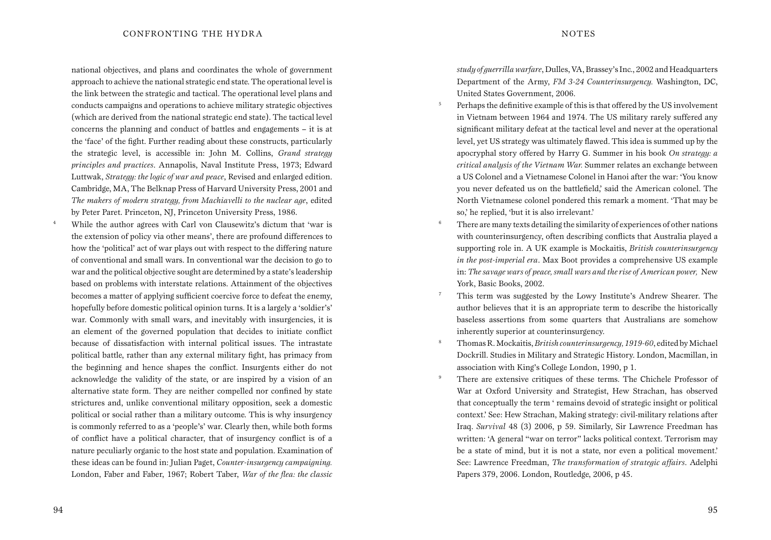national objectives, and plans and coordinates the whole of government approach to achieve the national strategic end state. The operational level is the link between the strategic and tactical. The operational level plans and conducts campaigns and operations to achieve military strategic objectives (which are derived from the national strategic end state). The tactical level concerns the planning and conduct of battles and engagements – it is at the 'face' of the fight. Further reading about these constructs, particularly the strategic level, is accessible in: John M. Collins, *Grand strategy principles and practices*. Annapolis, Naval Institute Press, 1973; Edward Luttwak, *Strategy: the logic of war and peace*, Revised and enlarged edition. Cambridge, MA, The Belknap Press of Harvard University Press, 2001 and *The makers of modern strategy, from Machiavelli to the nuclear age*, edited by Peter Paret. Princeton, NJ, Princeton University Press, 1986.

4 While the author agrees with Carl von Clausewitz's dictum that 'war is the extension of policy via other means', there are profound differences to how the 'political' act of war plays out with respect to the differing nature of conventional and small wars. In conventional war the decision to go to war and the political objective sought are determined by a state's leadership based on problems with interstate relations. Attainment of the objectives becomes a matter of applying sufficient coercive force to defeat the enemy, hopefully before domestic political opinion turns. It is a largely a 'soldier's' war. Commonly with small wars, and inevitably with insurgencies, it is an element of the governed population that decides to initiate conflict because of dissatisfaction with internal political issues. The intrastate political battle, rather than any external military fight, has primacy from the beginning and hence shapes the conflict. Insurgents either do not acknowledge the validity of the state, or are inspired by a vision of an alternative state form. They are neither compelled nor confined by state strictures and, unlike conventional military opposition, seek a domestic political or social rather than a military outcome. This is why insurgency is commonly referred to as a 'people's' war. Clearly then, while both forms of conflict have a political character, that of insurgency conflict is of a nature peculiarly organic to the host state and population. Examination of these ideas can be found in: Julian Paget, *Counter-insurgency campaigning.* London, Faber and Faber, 1967; Robert Taber, *War of the flea: the classic study of guerrilla warfare*, Dulles, VA, Brassey's Inc., 2002 and Headquarters Department of the Army, *FM 3-24 Counterinsurgency.* Washington, DC, United States Government, 2006.

5 Perhaps the definitive example of this is that offered by the US involvement in Vietnam between 1964 and 1974. The US military rarely suffered any significant military defeat at the tactical level and never at the operational level, yet US strategy was ultimately flawed. This idea is summed up by the apocryphal story offered by Harry G. Summer in his book *On strategy: a critical analysis of the Vietnam War.* Summer relates an exchange between a US Colonel and a Vietnamese Colonel in Hanoi after the war: 'You know you never defeated us on the battlefield,' said the American colonel. The North Vietnamese colonel pondered this remark a moment. 'That may be so,' he replied, 'but it is also irrelevant.'

6 There are many texts detailing the similarity of experiences of other nations with counterinsurgency, often describing conflicts that Australia played a supporting role in. A UK example is Mockaitis, *British counterinsurgency in the post-imperial era*. Max Boot provides a comprehensive US example in: *The savage wars of peace, small wars and the rise of American power,* New York, Basic Books, 2002.

7 This term was suggested by the Lowy Institute's Andrew Shearer. The author believes that it is an appropriate term to describe the historically baseless assertions from some quarters that Australians are somehow inherently superior at counterinsurgency.

8 Thomas R. Mockaitis, *British counterinsurgency, 1919-60*, edited by Michael Dockrill. Studies in Military and Strategic History. London, Macmillan, in association with King's College London, 1990, p 1.

9 There are extensive critiques of these terms. The Chichele Professor of War at Oxford University and Strategist, Hew Strachan, has observed that conceptually the term ' remains devoid of strategic insight or political context.' See: Hew Strachan, Making strategy: civil-military relations after Iraq. *Survival* 48 (3) 2006, p 59. Similarly, Sir Lawrence Freedman has written: 'A general "war on terror" lacks political context. Terrorism may be a state of mind, but it is not a state, nor even a political movement.' See: Lawrence Freedman, *The transformation of strategic affairs*. Adelphi Papers 379, 2006. London, Routledge, 2006, p 45.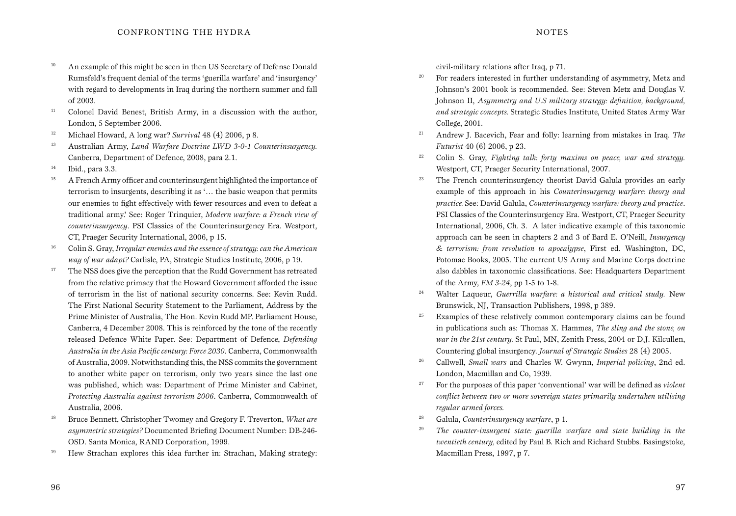10. An example of this might be seen in then US Secretary of Defense Donald Rumsfeld's frequent denial of the terms 'guerilla warfare' and 'insurgency' with regard to developments in Iraq during the northern summer and fall of 2003.
11. Colonel David Benest, British Army, in a discussion with the author, London, 5 September 2006.
12. Michael Howard, A long war? *Survival* 48 (4) 2006, p 8.
13. Australian Army, *Land Warfare Doctrine LWD 3-0-1 Counterinsurgency.* Canberra, Department of Defence, 2008, para 2.1.
14. Ibid., para 3.3.
15. A French Army officer and counterinsurgent highlighted the importance of terrorism to insurgents, describing it as '… the basic weapon that permits our enemies to fight effectively with fewer resources and even to defeat a traditional army.' See: Roger Trinquier, *Modern warfare: a French view of counterinsurgency*. PSI Classics of the Counterinsurgency Era. Westport, CT, Praeger Security International, 2006, p 15.
16. Colin S. Gray, *Irregular enemies and the essence of strategy: can the American way of war adapt?* Carlisle, PA, Strategic Studies Institute, 2006, p 19.
17. The NSS does give the perception that the Rudd Government has retreated from the relative primacy that the Howard Government afforded the issue of terrorism in the list of national security concerns. See: Kevin Rudd. The First National Security Statement to the Parliament, Address by the Prime Minister of Australia, The Hon. Kevin Rudd MP. Parliament House, Canberra, 4 December 2008. This is reinforced by the tone of the recently released Defence White Paper. See: Department of Defence, *Defending Australia in the Asia Pacific century: Force 2030*. Canberra, Commonwealth of Australia, 2009. Notwithstanding this, the NSS commits the government to another white paper on terrorism, only two years since the last one was published, which was: Department of Prime Minister and Cabinet, *Protecting Australia against terrorism 2006*. Canberra, Commonwealth of Australia, 2006.
18. Bruce Bennett, Christopher Twomey and Gregory F. Treverton, *What are asymmetric strategies?* Documented Briefing Document Number: DB-246-OSD. Santa Monica, RAND Corporation, 1999.
19. Hew Strachan explores this idea further in: Strachan, Making strategy: civil-military relations after Iraq, p 71.
20. For readers interested in further understanding of asymmetry, Metz and Johnson's 2001 book is recommended. See: Steven Metz and Douglas V. Johnson II, *Asymmetry and U.S military strategy: definition, background, and strategic concepts.* Strategic Studies Institute, United States Army War College, 2001.
21. Andrew J. Bacevich, Fear and folly: learning from mistakes in Iraq. *The Futurist* 40 (6) 2006, p 23.
22. Colin S. Gray, *Fighting talk: forty maxims on peace, war and strategy.* Westport, CT, Praeger Security International, 2007.
23. The French counterinsurgency theorist David Galula provides an early example of this approach in his *Counterinsurgency warfare: theory and practice.* See: David Galula, *Counterinsurgency warfare: theory and practice*. PSI Classics of the Counterinsurgency Era. Westport, CT, Praeger Security International, 2006, Ch. 3. A later indicative example of this taxonomic approach can be seen in chapters 2 and 3 of Bard E. O'Neill, *Insurgency & terrorism: from revolution to apocalypse*, First ed. Washington, DC, Potomac Books, 2005. The current US Army and Marine Corps doctrine also dabbles in taxonomic classifications. See: Headquarters Department of the Army, *FM 3-24*, pp 1-5 to 1-8.
24. Walter Laqueur, *Guerrilla warfare: a historical and critical study.* New Brunswick, NJ, Transaction Publishers, 1998, p 389.
25. Examples of these relatively common contemporary claims can be found in publications such as: Thomas X. Hammes, *The sling and the stone, on war in the 21st century.* St Paul, MN, Zenith Press, 2004 or D.J. Kilcullen, Countering global insurgency. *Journal of Strategic Studies* 28 (4) 2005.
26. Callwell, *Small wars* and Charles W. Gwynn, *Imperial policing*, 2nd ed. London, Macmillan and Co, 1939.
27. For the purposes of this paper 'conventional' war will be defined as *violent conflict between two or more sovereign states primarily undertaken utilising regular armed forces.*
28. Galula, *Counterinsurgency warfare*, p 1.
29. *The counter-insurgent state: guerilla warfare and state building in the twentieth century,* edited by Paul B. Rich and Richard Stubbs. Basingstoke, Macmillan Press, 1997, p 7.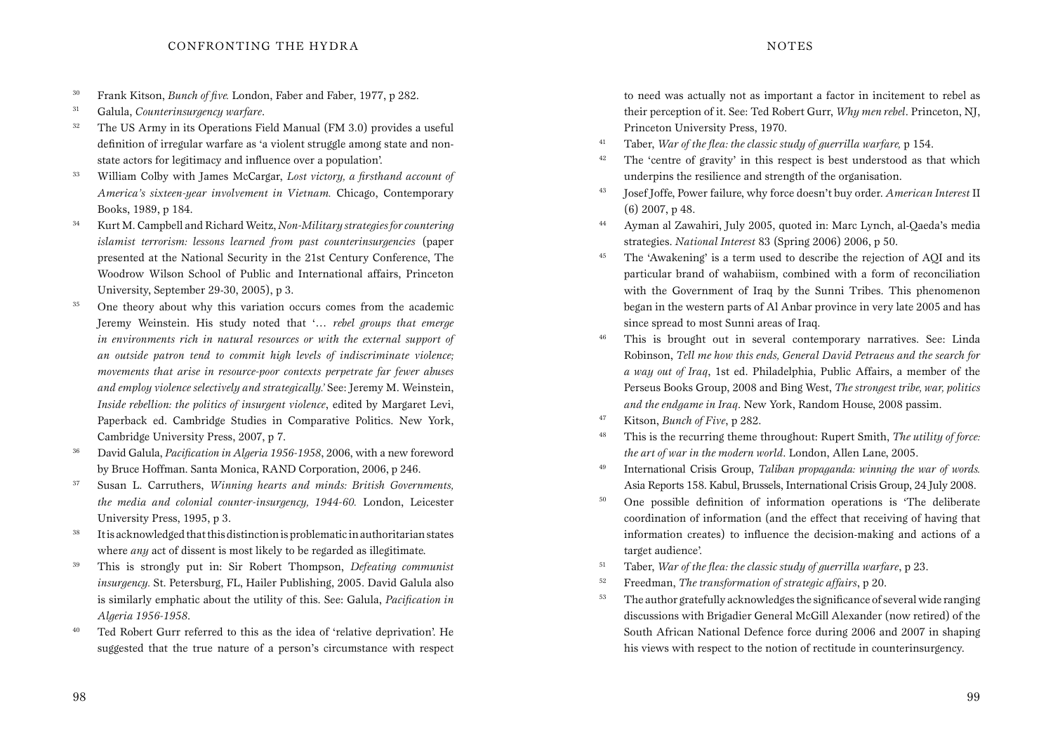30. Frank Kitson, *Bunch of five.* London, Faber and Faber, 1977, p 282.
31. Galula, *Counterinsurgency warfare*.
32. The US Army in its Operations Field Manual (FM 3.0) provides a useful definition of irregular warfare as 'a violent struggle among state and non-state actors for legitimacy and influence over a population'.
33. William Colby with James McCargar, *Lost victory, a firsthand account of America's sixteen-year involvement in Vietnam.* Chicago, Contemporary Books, 1989, p 184.
34. Kurt M. Campbell and Richard Weitz, *Non-Military strategies for countering islamist terrorism: lessons learned from past counterinsurgencies* (paper presented at the National Security in the 21st Century Conference, The Woodrow Wilson School of Public and International affairs, Princeton University, September 29-30, 2005), p 3.
35. One theory about why this variation occurs comes from the academic Jeremy Weinstein. His study noted that '… *rebel groups that emerge in environments rich in natural resources or with the external support of an outside patron tend to commit high levels of indiscriminate violence; movements that arise in resource-poor contexts perpetrate far fewer abuses and employ violence selectively and strategically.*' See: Jeremy M. Weinstein, *Inside rebellion: the politics of insurgent violence*, edited by Margaret Levi, Paperback ed. Cambridge Studies in Comparative Politics. New York, Cambridge University Press, 2007, p 7.
36. David Galula, *Pacification in Algeria 1956-1958*, 2006, with a new foreword by Bruce Hoffman. Santa Monica, RAND Corporation, 2006, p 246.
37. Susan L. Carruthers, *Winning hearts and minds: British Governments, the media and colonial counter-insurgency, 1944-60.* London, Leicester University Press, 1995, p 3.
38. It is acknowledged that this distinction is problematic in authoritarian states where *any* act of dissent is most likely to be regarded as illegitimate.
39. This is strongly put in: Sir Robert Thompson, *Defeating communist insurgency*. St. Petersburg, FL, Hailer Publishing, 2005. David Galula also is similarly emphatic about the utility of this. See: Galula, *Pacification in Algeria 1956-1958*.
40. Ted Robert Gurr referred to this as the idea of 'relative deprivation'. He suggested that the true nature of a person's circumstance with respect to need was actually not as important a factor in incitement to rebel as their perception of it. See: Ted Robert Gurr, *Why men rebel*. Princeton, NJ, Princeton University Press, 1970.
41. Taber, *War of the flea: the classic study of guerrilla warfare,* p 154.
42. The 'centre of gravity' in this respect is best understood as that which underpins the resilience and strength of the organisation.
43. Josef Joffe, Power failure, why force doesn't buy order. *American Interest* II (6) 2007, p 48.
44. Ayman al Zawahiri, July 2005, quoted in: Marc Lynch, al-Qaeda's media strategies. *National Interest* 83 (Spring 2006) 2006, p 50.
45. The 'Awakening' is a term used to describe the rejection of AQI and its particular brand of wahabiism, combined with a form of reconciliation with the Government of Iraq by the Sunni Tribes. This phenomenon began in the western parts of Al Anbar province in very late 2005 and has since spread to most Sunni areas of Iraq.
46. This is brought out in several contemporary narratives. See: Linda Robinson, *Tell me how this ends, General David Petraeus and the search for a way out of Iraq*, 1st ed. Philadelphia, Public Affairs, a member of the Perseus Books Group, 2008 and Bing West, *The strongest tribe, war, politics and the endgame in Iraq*. New York, Random House, 2008 passim.
47. Kitson, *Bunch of Five*, p 282.
48. This is the recurring theme throughout: Rupert Smith, *The utility of force: the art of war in the modern world*. London, Allen Lane, 2005.
49. International Crisis Group, *Taliban propaganda: winning the war of words.* Asia Reports 158. Kabul, Brussels, International Crisis Group, 24 July 2008.
50. One possible definition of information operations is 'The deliberate coordination of information (and the effect that receiving of having that information creates) to influence the decision-making and actions of a target audience'.
51. Taber, *War of the flea: the classic study of guerrilla warfare*, p 23.
52. Freedman, *The transformation of strategic affairs*, p 20.
53. The author gratefully acknowledges the significance of several wide ranging discussions with Brigadier General McGill Alexander (now retired) of the South African National Defence force during 2006 and 2007 in shaping his views with respect to the notion of rectitude in counterinsurgency.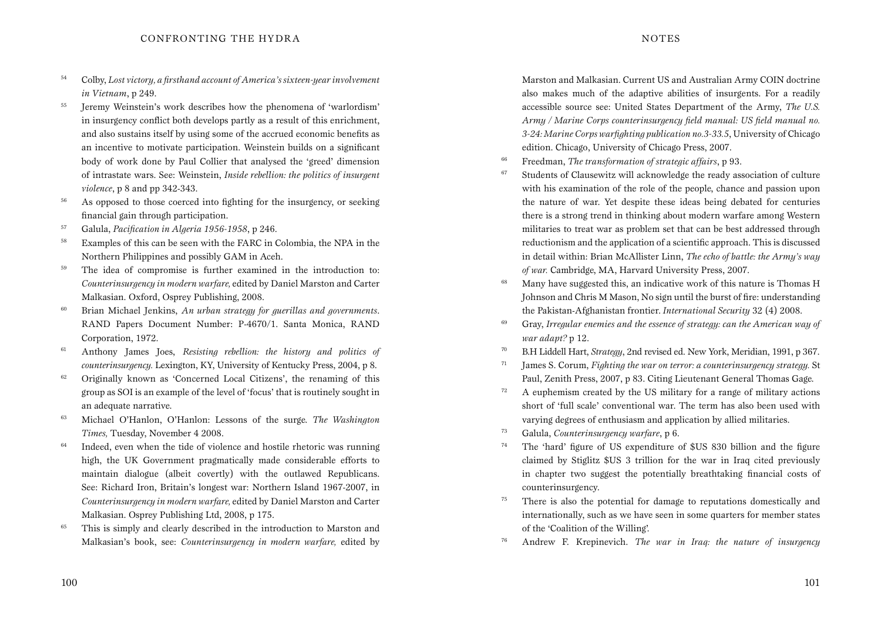54. Colby, *Lost victory, a firsthand account of America's sixteen-year involvement in Vietnam*, p 249.
55. Jeremy Weinstein's work describes how the phenomena of 'warlordism' in insurgency conflict both develops partly as a result of this enrichment, and also sustains itself by using some of the accrued economic benefits as an incentive to motivate participation. Weinstein builds on a significant body of work done by Paul Collier that analysed the 'greed' dimension of intrastate wars. See: Weinstein, *Inside rebellion: the politics of insurgent violence*, p 8 and pp 342-343.
56. As opposed to those coerced into fighting for the insurgency, or seeking financial gain through participation.
57. Galula, *Pacification in Algeria 1956-1958*, p 246.
58. Examples of this can be seen with the FARC in Colombia, the NPA in the Northern Philippines and possibly GAM in Aceh.
59. The idea of compromise is further examined in the introduction to: *Counterinsurgency in modern warfare,* edited by Daniel Marston and Carter Malkasian. Oxford, Osprey Publishing, 2008.
60. Brian Michael Jenkins, *An urban strategy for guerillas and governments*. RAND Papers Document Number: P-4670/1. Santa Monica, RAND Corporation, 1972.
61. Anthony James Joes, *Resisting rebellion: the history and politics of counterinsurgency.* Lexington, KY, University of Kentucky Press, 2004, p 8.
62. Originally known as 'Concerned Local Citizens', the renaming of this group as SOI is an example of the level of 'focus' that is routinely sought in an adequate narrative.
63. Michael O'Hanlon, O'Hanlon: Lessons of the surge. *The Washington Times,* Tuesday, November 4 2008.
64. Indeed, even when the tide of violence and hostile rhetoric was running high, the UK Government pragmatically made considerable efforts to maintain dialogue (albeit covertly) with the outlawed Republicans. See: Richard Iron, Britain's longest war: Northern Island 1967-2007, in *Counterinsurgency in modern warfare,* edited by Daniel Marston and Carter Malkasian. Osprey Publishing Ltd, 2008, p 175.
65. This is simply and clearly described in the introduction to Marston and Malkasian's book, see: *Counterinsurgency in modern warfare,* edited by Marston and Malkasian. Current US and Australian Army COIN doctrine also makes much of the adaptive abilities of insurgents. For a readily accessible source see: United States Department of the Army, *The U.S. Army / Marine Corps counterinsurgency field manual: US field manual no. 3-24: Marine Corps warfighting publication no.3-33.5*, University of Chicago edition. Chicago, University of Chicago Press, 2007.
66. Freedman, *The transformation of strategic affairs*, p 93.
67. Students of Clausewitz will acknowledge the ready association of culture with his examination of the role of the people, chance and passion upon the nature of war. Yet despite these ideas being debated for centuries there is a strong trend in thinking about modern warfare among Western militaries to treat war as problem set that can be best addressed through reductionism and the application of a scientific approach. This is discussed in detail within: Brian McAllister Linn, *The echo of battle: the Army's way of war.* Cambridge, MA, Harvard University Press, 2007.
68. Many have suggested this, an indicative work of this nature is Thomas H Johnson and Chris M Mason, No sign until the burst of fire: understanding the Pakistan-Afghanistan frontier. *International Security* 32 (4) 2008.
69. Gray, *Irregular enemies and the essence of strategy: can the American way of war adapt?* p 12.
70. B.H Liddell Hart, *Strategy*, 2nd revised ed. New York, Meridian, 1991, p 367.
71. James S. Corum, *Fighting the war on terror: a counterinsurgency strategy.* St Paul, Zenith Press, 2007, p 83. Citing Lieutenant General Thomas Gage.
72. A euphemism created by the US military for a range of military actions short of 'full scale' conventional war. The term has also been used with varying degrees of enthusiasm and application by allied militaries.
73. Galula, *Counterinsurgency warfare*, p 6.
74. The 'hard' figure of US expenditure of $US 830 billion and the figure claimed by Stiglitz $US 3 trillion for the war in Iraq cited previously in chapter two suggest the potentially breathtaking financial costs of counterinsurgency.
75. There is also the potential for damage to reputations domestically and internationally, such as we have seen in some quarters for member states of the 'Coalition of the Willing'.
76. Andrew F. Krepinevich. *The war in Iraq: the nature of insurgency*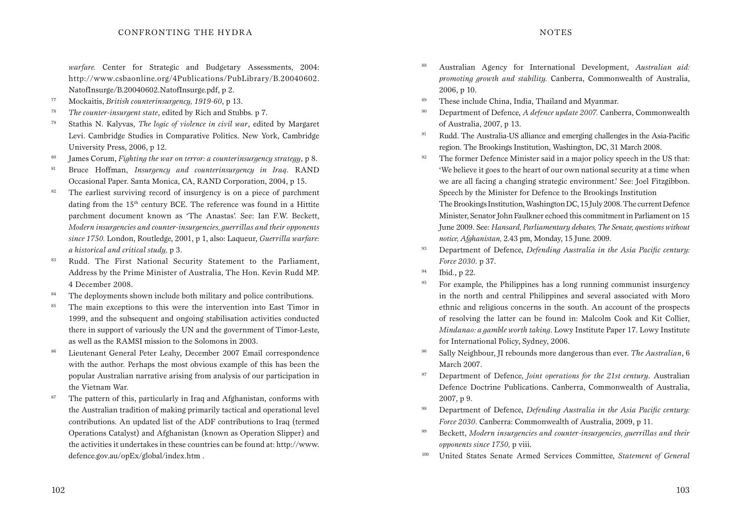*warfare.* Center for Strategic and Budgetary Assessments, 2004: http://www.csbaonline.org/4Publications/PubLibrary/B.20040602.NatofInsurge/B.20040602.NatofInsurge.pdf, p 2.

77 Mockaitis, *British counterinsurgency, 1919-60*, p 13.

78 *The counter-insurgent state*, edited by Rich and Stubbs. p 7.

79 Stathis N. Kalyvas, *The logic of violence in civil war*, edited by Margaret Levi. Cambridge Studies in Comparative Politics. New York, Cambridge University Press, 2006, p 12.

80 James Corum, *Fighting the war on terror: a counterinsurgency strategy*, p 8.

81 Bruce Hoffman, *Insurgency and counterinsurgency in Iraq*. RAND Occasional Paper. Santa Monica, CA, RAND Corporation, 2004, p 15.

82 The earliest surviving record of insurgency is on a piece of parchment dating from the 15th century BCE. The reference was found in a Hittite parchment document known as 'The Anastas'. See: Ian F.W. Beckett, *Modern insurgencies and counter-insurgencies, guerrillas and their opponents since 1750.* London, Routledge, 2001, p 1, also: Laqueur, *Guerrilla warfare: a historical and critical study,* p 3.

83 Rudd. The First National Security Statement to the Parliament, Address by the Prime Minister of Australia, The Hon. Kevin Rudd MP. 4 December 2008.

84 The deployments shown include both military and police contributions.

85 The main exceptions to this were the intervention into East Timor in 1999, and the subsequent and ongoing stabilisation activities conducted there in support of variously the UN and the government of Timor-Leste, as well as the RAMSI mission to the Solomons in 2003.

86 Lieutenant General Peter Leahy, December 2007 Email correspondence with the author. Perhaps the most obvious example of this has been the popular Australian narrative arising from analysis of our participation in the Vietnam War.

87 The pattern of this, particularly in Iraq and Afghanistan, conforms with the Australian tradition of making primarily tactical and operational level contributions. An updated list of the ADF contributions to Iraq (termed Operations Catalyst) and Afghanistan (known as Operation Slipper) and the activities it undertakes in these countries can be found at: http://www.defence.gov.au/opEx/global/index.htm .

88 Australian Agency for International Development, *Australian aid: promoting growth and stability.* Canberra, Commonwealth of Australia, 2006, p 10.

89 These include China, India, Thailand and Myanmar.

90 Department of Defence, *A defence update 2007.* Canberra, Commonwealth of Australia, 2007, p 13.

91 Rudd. The Australia-US alliance and emerging challenges in the Asia-Pacific region. The Brookings Institution, Washington, DC, 31 March 2008.

92 The former Defence Minister said in a major policy speech in the US that: 'We believe it goes to the heart of our own national security at a time when we are all facing a changing strategic environment.' See: Joel Fitzgibbon. Speech by the Minister for Defence to the Brookings Institution The Brookings Institution, Washington DC, 15 July 2008. The current Defence Minister, Senator John Faulkner echoed this commitment in Parliament on 15 June 2009. See: *Hansard, Parliamentary debates, The Senate, questions without notice, Afghanistan,* 2.43 pm, Monday, 15 June. 2009.

93 Department of Defence, *Defending Australia in the Asia Pacific century: Force 2030*. p 37.

94 Ibid., p 22.

95 For example, the Philippines has a long running communist insurgency in the north and central Philippines and several associated with Moro ethnic and religious concerns in the south. An account of the prospects of resolving the latter can be found in: Malcolm Cook and Kit Collier, *Mindanao: a gamble worth taking*. Lowy Institute Paper 17. Lowy Institute for International Policy, Sydney, 2006.

96 Sally Neighbour, JI rebounds more dangerous than ever. *The Australian*, 6 March 2007.

97 Department of Defence, *Joint operations for the 21st century*. Australian Defence Doctrine Publications. Canberra, Commonwealth of Australia, 2007, p 9.

98 Department of Defence, *Defending Australia in the Asia Pacific century: Force 2030*. Canberra: Commonwealth of Australia, 2009, p 11.

99 Beckett, *Modern insurgencies and counter-insurgencies, guerrillas and their opponents since 1750,* p viii.

100 United States Senate Armed Services Committee, *Statement of General*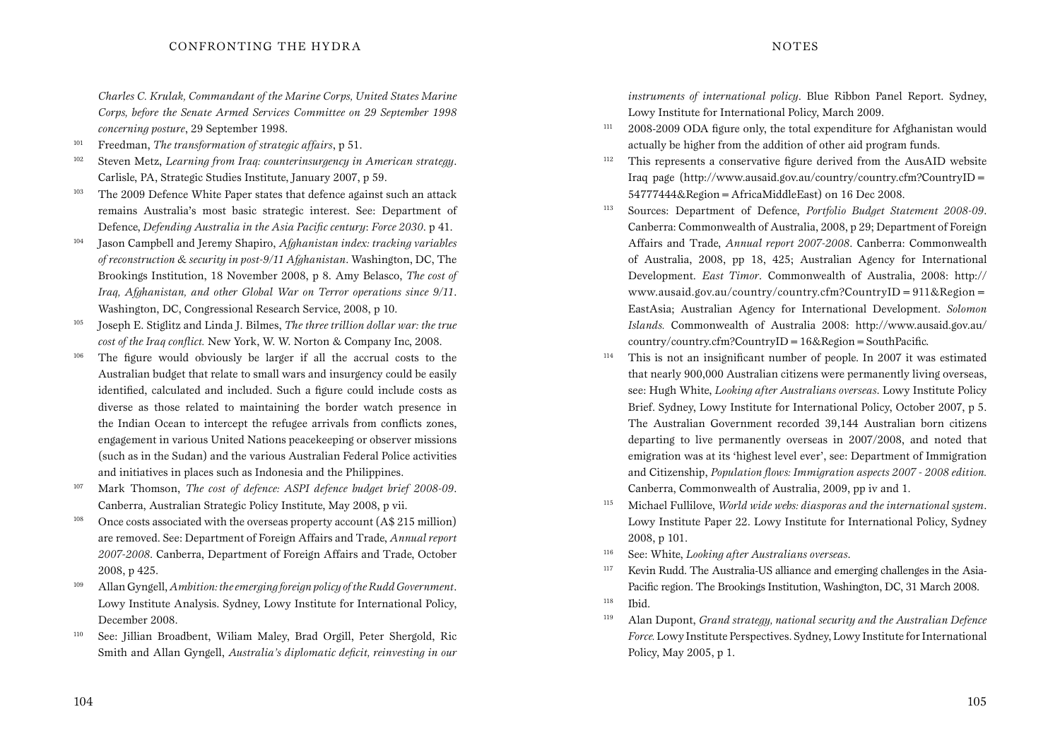*Charles C. Krulak, Commandant of the Marine Corps, United States Marine Corps, before the Senate Armed Services Committee on 29 September 1998 concerning posture*, 29 September 1998.

[101] Freedman, *The transformation of strategic affairs*, p 51.

[102] Steven Metz, *Learning from Iraq: counterinsurgency in American strategy*. Carlisle, PA, Strategic Studies Institute, January 2007, p 59.

[103] The 2009 Defence White Paper states that defence against such an attack remains Australia's most basic strategic interest. See: Department of Defence, *Defending Australia in the Asia Pacific century: Force 2030*. p 41.

[104] Jason Campbell and Jeremy Shapiro, *Afghanistan index: tracking variables of reconstruction & security in post-9/11 Afghanistan*. Washington, DC, The Brookings Institution, 18 November 2008, p 8. Amy Belasco, *The cost of Iraq, Afghanistan, and other Global War on Terror operations since 9/11*. Washington, DC, Congressional Research Service, 2008, p 10.

[105] Joseph E. Stiglitz and Linda J. Bilmes, *The three trillion dollar war: the true cost of the Iraq conflict.* New York, W. W. Norton & Company Inc, 2008.

[106] The figure would obviously be larger if all the accrual costs to the Australian budget that relate to small wars and insurgency could be easily identified, calculated and included. Such a figure could include costs as diverse as those related to maintaining the border watch presence in the Indian Ocean to intercept the refugee arrivals from conflicts zones, engagement in various United Nations peacekeeping or observer missions (such as in the Sudan) and the various Australian Federal Police activities and initiatives in places such as Indonesia and the Philippines.

[107] Mark Thomson, *The cost of defence: ASPI defence budget brief 2008-09*. Canberra, Australian Strategic Policy Institute, May 2008, p vii.

[108] Once costs associated with the overseas property account (A$ 215 million) are removed. See: Department of Foreign Affairs and Trade, *Annual report 2007-2008*. Canberra, Department of Foreign Affairs and Trade, October 2008, p 425.

[109] Allan Gyngell, *Ambition: the emerging foreign policy of the Rudd Government*. Lowy Institute Analysis. Sydney, Lowy Institute for International Policy, December 2008.

[110] See: Jillian Broadbent, Wiliam Maley, Brad Orgill, Peter Shergold, Ric Smith and Allan Gyngell, *Australia's diplomatic deficit, reinvesting in our instruments of international policy*. Blue Ribbon Panel Report. Sydney, Lowy Institute for International Policy, March 2009.

[111] 2008-2009 ODA figure only, the total expenditure for Afghanistan would actually be higher from the addition of other aid program funds.

[112] This represents a conservative figure derived from the AusAID website Iraq page (http://www.ausaid.gov.au/country/country.cfm?CountryID=54777444&Region=AfricaMiddleEast) on 16 Dec 2008.

[113] Sources: Department of Defence, *Portfolio Budget Statement 2008-09*. Canberra: Commonwealth of Australia, 2008, p 29; Department of Foreign Affairs and Trade, *Annual report 2007-2008*. Canberra: Commonwealth of Australia, 2008, pp 18, 425; Australian Agency for International Development. *East Timor*. Commonwealth of Australia, 2008: http://www.ausaid.gov.au/country/country.cfm?CountryID=911&Region=EastAsia; Australian Agency for International Development. *Solomon Islands.* Commonwealth of Australia 2008: http://www.ausaid.gov.au/country/country.cfm?CountryID=16&Region=SouthPacific.

[114] This is not an insignificant number of people. In 2007 it was estimated that nearly 900,000 Australian citizens were permanently living overseas, see: Hugh White, *Looking after Australians overseas*. Lowy Institute Policy Brief. Sydney, Lowy Institute for International Policy, October 2007, p 5. The Australian Government recorded 39,144 Australian born citizens departing to live permanently overseas in 2007/2008, and noted that emigration was at its 'highest level ever', see: Department of Immigration and Citizenship, *Population flows: Immigration aspects 2007 - 2008 edition.* Canberra, Commonwealth of Australia, 2009, pp iv and 1.

[115] Michael Fullilove, *World wide webs: diasporas and the international system*. Lowy Institute Paper 22. Lowy Institute for International Policy, Sydney 2008, p 101.

[116] See: White, *Looking after Australians overseas*.

[117] Kevin Rudd. The Australia-US alliance and emerging challenges in the Asia-Pacific region. The Brookings Institution, Washington, DC, 31 March 2008.

[118] Ibid.

[119] Alan Dupont, *Grand strategy, national security and the Australian Defence Force.* Lowy Institute Perspectives. Sydney, Lowy Institute for International Policy, May 2005, p 1.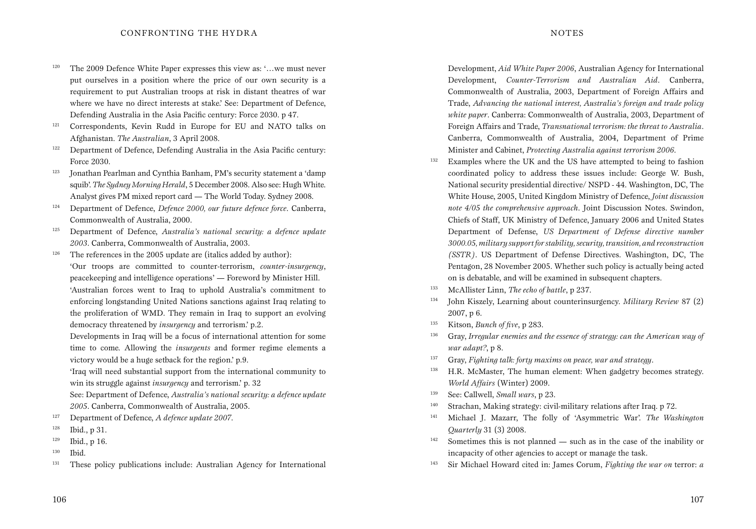120 The 2009 Defence White Paper expresses this view as: '…we must never put ourselves in a position where the price of our own security is a requirement to put Australian troops at risk in distant theatres of war where we have no direct interests at stake.' See: Department of Defence, Defending Australia in the Asia Pacific century: Force 2030. p 47.

121 Correspondents, Kevin Rudd in Europe for EU and NATO talks on Afghanistan. *The Australian*, 3 April 2008.

122 Department of Defence, Defending Australia in the Asia Pacific century: Force 2030.

123 Jonathan Pearlman and Cynthia Banham, PM's security statement a 'damp squib'. *The Sydney Morning Herald*, 5 December 2008. Also see: Hugh White. Analyst gives PM mixed report card — The World Today. Sydney 2008.

124 Department of Defence, *Defence 2000, our future defence force*. Canberra, Commonwealth of Australia, 2000.

125 Department of Defence, *Australia's national security: a defence update 2003*. Canberra, Commonwealth of Australia, 2003.

126 The references in the 2005 update are (italics added by author):

'Our troops are committed to counter-terrorism, *counter-insurgency*, peacekeeping and intelligence operations' — Foreword by Minister Hill.

'Australian forces went to Iraq to uphold Australia's commitment to enforcing longstanding United Nations sanctions against Iraq relating to the proliferation of WMD. They remain in Iraq to support an evolving democracy threatened by *insurgency* and terrorism.' p.2.

Developments in Iraq will be a focus of international attention for some time to come. Allowing the *insurgents* and former regime elements a victory would be a huge setback for the region.' p.9.

'Iraq will need substantial support from the international community to win its struggle against *insurgency* and terrorism.' p. 32

See: Department of Defence, *Australia's national security: a defence update 2005*. Canberra, Commonwealth of Australia, 2005.

127 Department of Defence, *A defence update 2007*.

128 Ibid., p 31.

129 Ibid., p 16.

130 Ibid.

131 These policy publications include: Australian Agency for International Development, *Aid White Paper 2006*, Australian Agency for International Development, *Counter-Terrorism and Australian Aid*. Canberra, Commonwealth of Australia, 2003, Department of Foreign Affairs and Trade, *Advancing the national interest, Australia's foreign and trade policy white paper*. Canberra: Commonwealth of Australia, 2003, Department of Foreign Affairs and Trade, *Transnational terrorism: the threat to Australia*. Canberra, Commonwealth of Australia, 2004, Department of Prime Minister and Cabinet, *Protecting Australia against terrorism 2006*.

132 Examples where the UK and the US have attempted to being to fashion coordinated policy to address these issues include: George W. Bush, National security presidential directive/ NSPD - 44. Washington, DC, The White House, 2005, United Kingdom Ministry of Defence, *Joint discussion note 4/05 the comprehensive approach*. Joint Discussion Notes. Swindon, Chiefs of Staff, UK Ministry of Defence, January 2006 and United States Department of Defense, *US Department of Defense directive number 3000.05, military support for stability, security, transition, and reconstruction (SSTR)*. US Department of Defense Directives. Washington, DC, The Pentagon, 28 November 2005. Whether such policy is actually being acted on is debatable, and will be examined in subsequent chapters.

133 McAllister Linn, *The echo of battle*, p 237.

134 John Kiszely, Learning about counterinsurgency. *Military Review* 87 (2) 2007, p 6.

135 Kitson, *Bunch of five*, p 283.

136 Gray, *Irregular enemies and the essence of strategy: can the American way of war adapt?*, p 8.

137 Gray, *Fighting talk: forty maxims on peace, war and strategy*.

138 H.R. McMaster, The human element: When gadgetry becomes strategy. *World Affairs* (Winter) 2009.

139 See: Callwell, *Small wars*, p 23.

140 Strachan, Making strategy: civil-military relations after Iraq. p 72.

141 Michael J. Mazarr, The folly of 'Asymmetric War'. *The Washington Quarterly* 31 (3) 2008.

142 Sometimes this is not planned — such as in the case of the inability or incapacity of other agencies to accept or manage the task.

143 Sir Michael Howard cited in: James Corum, *Fighting the war on* terror: *a*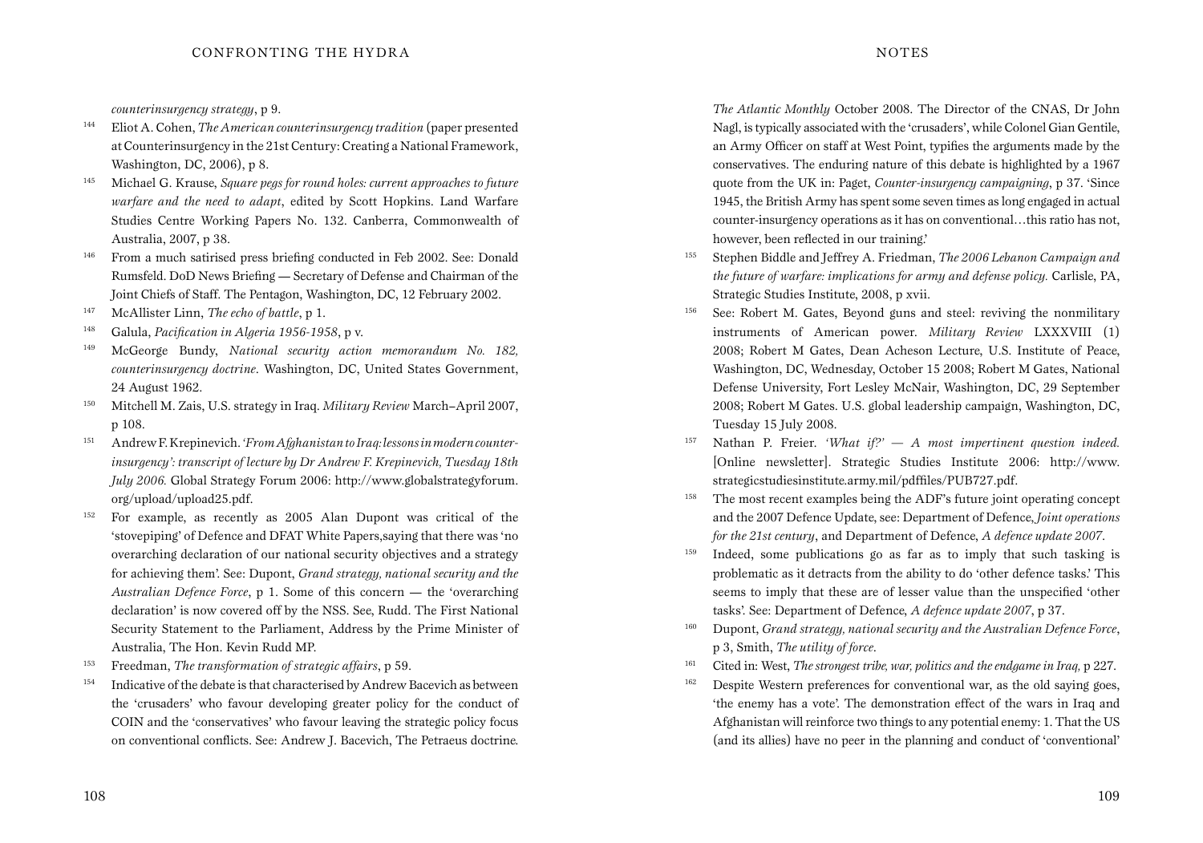*counterinsurgency strategy*, p 9.

144 Eliot A. Cohen, *The American counterinsurgency tradition* (paper presented at Counterinsurgency in the 21st Century: Creating a National Framework, Washington, DC, 2006), p 8.

145 Michael G. Krause, *Square pegs for round holes: current approaches to future warfare and the need to adapt*, edited by Scott Hopkins. Land Warfare Studies Centre Working Papers No. 132. Canberra, Commonwealth of Australia, 2007, p 38.

146 From a much satirised press briefing conducted in Feb 2002. See: Donald Rumsfeld. DoD News Briefing — Secretary of Defense and Chairman of the Joint Chiefs of Staff. The Pentagon, Washington, DC, 12 February 2002.

147 McAllister Linn, *The echo of battle*, p 1.

148 Galula, *Pacification in Algeria 1956-1958*, p v.

149 McGeorge Bundy, *National security action memorandum No. 182, counterinsurgency doctrine*. Washington, DC, United States Government, 24 August 1962.

150 Mitchell M. Zais, U.S. strategy in Iraq. *Military Review* March–April 2007, p 108.

151 Andrew F. Krepinevich. *'From Afghanistan to Iraq: lessons in modern counter-insurgency': transcript of lecture by Dr Andrew F. Krepinevich, Tuesday 18th July 2006.* Global Strategy Forum 2006: http://www.globalstrategyforum.org/upload/upload25.pdf.

152 For example, as recently as 2005 Alan Dupont was critical of the 'stovepiping' of Defence and DFAT White Papers,saying that there was 'no overarching declaration of our national security objectives and a strategy for achieving them'. See: Dupont, *Grand strategy, national security and the Australian Defence Force*, p 1. Some of this concern — the 'overarching declaration' is now covered off by the NSS. See, Rudd. The First National Security Statement to the Parliament, Address by the Prime Minister of Australia, The Hon. Kevin Rudd MP.

153 Freedman, *The transformation of strategic affairs*, p 59.

154 Indicative of the debate is that characterised by Andrew Bacevich as between the 'crusaders' who favour developing greater policy for the conduct of COIN and the 'conservatives' who favour leaving the strategic policy focus on conventional conflicts. See: Andrew J. Bacevich, The Petraeus doctrine. *The Atlantic Monthly* October 2008. The Director of the CNAS, Dr John Nagl, is typically associated with the 'crusaders', while Colonel Gian Gentile, an Army Officer on staff at West Point, typifies the arguments made by the conservatives. The enduring nature of this debate is highlighted by a 1967 quote from the UK in: Paget, *Counter-insurgency campaigning*, p 37. 'Since 1945, the British Army has spent some seven times as long engaged in actual counter-insurgency operations as it has on conventional…this ratio has not, however, been reflected in our training.'

155 Stephen Biddle and Jeffrey A. Friedman, *The 2006 Lebanon Campaign and the future of warfare: implications for army and defense policy.* Carlisle, PA, Strategic Studies Institute, 2008, p xvii.

156 See: Robert M. Gates, Beyond guns and steel: reviving the nonmilitary instruments of American power. *Military Review* LXXXVIII (1) 2008; Robert M Gates, Dean Acheson Lecture, U.S. Institute of Peace, Washington, DC, Wednesday, October 15 2008; Robert M Gates, National Defense University, Fort Lesley McNair, Washington, DC, 29 September 2008; Robert M Gates. U.S. global leadership campaign, Washington, DC, Tuesday 15 July 2008.

157 Nathan P. Freier. *'What if?' — A most impertinent question indeed.* [Online newsletter]. Strategic Studies Institute 2006: http://www.strategicstudiesinstitute.army.mil/pdffiles/PUB727.pdf.

158 The most recent examples being the ADF's future joint operating concept and the 2007 Defence Update, see: Department of Defence, *Joint operations for the 21st century*, and Department of Defence, *A defence update 2007*.

159 Indeed, some publications go as far as to imply that such tasking is problematic as it detracts from the ability to do 'other defence tasks.' This seems to imply that these are of lesser value than the unspecified 'other tasks'. See: Department of Defence, *A defence update 2007*, p 37.

160 Dupont, *Grand strategy, national security and the Australian Defence Force*, p 3, Smith, *The utility of force*.

161 Cited in: West, *The strongest tribe, war, politics and the endgame in Iraq,* p 227.

162 Despite Western preferences for conventional war, as the old saying goes, 'the enemy has a vote'. The demonstration effect of the wars in Iraq and Afghanistan will reinforce two things to any potential enemy: 1. That the US (and its allies) have no peer in the planning and conduct of 'conventional'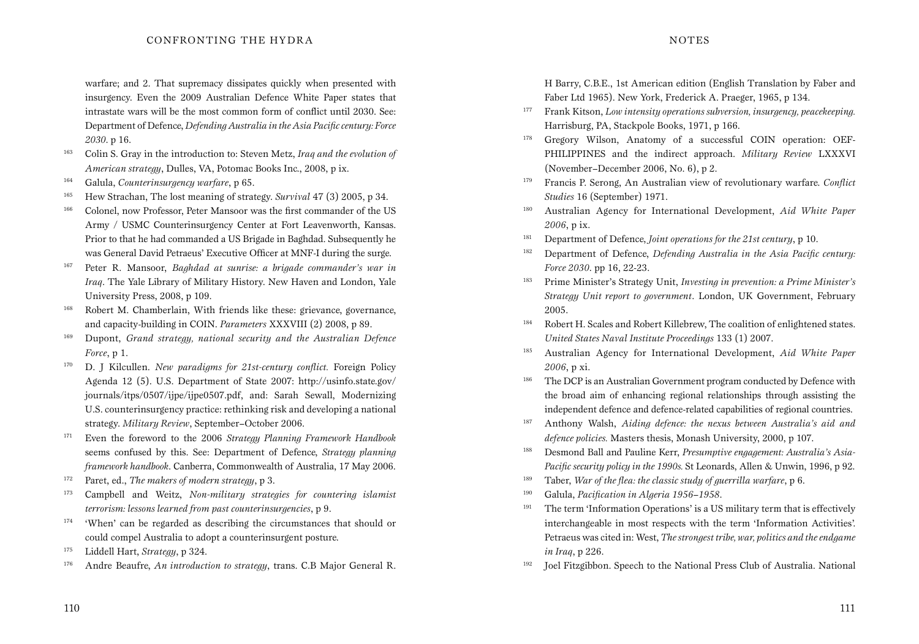warfare; and 2. That supremacy dissipates quickly when presented with insurgency. Even the 2009 Australian Defence White Paper states that intrastate wars will be the most common form of conflict until 2030. See: Department of Defence, *Defending Australia in the Asia Pacific century: Force 2030*. p 16.

163 Colin S. Gray in the introduction to: Steven Metz, *Iraq and the evolution of American strategy*, Dulles, VA, Potomac Books Inc., 2008, p ix.

164 Galula, *Counterinsurgency warfare*, p 65.

165 Hew Strachan, The lost meaning of strategy. *Survival* 47 (3) 2005, p 34.

166 Colonel, now Professor, Peter Mansoor was the first commander of the US Army / USMC Counterinsurgency Center at Fort Leavenworth, Kansas. Prior to that he had commanded a US Brigade in Baghdad. Subsequently he was General David Petraeus' Executive Officer at MNF-I during the surge.

167 Peter R. Mansoor, *Baghdad at sunrise: a brigade commander's war in Iraq*. The Yale Library of Military History. New Haven and London, Yale University Press, 2008, p 109.

168 Robert M. Chamberlain, With friends like these: grievance, governance, and capacity-building in COIN. *Parameters* XXXVIII (2) 2008, p 89.

169 Dupont, *Grand strategy, national security and the Australian Defence Force*, p 1.

170 D. J Kilcullen. *New paradigms for 21st-century conflict.* Foreign Policy Agenda 12 (5). U.S. Department of State 2007: http://usinfo.state.gov/journals/itps/0507/ijpe/ijpe0507.pdf, and: Sarah Sewall, Modernizing U.S. counterinsurgency practice: rethinking risk and developing a national strategy. *Military Review*, September–October 2006.

171 Even the foreword to the 2006 *Strategy Planning Framework Handbook* seems confused by this. See: Department of Defence, *Strategy planning framework handbook*. Canberra, Commonwealth of Australia, 17 May 2006.

172 Paret, ed., *The makers of modern strategy*, p 3.

173 Campbell and Weitz, *Non-military strategies for countering islamist terrorism: lessons learned from past counterinsurgencies*, p 9.

174 'When' can be regarded as describing the circumstances that should or could compel Australia to adopt a counterinsurgent posture.

175 Liddell Hart, *Strategy*, p 324.

176 Andre Beaufre, *An introduction to strategy*, trans. C.B Major General R. H Barry, C.B.E., 1st American edition (English Translation by Faber and Faber Ltd 1965). New York, Frederick A. Praeger, 1965, p 134.

177 Frank Kitson, *Low intensity operations subversion, insurgency, peacekeeping.* Harrisburg, PA, Stackpole Books, 1971, p 166.

178 Gregory Wilson, Anatomy of a successful COIN operation: OEF-PHILIPPINES and the indirect approach. *Military Review* LXXXVI (November–December 2006, No. 6), p 2.

179 Francis P. Serong, An Australian view of revolutionary warfare. *Conflict Studies* 16 (September) 1971.

180 Australian Agency for International Development, *Aid White Paper 2006*, p ix.

181 Department of Defence, *Joint operations for the 21st century*, p 10.

182 Department of Defence, *Defending Australia in the Asia Pacific century: Force 2030*. pp 16, 22-23.

183 Prime Minister's Strategy Unit, *Investing in prevention: a Prime Minister's Strategy Unit report to government*. London, UK Government, February 2005.

184 Robert H. Scales and Robert Killebrew, The coalition of enlightened states. *United States Naval Institute Proceedings* 133 (1) 2007.

185 Australian Agency for International Development, *Aid White Paper 2006*, p xi.

186 The DCP is an Australian Government program conducted by Defence with the broad aim of enhancing regional relationships through assisting the independent defence and defence-related capabilities of regional countries.

187 Anthony Walsh, *Aiding defence: the nexus between Australia's aid and defence policies.* Masters thesis, Monash University, 2000, p 107.

188 Desmond Ball and Pauline Kerr, *Presumptive engagement: Australia's Asia-Pacific security policy in the 1990s.* St Leonards, Allen & Unwin, 1996, p 92.

189 Taber, *War of the flea: the classic study of guerrilla warfare*, p 6.

190 Galula, *Pacification in Algeria 1956–1958*.

191 The term 'Information Operations' is a US military term that is effectively interchangeable in most respects with the term 'Information Activities'. Petraeus was cited in: West, *The strongest tribe, war, politics and the endgame in Iraq*, p 226.

192 Joel Fitzgibbon. Speech to the National Press Club of Australia. National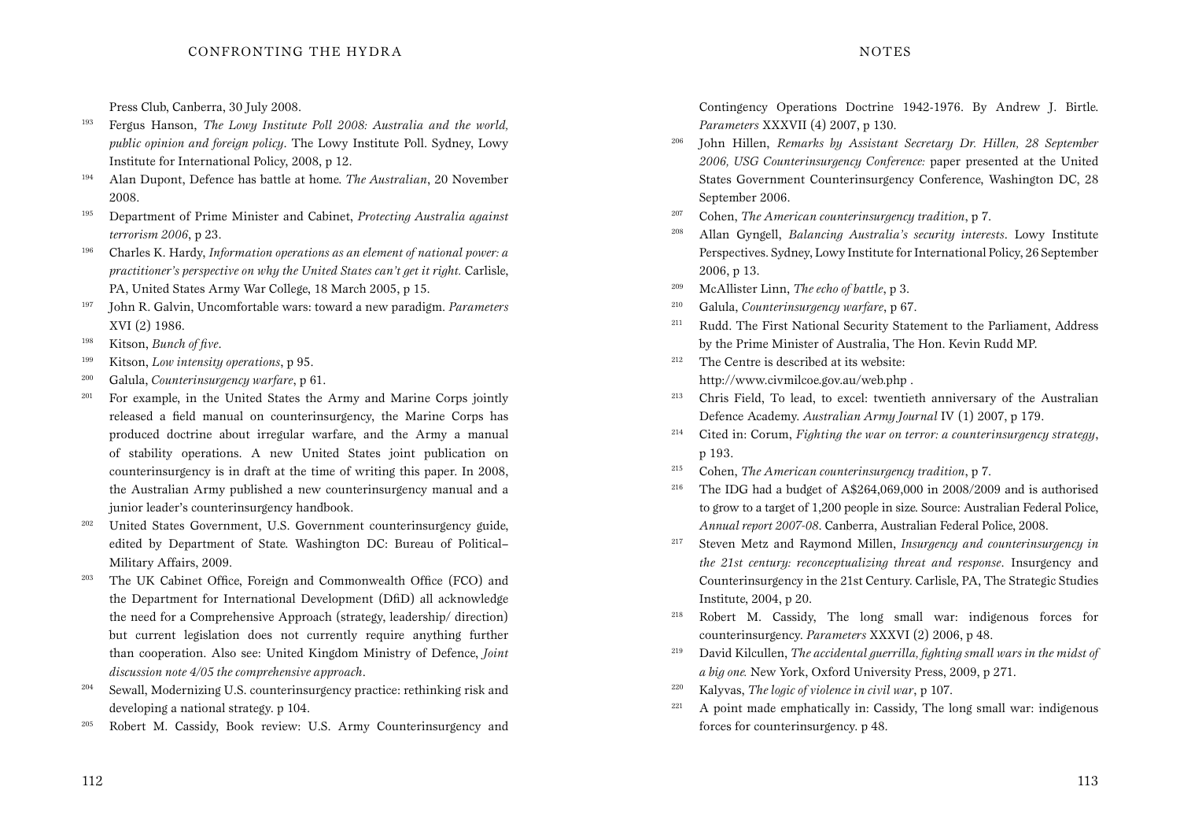Press Club, Canberra, 30 July 2008.

193 Fergus Hanson, *The Lowy Institute Poll 2008: Australia and the world, public opinion and foreign policy*. The Lowy Institute Poll. Sydney, Lowy Institute for International Policy, 2008, p 12.

194 Alan Dupont, Defence has battle at home. *The Australian*, 20 November 2008.

195 Department of Prime Minister and Cabinet, *Protecting Australia against terrorism 2006*, p 23.

196 Charles K. Hardy, *Information operations as an element of national power: a practitioner's perspective on why the United States can't get it right.* Carlisle, PA, United States Army War College, 18 March 2005, p 15.

197 John R. Galvin, Uncomfortable wars: toward a new paradigm. *Parameters* XVI (2) 1986.

198 Kitson, *Bunch of five*.

199 Kitson, *Low intensity operations*, p 95.

200 Galula, *Counterinsurgency warfare*, p 61.

201 For example, in the United States the Army and Marine Corps jointly released a field manual on counterinsurgency, the Marine Corps has produced doctrine about irregular warfare, and the Army a manual of stability operations. A new United States joint publication on counterinsurgency is in draft at the time of writing this paper. In 2008, the Australian Army published a new counterinsurgency manual and a junior leader's counterinsurgency handbook.

202 United States Government, U.S. Government counterinsurgency guide, edited by Department of State. Washington DC: Bureau of Political–Military Affairs, 2009.

203 The UK Cabinet Office, Foreign and Commonwealth Office (FCO) and the Department for International Development (DfiD) all acknowledge the need for a Comprehensive Approach (strategy, leadership/ direction) but current legislation does not currently require anything further than cooperation. Also see: United Kingdom Ministry of Defence, *Joint discussion note 4/05 the comprehensive approach*.

204 Sewall, Modernizing U.S. counterinsurgency practice: rethinking risk and developing a national strategy. p 104.

205 Robert M. Cassidy, Book review: U.S. Army Counterinsurgency and Contingency Operations Doctrine 1942-1976. By Andrew J. Birtle. *Parameters* XXXVII (4) 2007, p 130.

206 John Hillen, *Remarks by Assistant Secretary Dr. Hillen, 28 September 2006, USG Counterinsurgency Conference:* paper presented at the United States Government Counterinsurgency Conference, Washington DC, 28 September 2006.

207 Cohen, *The American counterinsurgency tradition*, p 7.

208 Allan Gyngell, *Balancing Australia's security interests*. Lowy Institute Perspectives. Sydney, Lowy Institute for International Policy, 26 September 2006, p 13.

209 McAllister Linn, *The echo of battle*, p 3.

210 Galula, *Counterinsurgency warfare*, p 67.

211 Rudd. The First National Security Statement to the Parliament, Address by the Prime Minister of Australia, The Hon. Kevin Rudd MP.

212 The Centre is described at its website: http://www.civmilcoe.gov.au/web.php .

213 Chris Field, To lead, to excel: twentieth anniversary of the Australian Defence Academy. *Australian Army Journal* IV (1) 2007, p 179.

214 Cited in: Corum, *Fighting the war on terror: a counterinsurgency strategy*, p 193.

215 Cohen, *The American counterinsurgency tradition*, p 7.

216 The IDG had a budget of A$264,069,000 in 2008/2009 and is authorised to grow to a target of 1,200 people in size. Source: Australian Federal Police, *Annual report 2007-08*. Canberra, Australian Federal Police, 2008.

217 Steven Metz and Raymond Millen, *Insurgency and counterinsurgency in the 21st century: reconceptualizing threat and response*. Insurgency and Counterinsurgency in the 21st Century. Carlisle, PA, The Strategic Studies Institute, 2004, p 20.

218 Robert M. Cassidy, The long small war: indigenous forces for counterinsurgency. *Parameters* XXXVI (2) 2006, p 48.

219 David Kilcullen, *The accidental guerrilla, fighting small wars in the midst of a big one.* New York, Oxford University Press, 2009, p 271.

220 Kalyvas, *The logic of violence in civil war*, p 107.

221 A point made emphatically in: Cassidy, The long small war: indigenous forces for counterinsurgency. p 48.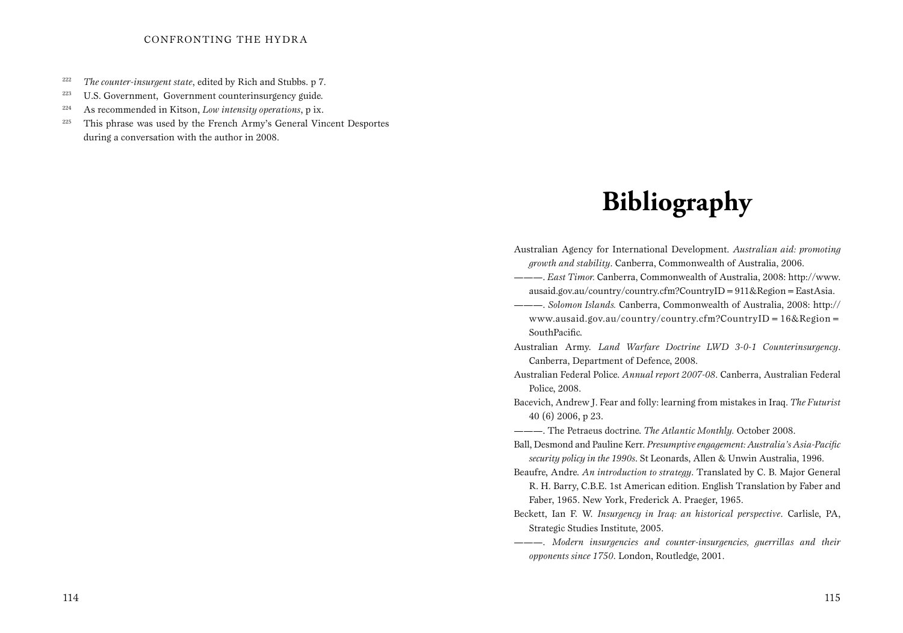[222] *The counter-insurgent state*, edited by Rich and Stubbs. p 7.

[223] U.S. Government, Government counterinsurgency guide.

[224] As recommended in Kitson, *Low intensity operations*, p ix.

[225] This phrase was used by the French Army's General Vincent Desportes during a conversation with the author in 2008.

# Bibliography

Australian Agency for International Development. *Australian aid: promoting growth and stability*. Canberra, Commonwealth of Australia, 2006.

———. *East Timor.* Canberra, Commonwealth of Australia, 2008: http://www.ausaid.gov.au/country/country.cfm?CountryID = 911&Region = EastAsia.

———. *Solomon Islands.* Canberra, Commonwealth of Australia, 2008: http://www.ausaid.gov.au/country/country.cfm?CountryID = 16&Region = SouthPacific.

Australian Army. *Land Warfare Doctrine LWD 3-0-1 Counterinsurgency*. Canberra, Department of Defence, 2008.

Australian Federal Police. *Annual report 2007-08*. Canberra, Australian Federal Police, 2008.

Bacevich, Andrew J. Fear and folly: learning from mistakes in Iraq. *The Futurist* 40 (6) 2006, p 23.

———. The Petraeus doctrine. *The Atlantic Monthly.* October 2008.

Ball, Desmond and Pauline Kerr. *Presumptive engagement: Australia's Asia-Pacific security policy in the 1990s*. St Leonards, Allen & Unwin Australia, 1996.

Beaufre, Andre. *An introduction to strategy*. Translated by C. B. Major General R. H. Barry, C.B.E. 1st American edition. English Translation by Faber and Faber, 1965. New York, Frederick A. Praeger, 1965.

Beckett, Ian F. W. *Insurgency in Iraq: an historical perspective*. Carlisle, PA, Strategic Studies Institute, 2005.

———. *Modern insurgencies and counter-insurgencies, guerrillas and their opponents since 1750*. London, Routledge, 2001.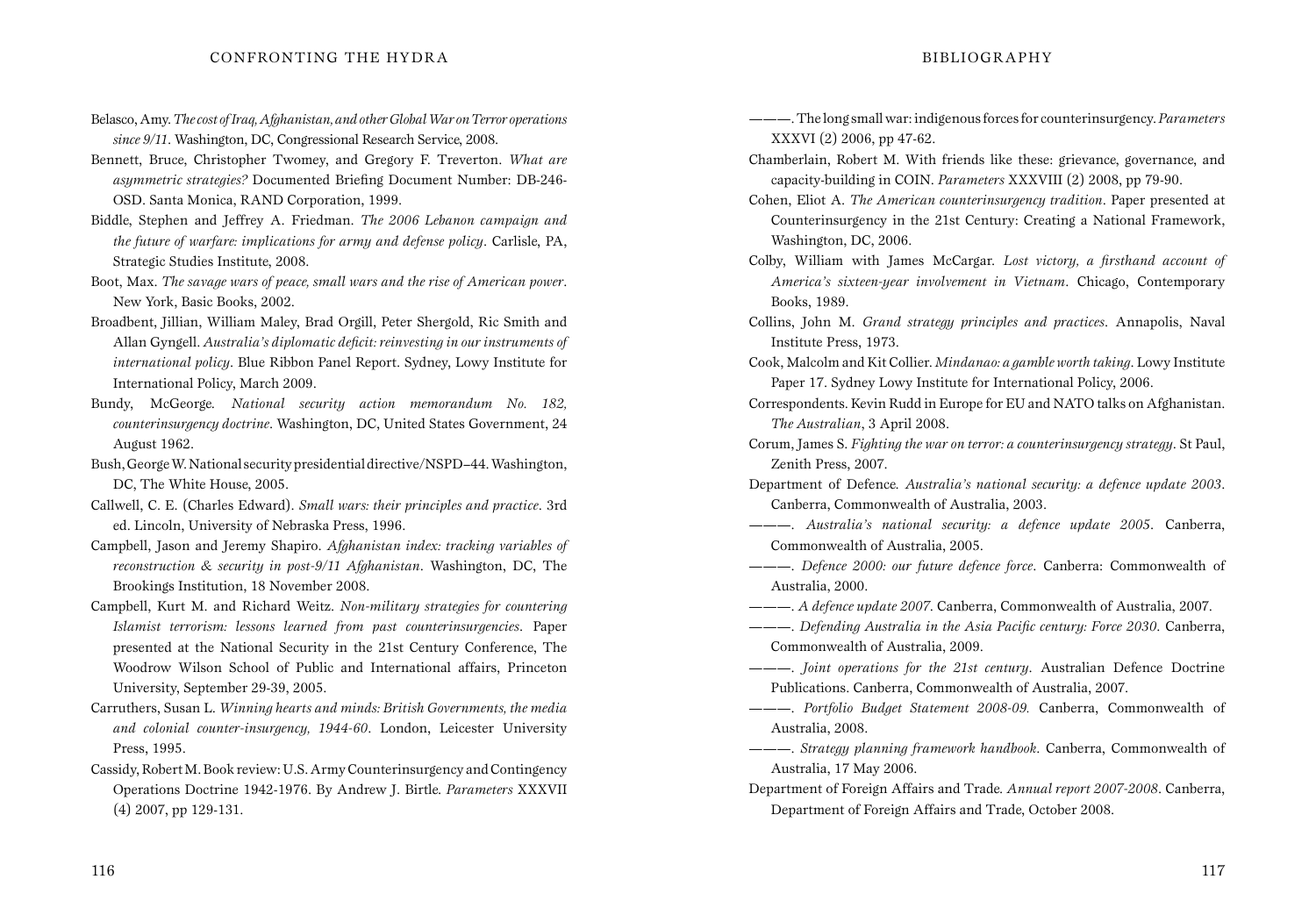Belasco, Amy. *The cost of Iraq, Afghanistan, and other Global War on Terror operations since 9/11*. Washington, DC, Congressional Research Service, 2008.

Bennett, Bruce, Christopher Twomey, and Gregory F. Treverton. *What are asymmetric strategies?* Documented Briefing Document Number: DB-246-OSD. Santa Monica, RAND Corporation, 1999.

Biddle, Stephen and Jeffrey A. Friedman. *The 2006 Lebanon campaign and the future of warfare: implications for army and defense policy*. Carlisle, PA, Strategic Studies Institute, 2008.

Boot, Max. *The savage wars of peace, small wars and the rise of American power*. New York, Basic Books, 2002.

Broadbent, Jillian, William Maley, Brad Orgill, Peter Shergold, Ric Smith and Allan Gyngell. *Australia's diplomatic deficit: reinvesting in our instruments of international policy*. Blue Ribbon Panel Report. Sydney, Lowy Institute for International Policy, March 2009.

Bundy, McGeorge. *National security action memorandum No. 182, counterinsurgency doctrine*. Washington, DC, United States Government, 24 August 1962.

Bush, George W. National security presidential directive/NSPD–44. Washington, DC, The White House, 2005.

Callwell, C. E. (Charles Edward). *Small wars: their principles and practice*. 3rd ed. Lincoln, University of Nebraska Press, 1996.

Campbell, Jason and Jeremy Shapiro. *Afghanistan index: tracking variables of reconstruction & security in post-9/11 Afghanistan*. Washington, DC, The Brookings Institution, 18 November 2008.

Campbell, Kurt M. and Richard Weitz. *Non-military strategies for countering Islamist terrorism: lessons learned from past counterinsurgencies*. Paper presented at the National Security in the 21st Century Conference, The Woodrow Wilson School of Public and International affairs, Princeton University, September 29-39, 2005.

Carruthers, Susan L. *Winning hearts and minds: British Governments, the media and colonial counter-insurgency, 1944-60*. London, Leicester University Press, 1995.

Cassidy, Robert M. Book review: U.S. Army Counterinsurgency and Contingency Operations Doctrine 1942-1976. By Andrew J. Birtle. *Parameters* XXXVII (4) 2007, pp 129-131.

———. The long small war: indigenous forces for counterinsurgency. *Parameters* XXXVI (2) 2006, pp 47-62.

Chamberlain, Robert M. With friends like these: grievance, governance, and capacity-building in COIN. *Parameters* XXXVIII (2) 2008, pp 79-90.

Cohen, Eliot A. *The American counterinsurgency tradition*. Paper presented at Counterinsurgency in the 21st Century: Creating a National Framework, Washington, DC, 2006.

Colby, William with James McCargar. *Lost victory, a firsthand account of America's sixteen-year involvement in Vietnam*. Chicago, Contemporary Books, 1989.

Collins, John M. *Grand strategy principles and practices*. Annapolis, Naval Institute Press, 1973.

Cook, Malcolm and Kit Collier. *Mindanao: a gamble worth taking*. Lowy Institute Paper 17. Sydney Lowy Institute for International Policy, 2006.

Correspondents. Kevin Rudd in Europe for EU and NATO talks on Afghanistan. *The Australian*, 3 April 2008.

Corum, James S. *Fighting the war on terror: a counterinsurgency strategy*. St Paul, Zenith Press, 2007.

Department of Defence. *Australia's national security: a defence update 2003*. Canberra, Commonwealth of Australia, 2003.

———. *Australia's national security: a defence update 2005*. Canberra, Commonwealth of Australia, 2005.

———. *Defence 2000: our future defence force*. Canberra: Commonwealth of Australia, 2000.

———. *A defence update 2007*. Canberra, Commonwealth of Australia, 2007.

———. *Defending Australia in the Asia Pacific century: Force 2030*. Canberra, Commonwealth of Australia, 2009.

———. *Joint operations for the 21st century*. Australian Defence Doctrine Publications. Canberra, Commonwealth of Australia, 2007.

———. *Portfolio Budget Statement 2008-09.* Canberra, Commonwealth of Australia, 2008.

———. *Strategy planning framework handbook*. Canberra, Commonwealth of Australia, 17 May 2006.

Department of Foreign Affairs and Trade. *Annual report 2007-2008*. Canberra, Department of Foreign Affairs and Trade, October 2008.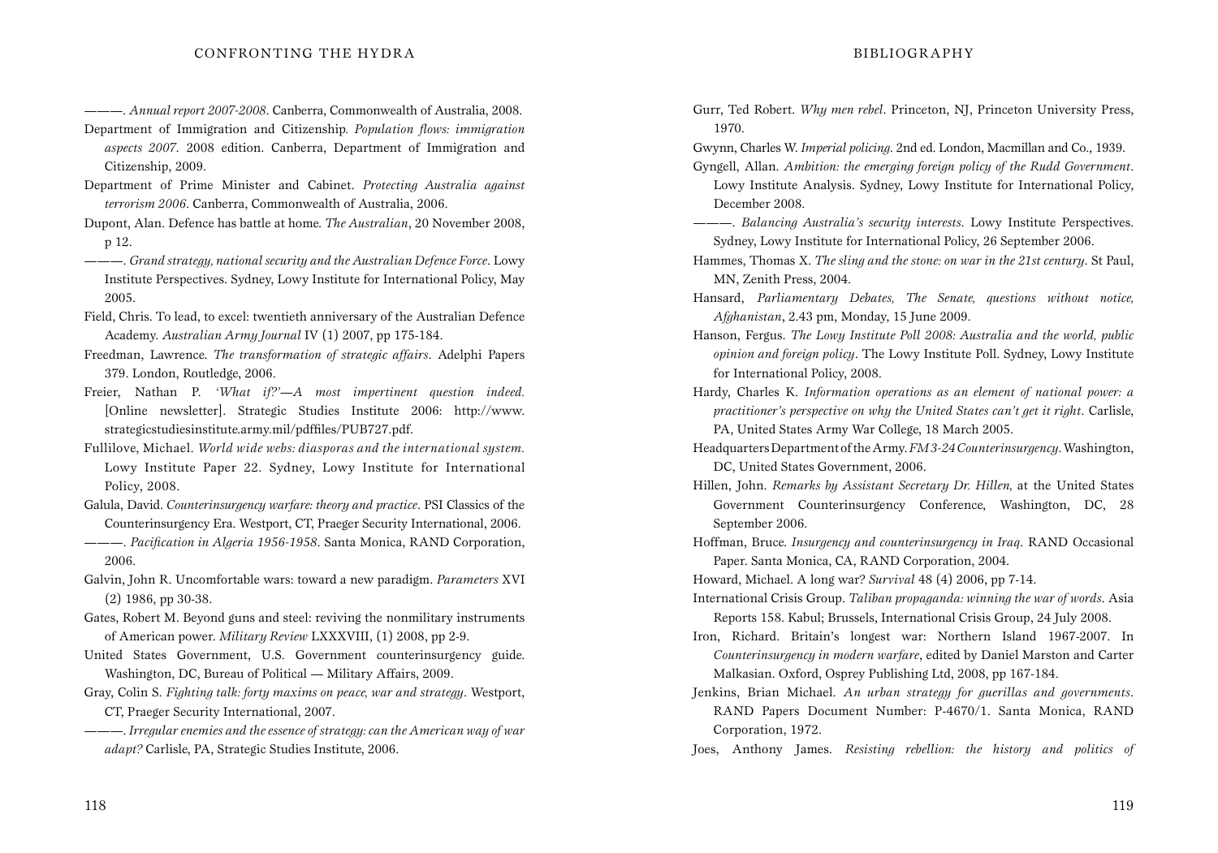———. *Annual report 2007-2008*. Canberra, Commonwealth of Australia, 2008.

Department of Immigration and Citizenship*. Population flows: immigration aspects 2007*. 2008 edition. Canberra, Department of Immigration and Citizenship, 2009.

Department of Prime Minister and Cabinet. *Protecting Australia against terrorism 2006*. Canberra, Commonwealth of Australia, 2006.

Dupont, Alan. Defence has battle at home. *The Australian*, 20 November 2008, p 12.

———. *Grand strategy, national security and the Australian Defence Force*. Lowy Institute Perspectives. Sydney, Lowy Institute for International Policy, May 2005.

Field, Chris. To lead, to excel: twentieth anniversary of the Australian Defence Academy. *Australian Army Journal* IV (1) 2007, pp 175-184.

Freedman, Lawrence. *The transformation of strategic affairs*. Adelphi Papers 379. London, Routledge, 2006.

Freier, Nathan P. *'What if?'—A most impertinent question indeed.* [Online newsletter]. Strategic Studies Institute 2006: http://www.strategicstudiesinstitute.army.mil/pdffiles/PUB727.pdf.

Fullilove, Michael. *World wide webs: diasporas and the international system.* Lowy Institute Paper 22. Sydney, Lowy Institute for International Policy, 2008.

Galula, David. *Counterinsurgency warfare: theory and practice*. PSI Classics of the Counterinsurgency Era. Westport, CT, Praeger Security International, 2006.

———. *Pacification in Algeria 1956-1958*. Santa Monica, RAND Corporation, 2006.

Galvin, John R. Uncomfortable wars: toward a new paradigm. *Parameters* XVI (2) 1986, pp 30-38.

Gates, Robert M. Beyond guns and steel: reviving the nonmilitary instruments of American power. *Military Review* LXXXVIII, (1) 2008, pp 2-9.

United States Government, U.S. Government counterinsurgency guide. Washington, DC, Bureau of Political — Military Affairs, 2009.

Gray, Colin S. *Fighting talk: forty maxims on peace, war and strategy*. Westport, CT, Praeger Security International, 2007.

———. *Irregular enemies and the essence of strategy: can the American way of war adapt?* Carlisle, PA, Strategic Studies Institute, 2006.

Gurr, Ted Robert. *Why men rebel*. Princeton, NJ, Princeton University Press, 1970.

Gwynn, Charles W. *Imperial policing*. 2nd ed. London, Macmillan and Co., 1939.

Gyngell, Allan. *Ambition: the emerging foreign policy of the Rudd Government*. Lowy Institute Analysis. Sydney, Lowy Institute for International Policy, December 2008.

———. *Balancing Australia's security interests*. Lowy Institute Perspectives. Sydney, Lowy Institute for International Policy, 26 September 2006.

Hammes, Thomas X. *The sling and the stone: on war in the 21st century*. St Paul, MN, Zenith Press, 2004.

Hansard, *Parliamentary Debates, The Senate, questions without notice, Afghanistan*, 2.43 pm, Monday, 15 June 2009.

Hanson, Fergus. *The Lowy Institute Poll 2008: Australia and the world, public opinion and foreign policy*. The Lowy Institute Poll. Sydney, Lowy Institute for International Policy, 2008.

Hardy, Charles K. *Information operations as an element of national power: a practitioner's perspective on why the United States can't get it right*. Carlisle, PA, United States Army War College, 18 March 2005.

Headquarters Department of the Army. *FM 3-24 Counterinsurgency*. Washington, DC, United States Government, 2006.

Hillen, John. *Remarks by Assistant Secretary Dr. Hillen,* at the United States Government Counterinsurgency Conference, Washington, DC, 28 September 2006.

Hoffman, Bruce. *Insurgency and counterinsurgency in Iraq*. RAND Occasional Paper. Santa Monica, CA, RAND Corporation, 2004.

Howard, Michael. A long war? *Survival* 48 (4) 2006, pp 7-14.

International Crisis Group. *Taliban propaganda: winning the war of words*. Asia Reports 158. Kabul; Brussels, International Crisis Group, 24 July 2008.

Iron, Richard. Britain's longest war: Northern Island 1967-2007. In *Counterinsurgency in modern warfare*, edited by Daniel Marston and Carter Malkasian. Oxford, Osprey Publishing Ltd, 2008, pp 167-184.

Jenkins, Brian Michael. *An urban strategy for guerillas and governments*. RAND Papers Document Number: P-4670/1. Santa Monica, RAND Corporation, 1972.

Joes, Anthony James. *Resisting rebellion: the history and politics of*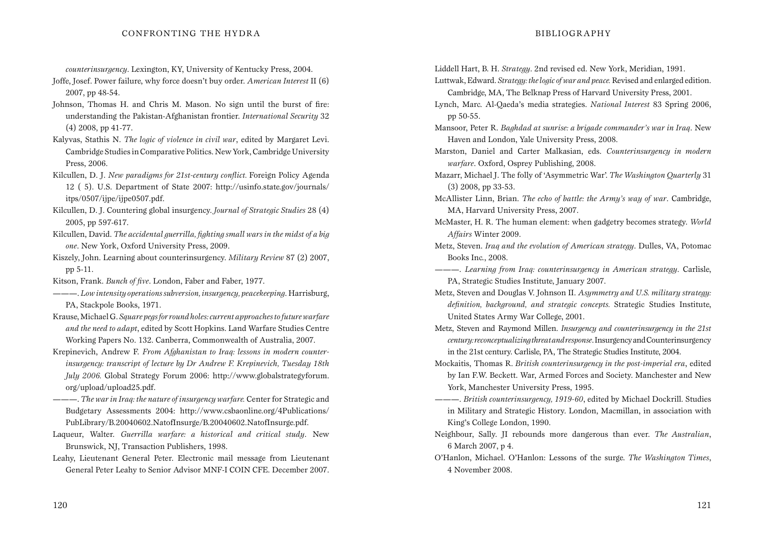*counterinsurgency*. Lexington, KY, University of Kentucky Press, 2004.

Joffe, Josef. Power failure, why force doesn't buy order. *American Interest* II (6) 2007, pp 48-54.

Johnson, Thomas H. and Chris M. Mason. No sign until the burst of fire: understanding the Pakistan-Afghanistan frontier. *International Security* 32 (4) 2008, pp 41-77.

Kalyvas, Stathis N. *The logic of violence in civil war*, edited by Margaret Levi. Cambridge Studies in Comparative Politics. New York, Cambridge University Press, 2006.

Kilcullen, D. J. *New paradigms for 21st-century conflict.* Foreign Policy Agenda 12 ( 5). U.S. Department of State 2007: http://usinfo.state.gov/journals/itps/0507/ijpe/ijpe0507.pdf.

Kilcullen, D. J. Countering global insurgency. *Journal of Strategic Studies* 28 (4) 2005, pp 597-617.

Kilcullen, David. *The accidental guerrilla, fighting small wars in the midst of a big one*. New York, Oxford University Press, 2009.

Kiszely, John. Learning about counterinsurgency. *Military Review* 87 (2) 2007, pp 5-11.

Kitson, Frank. *Bunch of five*. London, Faber and Faber, 1977.

———. *Low intensity operations subversion, insurgency, peacekeeping*. Harrisburg, PA, Stackpole Books, 1971.

Krause, Michael G. *Square pegs for round holes: current approaches to future warfare and the need to adapt*, edited by Scott Hopkins. Land Warfare Studies Centre Working Papers No. 132. Canberra, Commonwealth of Australia, 2007.

Krepinevich, Andrew F. *From Afghanistan to Iraq: lessons in modern counter-insurgency: transcript of lecture by Dr Andrew F. Krepinevich, Tuesday 18th July 2006.* Global Strategy Forum 2006: http://www.globalstrategyforum.org/upload/upload25.pdf.

———. *The war in Iraq: the nature of insurgency warfare.* Center for Strategic and Budgetary Assessments 2004: http://www.csbaonline.org/4Publications/PubLibrary/B.20040602.NatofInsurge/B.20040602.NatofInsurge.pdf.

Laqueur, Walter. *Guerrilla warfare: a historical and critical study*. New Brunswick, NJ, Transaction Publishers, 1998.

Leahy, Lieutenant General Peter. Electronic mail message from Lieutenant General Peter Leahy to Senior Advisor MNF-I COIN CFE. December 2007.

Liddell Hart, B. H. *Strategy*. 2nd revised ed. New York, Meridian, 1991.

Luttwak, Edward. *Strategy: the logic of war and peace.* Revised and enlarged edition. Cambridge, MA, The Belknap Press of Harvard University Press, 2001.

Lynch, Marc. Al-Qaeda's media strategies. *National Interest* 83 Spring 2006, pp 50-55.

Mansoor, Peter R. *Baghdad at sunrise: a brigade commander's war in Iraq*. New Haven and London, Yale University Press, 2008.

Marston, Daniel and Carter Malkasian, eds. *Counterinsurgency in modern warfare*. Oxford, Osprey Publishing, 2008.

Mazarr, Michael J. The folly of 'Asymmetric War'. *The Washington Quarterly* 31 (3) 2008, pp 33-53.

McAllister Linn, Brian. *The echo of battle: the Army's way of war*. Cambridge, MA, Harvard University Press, 2007.

McMaster, H. R. The human element: when gadgetry becomes strategy. *World Affairs* Winter 2009.

Metz, Steven. *Iraq and the evolution of American strategy*. Dulles, VA, Potomac Books Inc., 2008.

———. *Learning from Iraq: counterinsurgency in American strategy*. Carlisle, PA, Strategic Studies Institute, January 2007.

Metz, Steven and Douglas V. Johnson II. *Asymmetry and U.S. military strategy: definition, background, and strategic concepts.* Strategic Studies Institute, United States Army War College, 2001.

Metz, Steven and Raymond Millen. *Insurgency and counterinsurgency in the 21st century: reconceptualizing threat and response*. Insurgency and Counterinsurgency in the 21st century. Carlisle, PA, The Strategic Studies Institute, 2004.

Mockaitis, Thomas R. *British counterinsurgency in the post-imperial era*, edited by Ian F.W. Beckett. War, Armed Forces and Society. Manchester and New York, Manchester University Press, 1995.

———. *British counterinsurgency, 1919-60*, edited by Michael Dockrill. Studies in Military and Strategic History. London, Macmillan, in association with King's College London, 1990.

Neighbour, Sally. JI rebounds more dangerous than ever. *The Australian*, 6 March 2007, p 4.

O'Hanlon, Michael. O'Hanlon: Lessons of the surge. *The Washington Times*, 4 November 2008.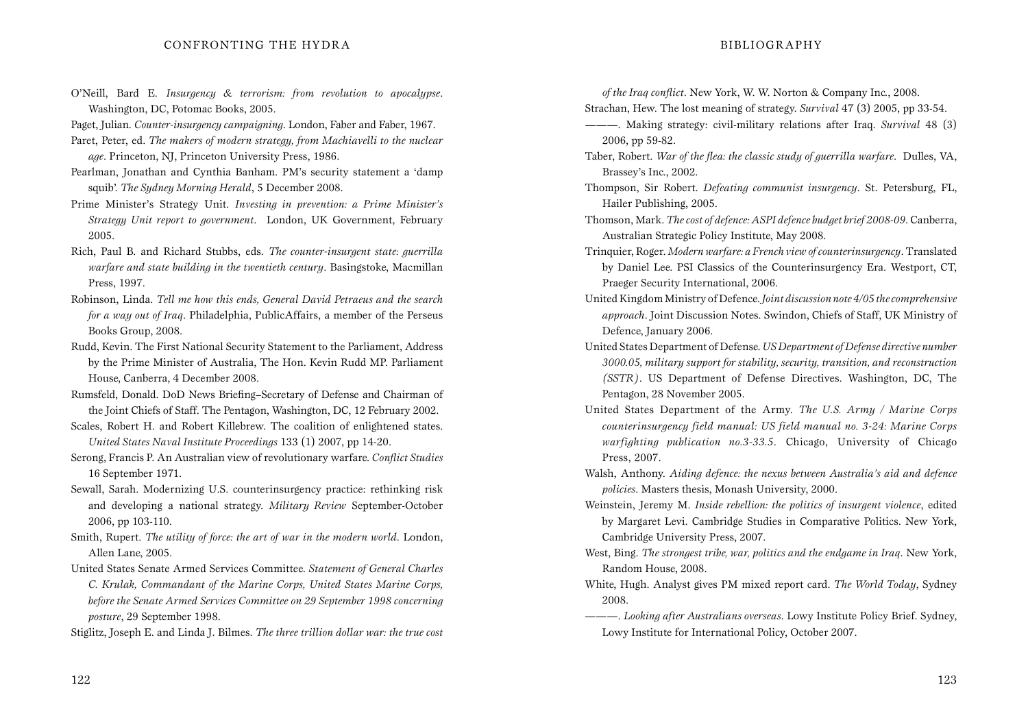O'Neill, Bard E. *Insurgency & terrorism: from revolution to apocalypse*. Washington, DC, Potomac Books, 2005.

Paget, Julian. *Counter-insurgency campaigning*. London, Faber and Faber, 1967.

Paret, Peter, ed. *The makers of modern strategy, from Machiavelli to the nuclear age*. Princeton, NJ, Princeton University Press, 1986.

Pearlman, Jonathan and Cynthia Banham. PM's security statement a 'damp squib'. *The Sydney Morning Herald*, 5 December 2008.

Prime Minister's Strategy Unit. *Investing in prevention: a Prime Minister's Strategy Unit report to government*. London, UK Government, February 2005.

Rich, Paul B. and Richard Stubbs, eds. *The counter-insurgent state: guerrilla warfare and state building in the twentieth century*. Basingstoke, Macmillan Press, 1997.

Robinson, Linda. *Tell me how this ends, General David Petraeus and the search for a way out of Iraq*. Philadelphia, PublicAffairs, a member of the Perseus Books Group, 2008.

Rudd, Kevin. The First National Security Statement to the Parliament, Address by the Prime Minister of Australia, The Hon. Kevin Rudd MP. Parliament House, Canberra, 4 December 2008.

Rumsfeld, Donald. DoD News Briefing–Secretary of Defense and Chairman of the Joint Chiefs of Staff. The Pentagon, Washington, DC, 12 February 2002.

Scales, Robert H. and Robert Killebrew. The coalition of enlightened states. *United States Naval Institute Proceedings* 133 (1) 2007, pp 14-20.

Serong, Francis P. An Australian view of revolutionary warfare. *Conflict Studies* 16 September 1971.

Sewall, Sarah. Modernizing U.S. counterinsurgency practice: rethinking risk and developing a national strategy. *Military Review* September-October 2006, pp 103-110.

Smith, Rupert. *The utility of force: the art of war in the modern world*. London, Allen Lane, 2005.

United States Senate Armed Services Committee. *Statement of General Charles C. Krulak, Commandant of the Marine Corps, United States Marine Corps, before the Senate Armed Services Committee on 29 September 1998 concerning posture*, 29 September 1998.

Stiglitz, Joseph E. and Linda J. Bilmes. *The three trillion dollar war: the true cost of the Iraq conflict*. New York, W. W. Norton & Company Inc., 2008.

Strachan, Hew. The lost meaning of strategy. *Survival* 47 (3) 2005, pp 33-54.

———. Making strategy: civil-military relations after Iraq. *Survival* 48 (3) 2006, pp 59-82.

Taber, Robert. *War of the flea: the classic study of guerrilla warfare*. Dulles, VA, Brassey's Inc., 2002.

Thompson, Sir Robert. *Defeating communist insurgency*. St. Petersburg, FL, Hailer Publishing, 2005.

Thomson, Mark. *The cost of defence: ASPI defence budget brief 2008-09*. Canberra, Australian Strategic Policy Institute, May 2008.

Trinquier, Roger. *Modern warfare: a French view of counterinsurgency*. Translated by Daniel Lee. PSI Classics of the Counterinsurgency Era. Westport, CT, Praeger Security International, 2006.

United Kingdom Ministry of Defence. *Joint discussion note 4/05 the comprehensive approach*. Joint Discussion Notes. Swindon, Chiefs of Staff, UK Ministry of Defence, January 2006.

United States Department of Defense. *US Department of Defense directive number 3000.05, military support for stability, security, transition, and reconstruction (SSTR)*. US Department of Defense Directives. Washington, DC, The Pentagon, 28 November 2005.

United States Department of the Army. *The U.S. Army / Marine Corps counterinsurgency field manual: US field manual no. 3-24: Marine Corps warfighting publication no.3-33.5*. Chicago, University of Chicago Press, 2007.

Walsh, Anthony. *Aiding defence: the nexus between Australia's aid and defence policies*. Masters thesis, Monash University, 2000.

Weinstein, Jeremy M. *Inside rebellion: the politics of insurgent violence*, edited by Margaret Levi. Cambridge Studies in Comparative Politics. New York, Cambridge University Press, 2007.

West, Bing. *The strongest tribe, war, politics and the endgame in Iraq*. New York, Random House, 2008.

White, Hugh. Analyst gives PM mixed report card. *The World Today*, Sydney 2008.

———. *Looking after Australians overseas*. Lowy Institute Policy Brief. Sydney, Lowy Institute for International Policy, October 2007.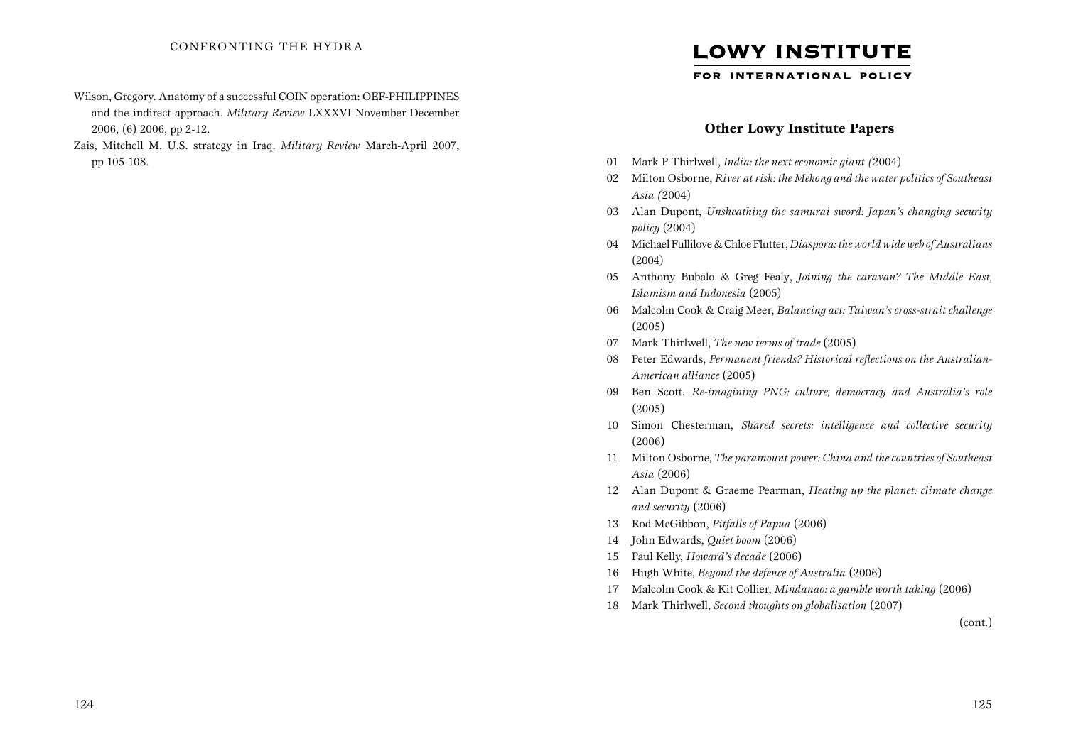Wilson, Gregory. Anatomy of a successful COIN operation: OEF-PHILIPPINES and the indirect approach. *Military Review* LXXXVI November-December 2006, (6) 2006, pp 2-12.

Zais, Mitchell M. U.S. strategy in Iraq. *Military Review* March-April 2007, pp 105-108.

**LOWY INSTITUTE**

**FOR INTERNATIONAL POLICY**

### Other Lowy Institute Papers

01 Mark P Thirlwell, *India: the next economic giant (*2004)

02 Milton Osborne, *River at risk: the Mekong and the water politics of Southeast Asia (*2004)

03 Alan Dupont, *Unsheathing the samurai sword: Japan's changing security policy* (2004)

04 Michael Fullilove & Chloë Flutter, *Diaspora: the world wide web of Australians* (2004)

05 Anthony Bubalo & Greg Fealy, *Joining the caravan? The Middle East, Islamism and Indonesia* (2005)

06 Malcolm Cook & Craig Meer, *Balancing act: Taiwan's cross-strait challenge* (2005)

07 Mark Thirlwell, *The new terms of trade* (2005)

08 Peter Edwards, *Permanent friends? Historical reflections on the Australian-American alliance* (2005)

09 Ben Scott, *Re-imagining PNG: culture, democracy and Australia's role* (2005)

10 Simon Chesterman, *Shared secrets: intelligence and collective security* (2006)

11 Milton Osborne, *The paramount power: China and the countries of Southeast Asia* (2006)

12 Alan Dupont & Graeme Pearman, *Heating up the planet: climate change and security* (2006)

13 Rod McGibbon, *Pitfalls of Papua* (2006)

14 John Edwards, *Quiet boom* (2006)

15 Paul Kelly, *Howard's decade* (2006)

16 Hugh White, *Beyond the defence of Australia* (2006)

17 Malcolm Cook & Kit Collier, *Mindanao: a gamble worth taking* (2006)

18 Mark Thirlwell, *Second thoughts on globalisation* (2007)

(cont.)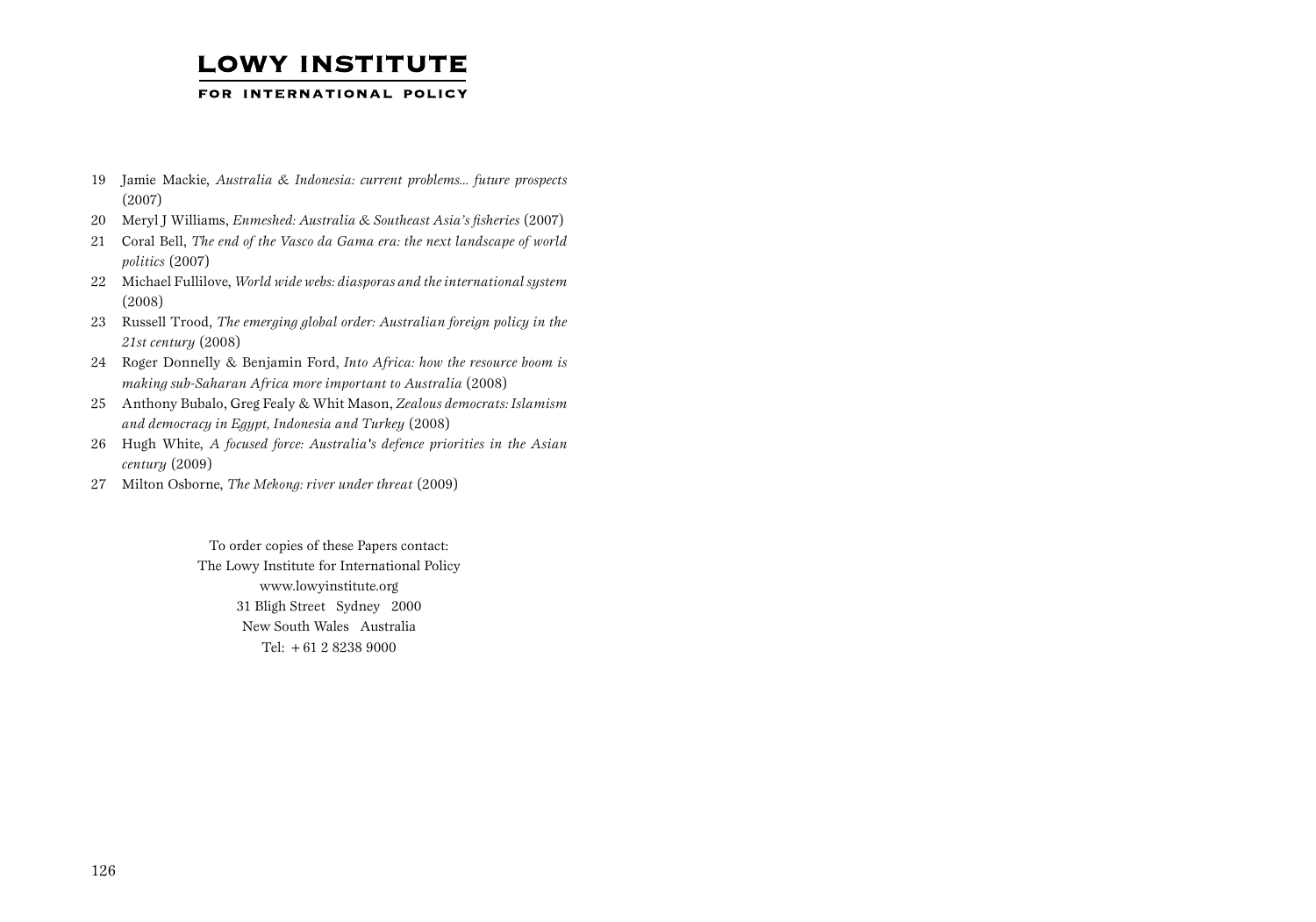# LOWY INSTITUTE

**FOR INTERNATIONAL POLICY**

19 Jamie Mackie, *Australia & Indonesia: current problems... future prospects* (2007)

20 Meryl J Williams, *Enmeshed: Australia & Southeast Asia's fisheries* (2007)

21 Coral Bell, *The end of the Vasco da Gama era: the next landscape of world politics* (2007)

22 Michael Fullilove, *World wide webs: diasporas and the international system* (2008)

23 Russell Trood, *The emerging global order: Australian foreign policy in the 21st century* (2008)

24 Roger Donnelly & Benjamin Ford, *Into Africa: how the resource boom is making sub-Saharan Africa more important to Australia* (2008)

25 Anthony Bubalo, Greg Fealy & Whit Mason, *Zealous democrats: Islamism and democracy in Egypt, Indonesia and Turkey* (2008)

26 Hugh White, *A focused force: Australia's defence priorities in the Asian century* (2009)

27 Milton Osborne, *The Mekong: river under threat* (2009)

To order copies of these Papers contact:
The Lowy Institute for International Policy
www.lowyinstitute.org
31 Bligh Street Sydney 2000
New South Wales Australia
Tel: +61 2 8238 9000